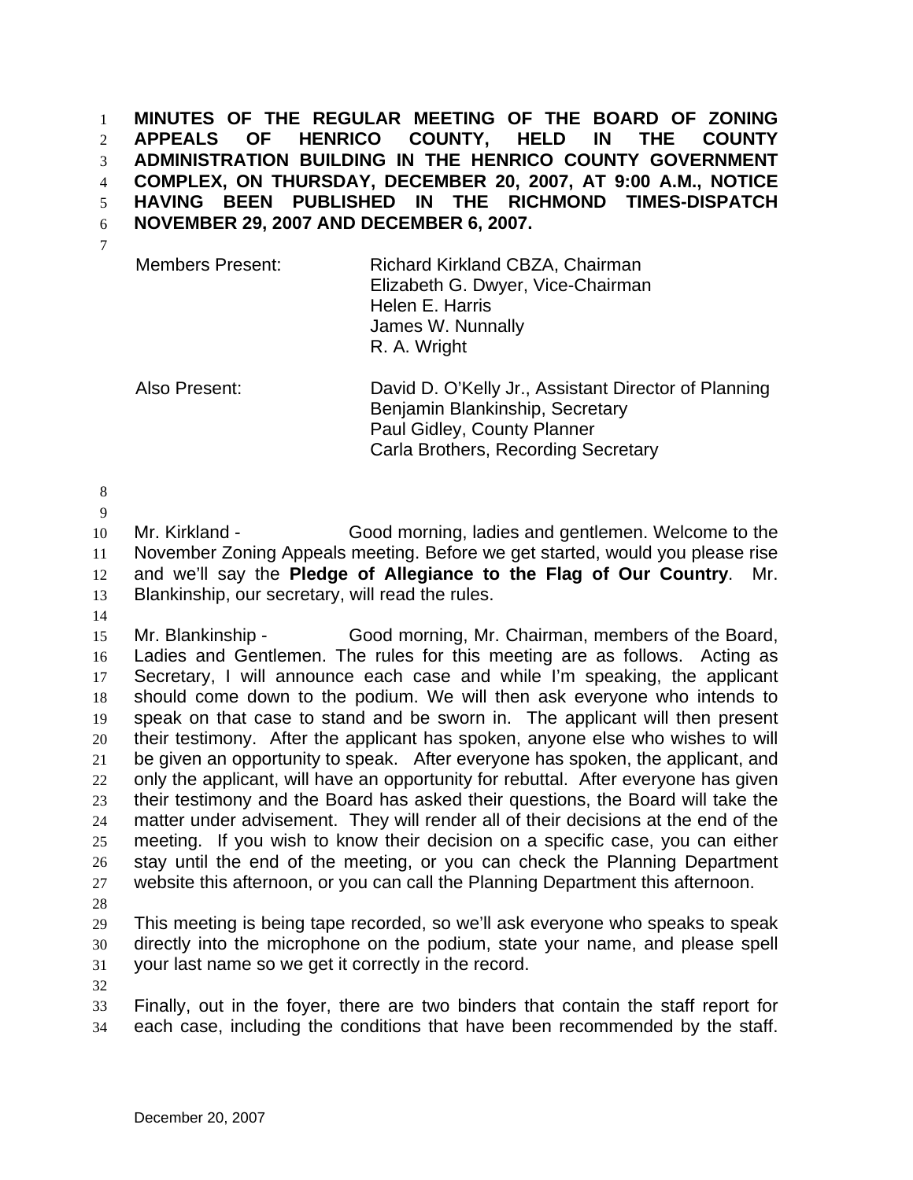**MINUTES OF THE REGULAR MEETING OF THE BOARD OF ZONING APPEALS OF HENRICO COUNTY, HELD IN THE COUNTY ADMINISTRATION BUILDING IN THE HENRICO COUNTY GOVERNMENT COMPLEX, ON THURSDAY, DECEMBER 20, 2007, AT 9:00 A.M., NOTICE HAVING BEEN PUBLISHED IN THE RICHMOND TIMES-DISPATCH NOVEMBER 29, 2007 AND DECEMBER 6, 2007.**

| | |
|---|---|
| Members Present: | Richard Kirkland CBZA, Chairman<br>Elizabeth G. Dwyer, Vice-Chairman<br>Helen E. Harris<br>James W. Nunnally<br>R. A. Wright |
| Also Present: | David D. O'Kelly Jr., Assistant Director of Planning<br>Benjamin Blankinship, Secretary<br>Paul Gidley, County Planner<br>Carla Brothers, Recording Secretary |

Mr. Kirkland - Good morning, ladies and gentlemen. Welcome to the November Zoning Appeals meeting. Before we get started, would you please rise and we'll say the **Pledge of Allegiance to the Flag of Our Country**. Mr. Blankinship, our secretary, will read the rules.

Mr. Blankinship - Good morning, Mr. Chairman, members of the Board, Ladies and Gentlemen. The rules for this meeting are as follows. Acting as Secretary, I will announce each case and while I'm speaking, the applicant should come down to the podium. We will then ask everyone who intends to speak on that case to stand and be sworn in. The applicant will then present their testimony. After the applicant has spoken, anyone else who wishes to will be given an opportunity to speak. After everyone has spoken, the applicant, and only the applicant, will have an opportunity for rebuttal. After everyone has given their testimony and the Board has asked their questions, the Board will take the matter under advisement. They will render all of their decisions at the end of the meeting. If you wish to know their decision on a specific case, you can either stay until the end of the meeting, or you can check the Planning Department website this afternoon, or you can call the Planning Department this afternoon.

This meeting is being tape recorded, so we'll ask everyone who speaks to speak directly into the microphone on the podium, state your name, and please spell your last name so we get it correctly in the record.

Finally, out in the foyer, there are two binders that contain the staff report for each case, including the conditions that have been recommended by the staff.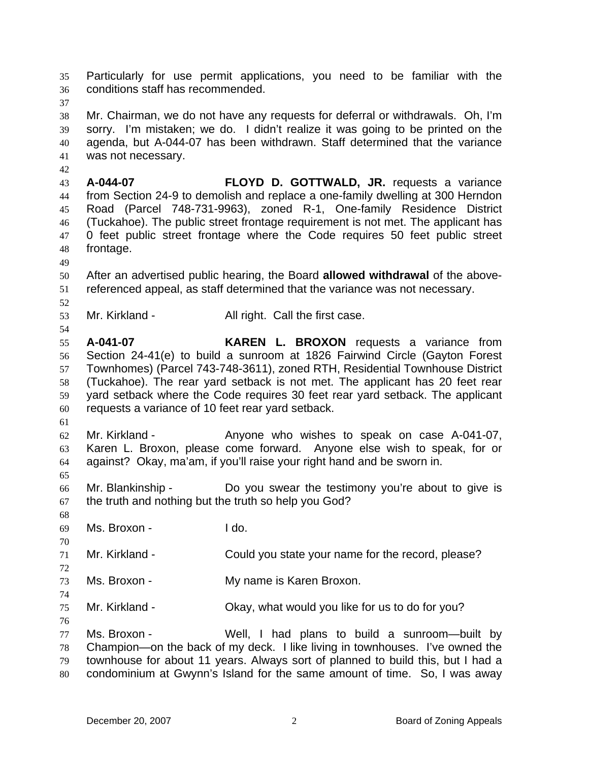Particularly for use permit applications, you need to be familiar with the conditions staff has recommended.

Mr. Chairman, we do not have any requests for deferral or withdrawals. Oh, I'm sorry. I'm mistaken; we do. I didn't realize it was going to be printed on the agenda, but A-044-07 has been withdrawn. Staff determined that the variance was not necessary.

**A-044-07** **FLOYD D. GOTTWALD, JR.** requests a variance from Section 24-9 to demolish and replace a one-family dwelling at 300 Herndon Road (Parcel 748-731-9963), zoned R-1, One-family Residence District (Tuckahoe). The public street frontage requirement is not met. The applicant has 0 feet public street frontage where the Code requires 50 feet public street frontage.

After an advertised public hearing, the Board **allowed withdrawal** of the above-referenced appeal, as staff determined that the variance was not necessary.

Mr. Kirkland - All right. Call the first case.

**A-041-07** **KAREN L. BROXON** requests a variance from Section 24-41(e) to build a sunroom at 1826 Fairwind Circle (Gayton Forest Townhomes) (Parcel 743-748-3611), zoned RTH, Residential Townhouse District (Tuckahoe). The rear yard setback is not met. The applicant has 20 feet rear yard setback where the Code requires 30 feet rear yard setback. The applicant requests a variance of 10 feet rear yard setback.

Mr. Kirkland - Anyone who wishes to speak on case A-041-07, Karen L. Broxon, please come forward. Anyone else wish to speak, for or against? Okay, ma'am, if you'll raise your right hand and be sworn in.

Mr. Blankinship - Do you swear the testimony you're about to give is the truth and nothing but the truth so help you God?

Ms. Broxon - I do.

Mr. Kirkland - Could you state your name for the record, please?

Ms. Broxon - My name is Karen Broxon.

Mr. Kirkland - Okay, what would you like for us to do for you?

Ms. Broxon - Well, I had plans to build a sunroom—built by Champion—on the back of my deck. I like living in townhouses. I've owned the townhouse for about 11 years. Always sort of planned to build this, but I had a condominium at Gwynn's Island for the same amount of time. So, I was away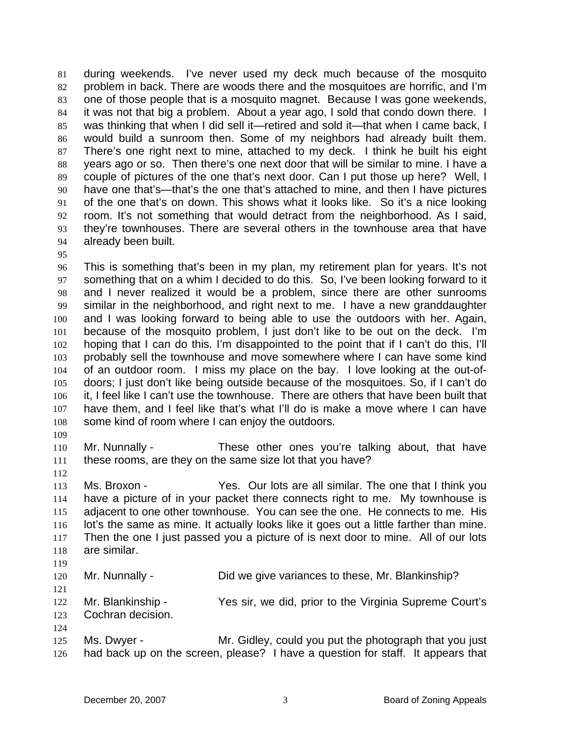81 during weekends. I've never used my deck much because of the mosquito
82 problem in back. There are woods there and the mosquitoes are horrific, and I'm
83 one of those people that is a mosquito magnet. Because I was gone weekends,
84 it was not that big a problem. About a year ago, I sold that condo down there. I
85 was thinking that when I did sell it—retired and sold it—that when I came back, I
86 would build a sunroom then. Some of my neighbors had already built them.
87 There's one right next to mine, attached to my deck. I think he built his eight
88 years ago or so. Then there's one next door that will be similar to mine. I have a
89 couple of pictures of the one that's next door. Can I put those up here? Well, I
90 have one that's—that's the one that's attached to mine, and then I have pictures
91 of the one that's on down. This shows what it looks like. So it's a nice looking
92 room. It's not something that would detract from the neighborhood. As I said,
93 they're townhouses. There are several others in the townhouse area that have
94 already been built.
95
96 This is something that's been in my plan, my retirement plan for years. It's not
97 something that on a whim I decided to do this. So, I've been looking forward to it
98 and I never realized it would be a problem, since there are other sunrooms
99 similar in the neighborhood, and right next to me. I have a new granddaughter
100 and I was looking forward to being able to use the outdoors with her. Again,
101 because of the mosquito problem, I just don't like to be out on the deck. I'm
102 hoping that I can do this. I'm disappointed to the point that if I can't do this, I'll
103 probably sell the townhouse and move somewhere where I can have some kind
104 of an outdoor room. I miss my place on the bay. I love looking at the out-of-
105 doors; I just don't like being outside because of the mosquitoes. So, if I can't do
106 it, I feel like I can't use the townhouse. There are others that have been built that
107 have them, and I feel like that's what I'll do is make a move where I can have
108 some kind of room where I can enjoy the outdoors.
109
110 Mr. Nunnally - These other ones you're talking about, that have
111 these rooms, are they on the same size lot that you have?
112
113 Ms. Broxon - Yes. Our lots are all similar. The one that I think you
114 have a picture of in your packet there connects right to me. My townhouse is
115 adjacent to one other townhouse. You can see the one. He connects to me. His
116 lot's the same as mine. It actually looks like it goes out a little farther than mine.
117 Then the one I just passed you a picture of is next door to mine. All of our lots
118 are similar.
119
120 Mr. Nunnally - Did we give variances to these, Mr. Blankinship?
121
122 Mr. Blankinship - Yes sir, we did, prior to the Virginia Supreme Court's
123 Cochran decision.
124
125 Ms. Dwyer - Mr. Gidley, could you put the photograph that you just
126 had back up on the screen, please? I have a question for staff. It appears that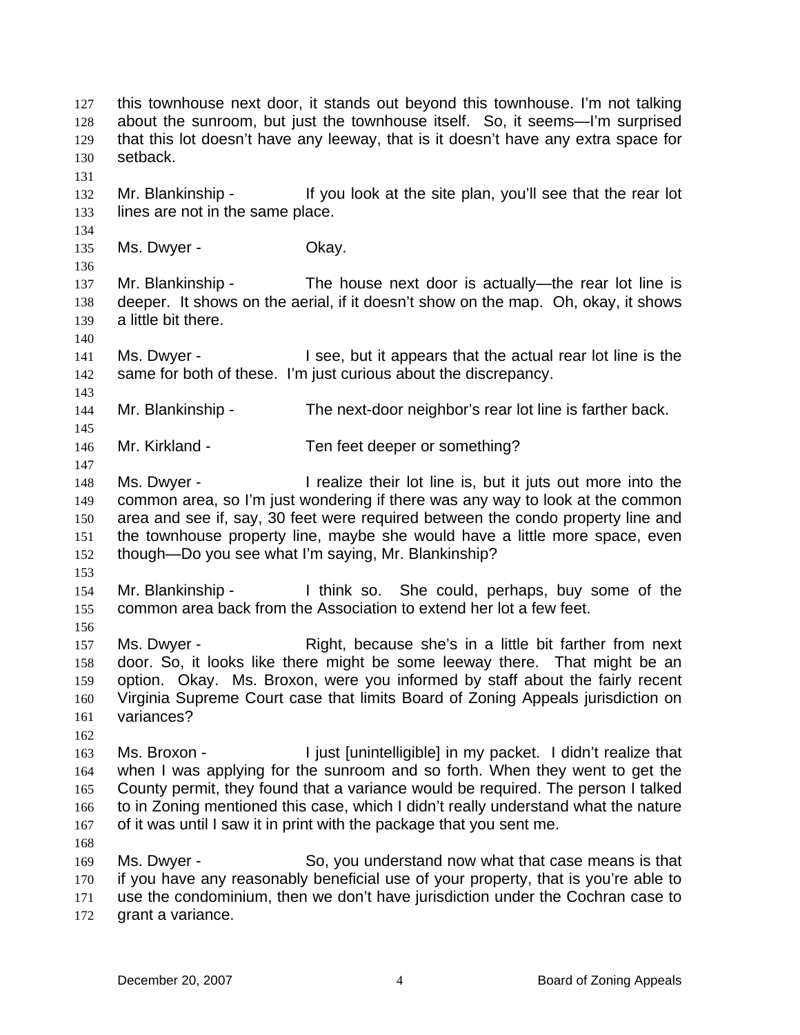127 this townhouse next door, it stands out beyond this townhouse. I'm not talking
128 about the sunroom, but just the townhouse itself. So, it seems—I'm surprised
129 that this lot doesn't have any leeway, that is it doesn't have any extra space for
130 setback.
131
132 Mr. Blankinship - If you look at the site plan, you'll see that the rear lot
133 lines are not in the same place.
134
135 Ms. Dwyer - Okay.
136
137 Mr. Blankinship - The house next door is actually—the rear lot line is
138 deeper. It shows on the aerial, if it doesn't show on the map. Oh, okay, it shows
139 a little bit there.
140
141 Ms. Dwyer - I see, but it appears that the actual rear lot line is the
142 same for both of these. I'm just curious about the discrepancy.
143
144 Mr. Blankinship - The next-door neighbor's rear lot line is farther back.
145
146 Mr. Kirkland - Ten feet deeper or something?
147
148 Ms. Dwyer - I realize their lot line is, but it juts out more into the
149 common area, so I'm just wondering if there was any way to look at the common
150 area and see if, say, 30 feet were required between the condo property line and
151 the townhouse property line, maybe she would have a little more space, even
152 though—Do you see what I'm saying, Mr. Blankinship?
153
154 Mr. Blankinship - I think so. She could, perhaps, buy some of the
155 common area back from the Association to extend her lot a few feet.
156
157 Ms. Dwyer - Right, because she's in a little bit farther from next
158 door. So, it looks like there might be some leeway there. That might be an
159 option. Okay. Ms. Broxon, were you informed by staff about the fairly recent
160 Virginia Supreme Court case that limits Board of Zoning Appeals jurisdiction on
161 variances?
162
163 Ms. Broxon - I just [unintelligible] in my packet. I didn't realize that
164 when I was applying for the sunroom and so forth. When they went to get the
165 County permit, they found that a variance would be required. The person I talked
166 to in Zoning mentioned this case, which I didn't really understand what the nature
167 of it was until I saw it in print with the package that you sent me.
168
169 Ms. Dwyer - So, you understand now what that case means is that
170 if you have any reasonably beneficial use of your property, that is you're able to
171 use the condominium, then we don't have jurisdiction under the Cochran case to
172 grant a variance.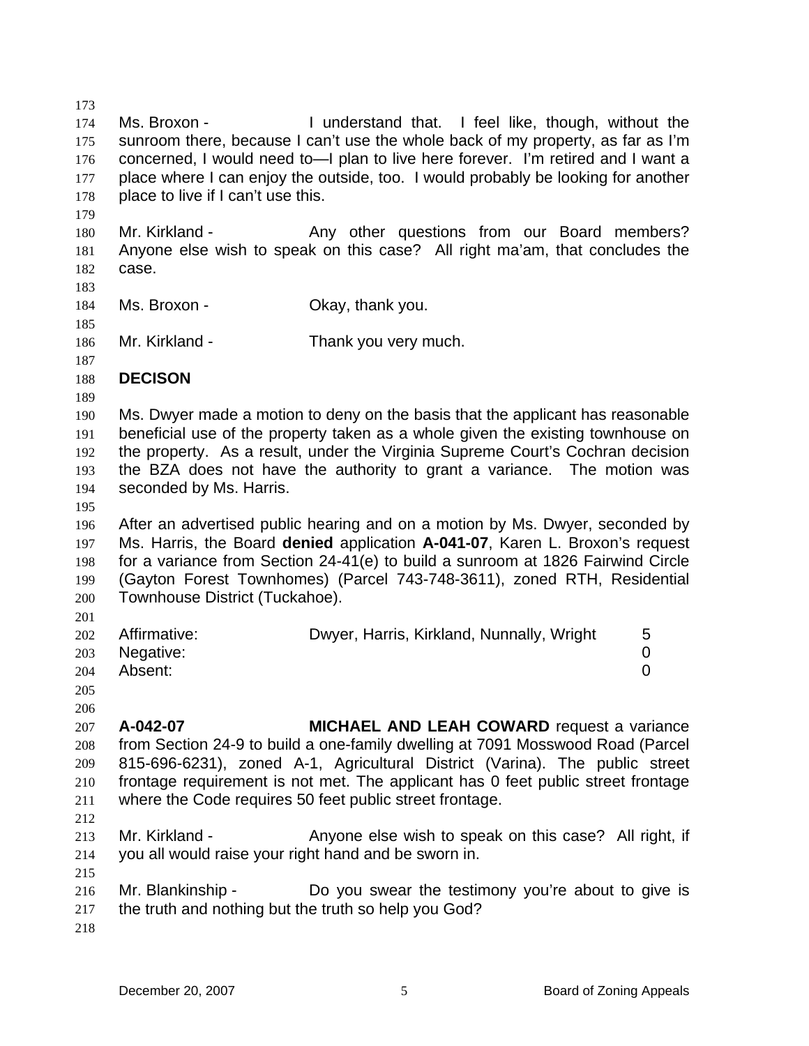Ms. Broxon - I understand that. I feel like, though, without the sunroom there, because I can't use the whole back of my property, as far as I'm concerned, I would need to—I plan to live here forever. I'm retired and I want a place where I can enjoy the outside, too. I would probably be looking for another place to live if I can't use this.

Mr. Kirkland - Any other questions from our Board members? Anyone else wish to speak on this case? All right ma'am, that concludes the case.

Ms. Broxon - Okay, thank you.

Mr. Kirkland - Thank you very much.

**DECISON**

Ms. Dwyer made a motion to deny on the basis that the applicant has reasonable beneficial use of the property taken as a whole given the existing townhouse on the property. As a result, under the Virginia Supreme Court's Cochran decision the BZA does not have the authority to grant a variance. The motion was seconded by Ms. Harris.

After an advertised public hearing and on a motion by Ms. Dwyer, seconded by Ms. Harris, the Board **denied** application **A-041-07**, Karen L. Broxon's request for a variance from Section 24-41(e) to build a sunroom at 1826 Fairwind Circle (Gayton Forest Townhomes) (Parcel 743-748-3611), zoned RTH, Residential Townhouse District (Tuckahoe).

| | | |
|---|---|---|
| Affirmative: | Dwyer, Harris, Kirkland, Nunnally, Wright | 5 |
| Negative: | | 0 |
| Absent: | | 0 |

**A-042-07** **MICHAEL AND LEAH COWARD** request a variance from Section 24-9 to build a one-family dwelling at 7091 Mosswood Road (Parcel 815-696-6231), zoned A-1, Agricultural District (Varina). The public street frontage requirement is not met. The applicant has 0 feet public street frontage where the Code requires 50 feet public street frontage.

Mr. Kirkland - Anyone else wish to speak on this case? All right, if you all would raise your right hand and be sworn in.

Mr. Blankinship - Do you swear the testimony you're about to give is the truth and nothing but the truth so help you God?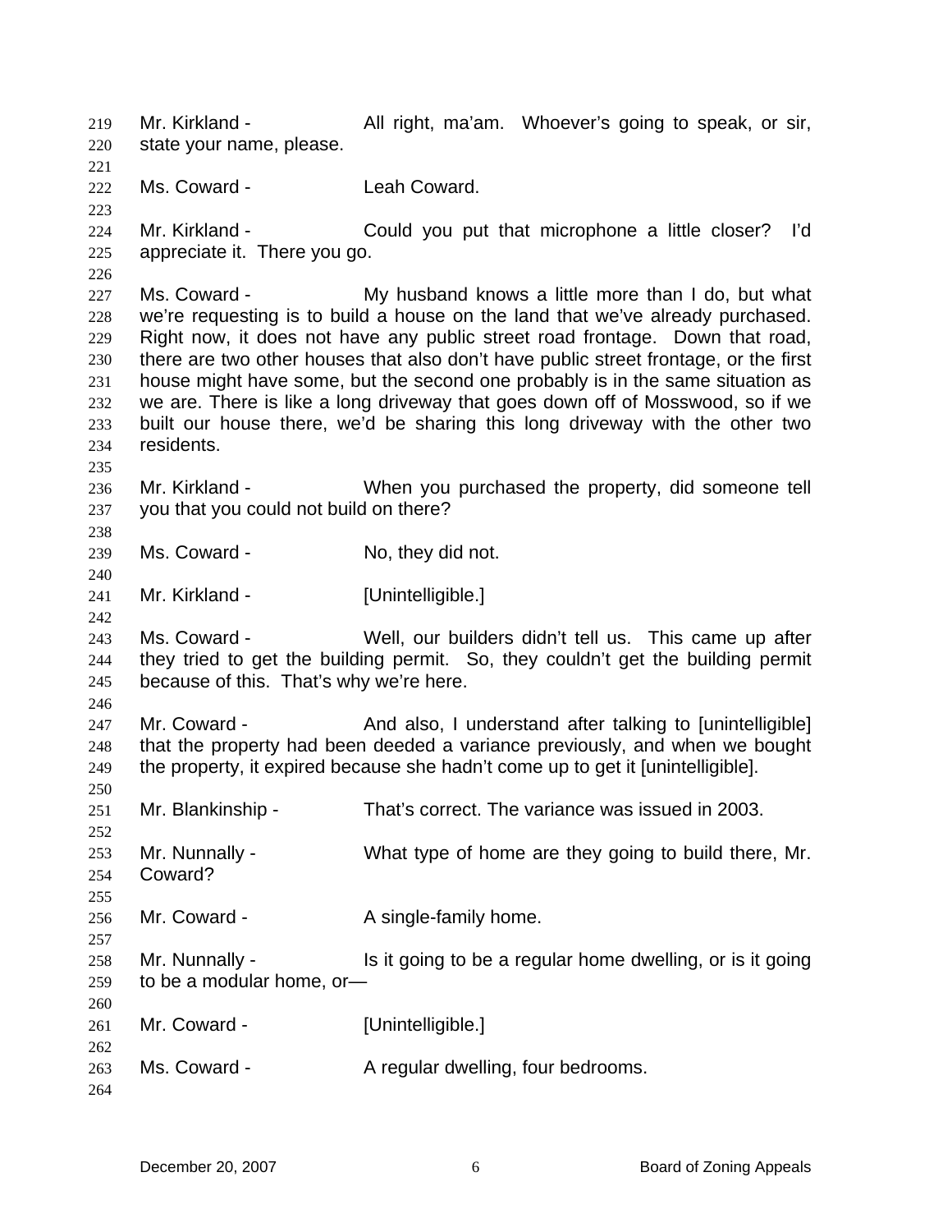Mr. Kirkland - All right, ma'am. Whoever's going to speak, or sir, state your name, please.

Ms. Coward - Leah Coward.

Mr. Kirkland - Could you put that microphone a little closer? I'd appreciate it. There you go.

Ms. Coward - My husband knows a little more than I do, but what we're requesting is to build a house on the land that we've already purchased. Right now, it does not have any public street road frontage. Down that road, there are two other houses that also don't have public street frontage, or the first house might have some, but the second one probably is in the same situation as we are. There is like a long driveway that goes down off of Mosswood, so if we built our house there, we'd be sharing this long driveway with the other two residents.

Mr. Kirkland - When you purchased the property, did someone tell you that you could not build on there?

Ms. Coward - No, they did not.

Mr. Kirkland - [Unintelligible.]

Ms. Coward - Well, our builders didn't tell us. This came up after they tried to get the building permit. So, they couldn't get the building permit because of this. That's why we're here.

Mr. Coward - And also, I understand after talking to [unintelligible] that the property had been deeded a variance previously, and when we bought the property, it expired because she hadn't come up to get it [unintelligible].

Mr. Blankinship - That's correct. The variance was issued in 2003.

Mr. Nunnally - What type of home are they going to build there, Mr. Coward?

Mr. Coward - A single-family home.

Mr. Nunnally - Is it going to be a regular home dwelling, or is it going to be a modular home, or—

Mr. Coward - [Unintelligible.]

Ms. Coward - A regular dwelling, four bedrooms.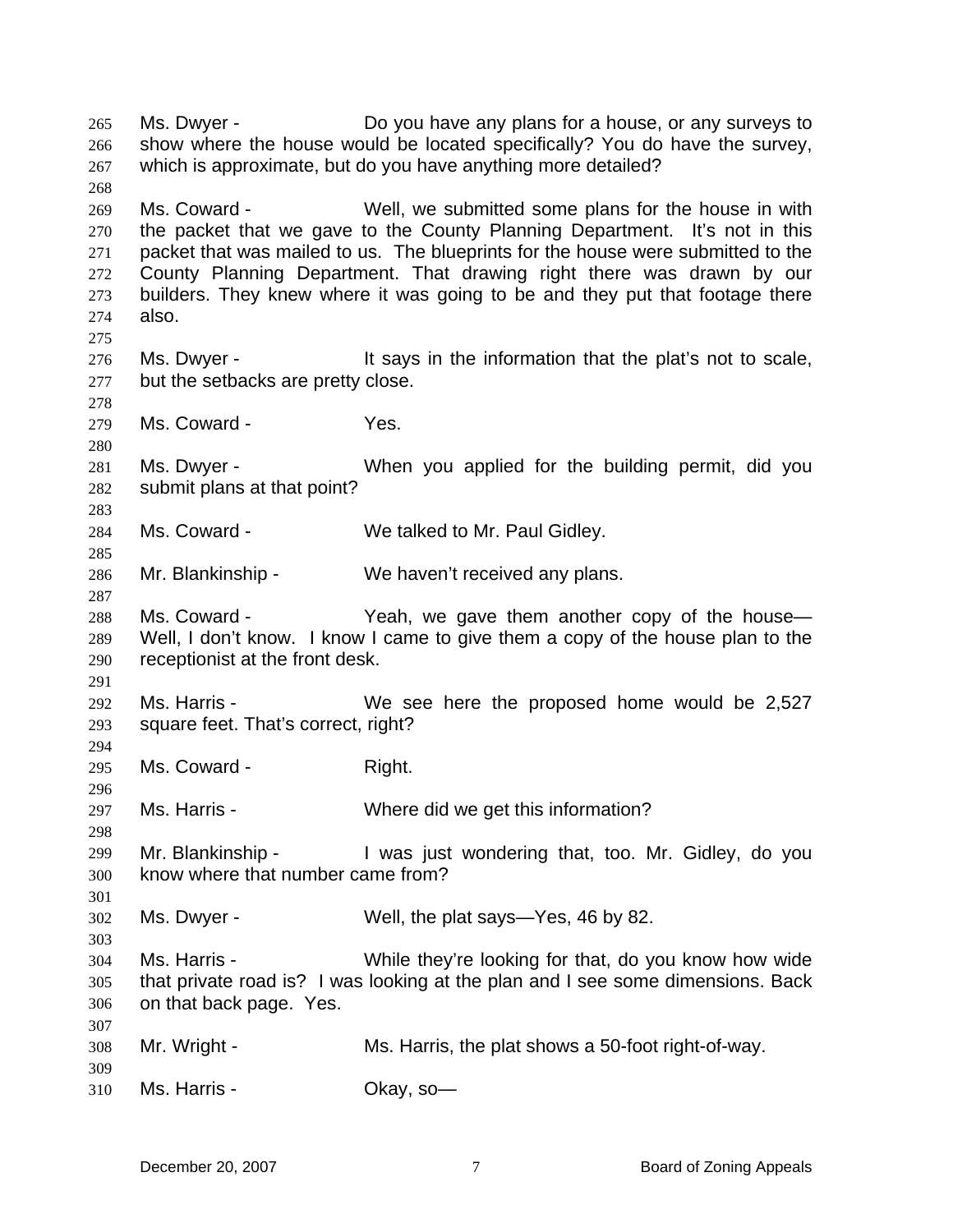Ms. Dwyer - Do you have any plans for a house, or any surveys to show where the house would be located specifically? You do have the survey, which is approximate, but do you have anything more detailed?

Ms. Coward - Well, we submitted some plans for the house in with the packet that we gave to the County Planning Department. It's not in this packet that was mailed to us. The blueprints for the house were submitted to the County Planning Department. That drawing right there was drawn by our builders. They knew where it was going to be and they put that footage there also.

Ms. Dwyer - It says in the information that the plat's not to scale, but the setbacks are pretty close.

Ms. Coward - Yes.

Ms. Dwyer - When you applied for the building permit, did you submit plans at that point?

Ms. Coward - We talked to Mr. Paul Gidley.

Mr. Blankinship - We haven't received any plans.

Ms. Coward - Yeah, we gave them another copy of the house— Well, I don't know. I know I came to give them a copy of the house plan to the receptionist at the front desk.

Ms. Harris - We see here the proposed home would be 2,527 square feet. That's correct, right?

Ms. Coward - Right.

Ms. Harris - Where did we get this information?

Mr. Blankinship - I was just wondering that, too. Mr. Gidley, do you know where that number came from?

Ms. Dwyer - Well, the plat says—Yes, 46 by 82.

Ms. Harris - While they're looking for that, do you know how wide that private road is? I was looking at the plan and I see some dimensions. Back on that back page. Yes.

Mr. Wright - Ms. Harris, the plat shows a 50-foot right-of-way.

Ms. Harris - Okay, so—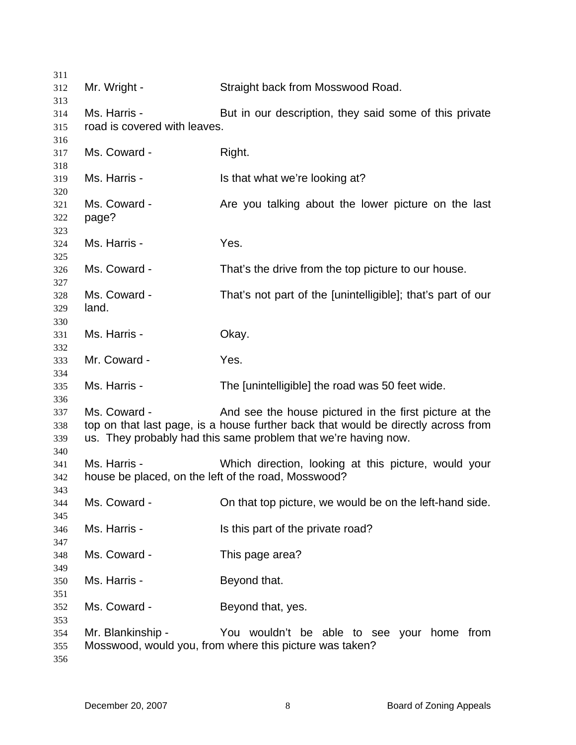Mr. Wright - Straight back from Mosswood Road.

Ms. Harris - But in our description, they said some of this private road is covered with leaves.

Ms. Coward - Right.

Ms. Harris - Is that what we're looking at?

Ms. Coward - Are you talking about the lower picture on the last page?

Ms. Harris - Yes.

Ms. Coward - That's the drive from the top picture to our house.

Ms. Coward - That's not part of the [unintelligible]; that's part of our land.

Ms. Harris - Okay.

Mr. Coward - Yes.

Ms. Harris - The [unintelligible] the road was 50 feet wide.

Ms. Coward - And see the house pictured in the first picture at the top on that last page, is a house further back that would be directly across from us. They probably had this same problem that we're having now.

Ms. Harris - Which direction, looking at this picture, would your house be placed, on the left of the road, Mosswood?

Ms. Coward - On that top picture, we would be on the left-hand side.

Ms. Harris - Is this part of the private road?

Ms. Coward - This page area?

Ms. Harris - Beyond that.

Ms. Coward - Beyond that, yes.

Mr. Blankinship - You wouldn't be able to see your home from Mosswood, would you, from where this picture was taken?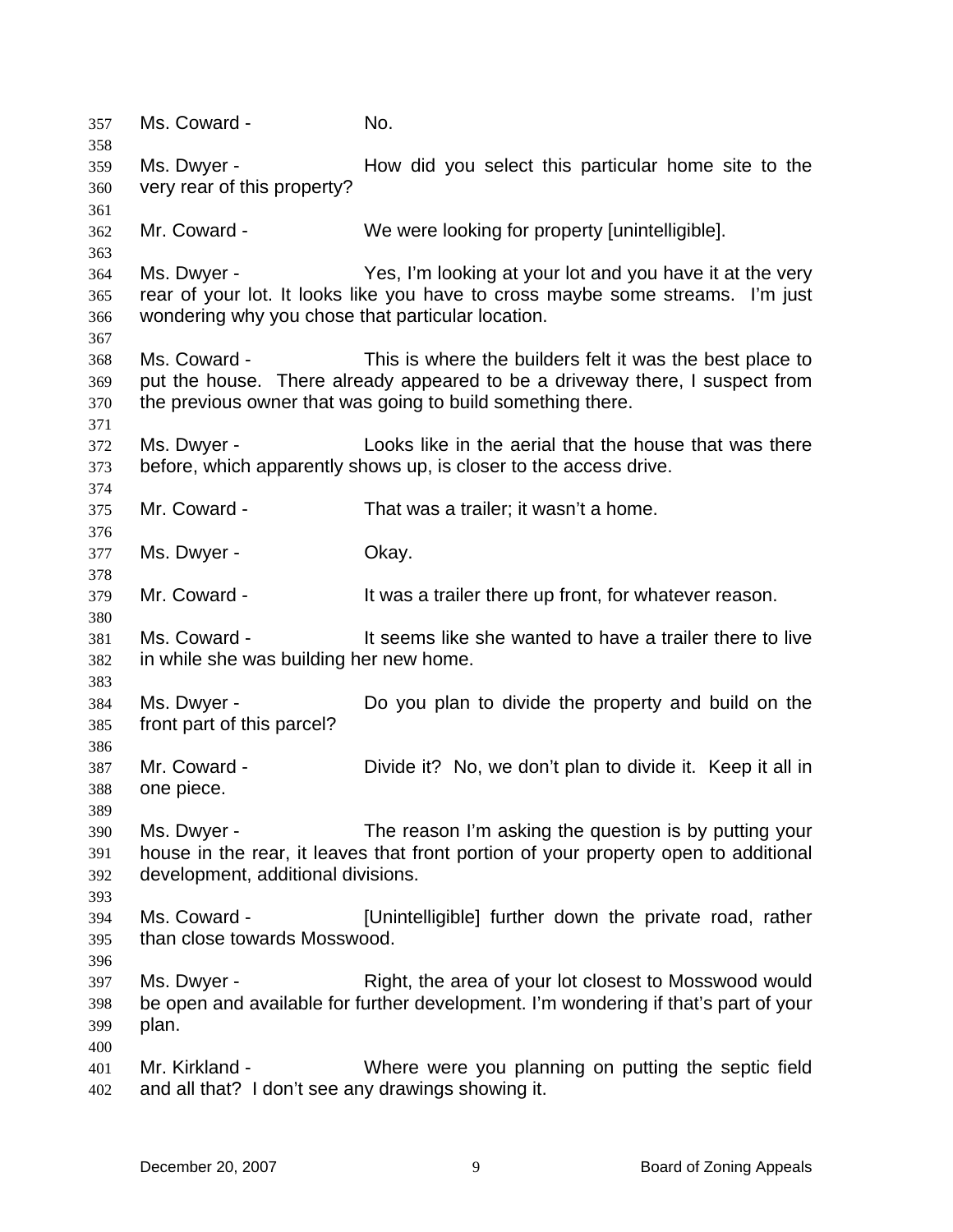Ms. Coward - No.

Ms. Dwyer - How did you select this particular home site to the very rear of this property?

Mr. Coward - We were looking for property [unintelligible].

Ms. Dwyer - Yes, I'm looking at your lot and you have it at the very rear of your lot. It looks like you have to cross maybe some streams. I'm just wondering why you chose that particular location.

Ms. Coward - This is where the builders felt it was the best place to put the house. There already appeared to be a driveway there, I suspect from the previous owner that was going to build something there.

Ms. Dwyer - Looks like in the aerial that the house that was there before, which apparently shows up, is closer to the access drive.

Mr. Coward - That was a trailer; it wasn't a home.

Ms. Dwyer - Okay.

Mr. Coward - It was a trailer there up front, for whatever reason.

Ms. Coward - It seems like she wanted to have a trailer there to live in while she was building her new home.

Ms. Dwyer - Do you plan to divide the property and build on the front part of this parcel?

Mr. Coward - Divide it? No, we don't plan to divide it. Keep it all in one piece.

Ms. Dwyer - The reason I'm asking the question is by putting your house in the rear, it leaves that front portion of your property open to additional development, additional divisions.

Ms. Coward - [Unintelligible] further down the private road, rather than close towards Mosswood.

Ms. Dwyer - Right, the area of your lot closest to Mosswood would be open and available for further development. I'm wondering if that's part of your plan.

Mr. Kirkland - Where were you planning on putting the septic field and all that? I don't see any drawings showing it.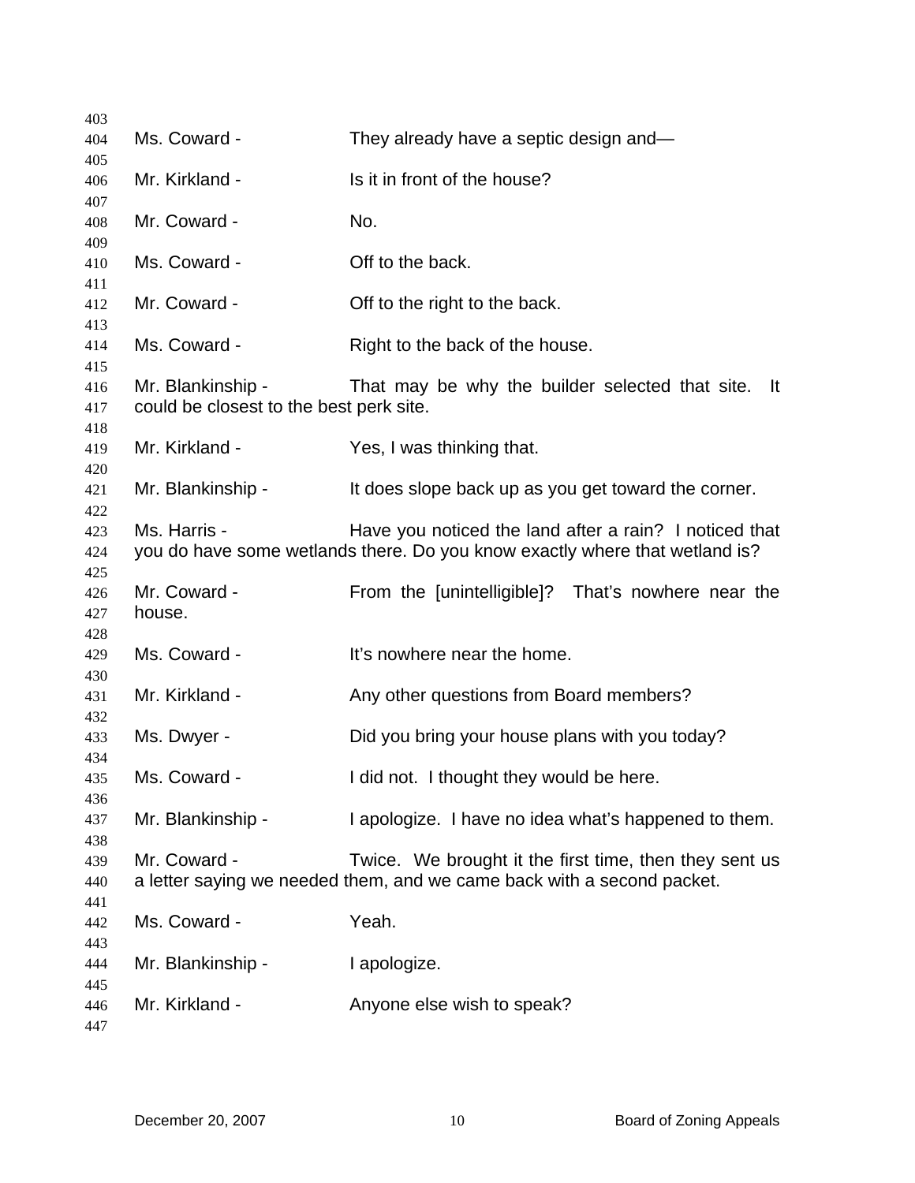Ms. Coward - They already have a septic design and—

Mr. Kirkland - Is it in front of the house?

Mr. Coward - No.

Ms. Coward - Off to the back.

Mr. Coward - Off to the right to the back.

Ms. Coward - Right to the back of the house.

Mr. Blankinship - That may be why the builder selected that site. It could be closest to the best perk site.

Mr. Kirkland - Yes, I was thinking that.

Mr. Blankinship - It does slope back up as you get toward the corner.

Ms. Harris - Have you noticed the land after a rain? I noticed that you do have some wetlands there. Do you know exactly where that wetland is?

Mr. Coward - From the [unintelligible]? That's nowhere near the house.

Ms. Coward - It's nowhere near the home.

Mr. Kirkland - Any other questions from Board members?

Ms. Dwyer - Did you bring your house plans with you today?

Ms. Coward - I did not. I thought they would be here.

Mr. Blankinship - I apologize. I have no idea what's happened to them.

Mr. Coward - Twice. We brought it the first time, then they sent us a letter saying we needed them, and we came back with a second packet.

Ms. Coward - Yeah.

Mr. Blankinship - I apologize.

Mr. Kirkland - Anyone else wish to speak?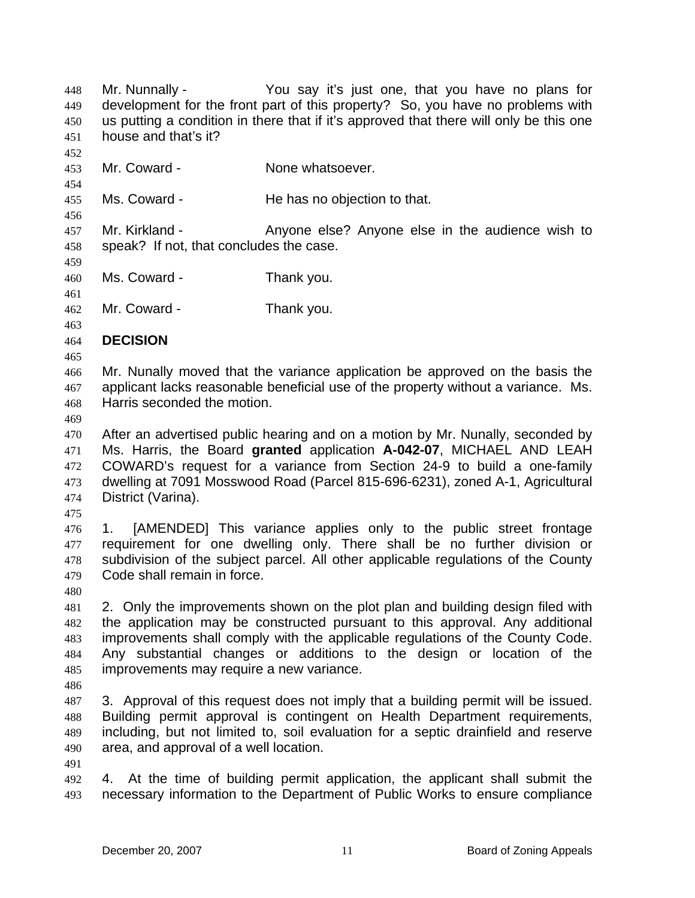Mr. Nunnally - You say it's just one, that you have no plans for development for the front part of this property? So, you have no problems with us putting a condition in there that if it's approved that there will only be this one house and that's it?

Mr. Coward - None whatsoever.

Ms. Coward - He has no objection to that.

Mr. Kirkland - Anyone else? Anyone else in the audience wish to speak? If not, that concludes the case.

Ms. Coward - Thank you.

Mr. Coward - Thank you.

**DECISION**

Mr. Nunally moved that the variance application be approved on the basis the applicant lacks reasonable beneficial use of the property without a variance. Ms. Harris seconded the motion.

After an advertised public hearing and on a motion by Mr. Nunally, seconded by Ms. Harris, the Board **granted** application **A-042-07**, MICHAEL AND LEAH COWARD's request for a variance from Section 24-9 to build a one-family dwelling at 7091 Mosswood Road (Parcel 815-696-6231), zoned A-1, Agricultural District (Varina).

1. [AMENDED] This variance applies only to the public street frontage requirement for one dwelling only. There shall be no further division or subdivision of the subject parcel. All other applicable regulations of the County Code shall remain in force.

2. Only the improvements shown on the plot plan and building design filed with the application may be constructed pursuant to this approval. Any additional improvements shall comply with the applicable regulations of the County Code. Any substantial changes or additions to the design or location of the improvements may require a new variance.

3. Approval of this request does not imply that a building permit will be issued. Building permit approval is contingent on Health Department requirements, including, but not limited to, soil evaluation for a septic drainfield and reserve area, and approval of a well location.

4. At the time of building permit application, the applicant shall submit the necessary information to the Department of Public Works to ensure compliance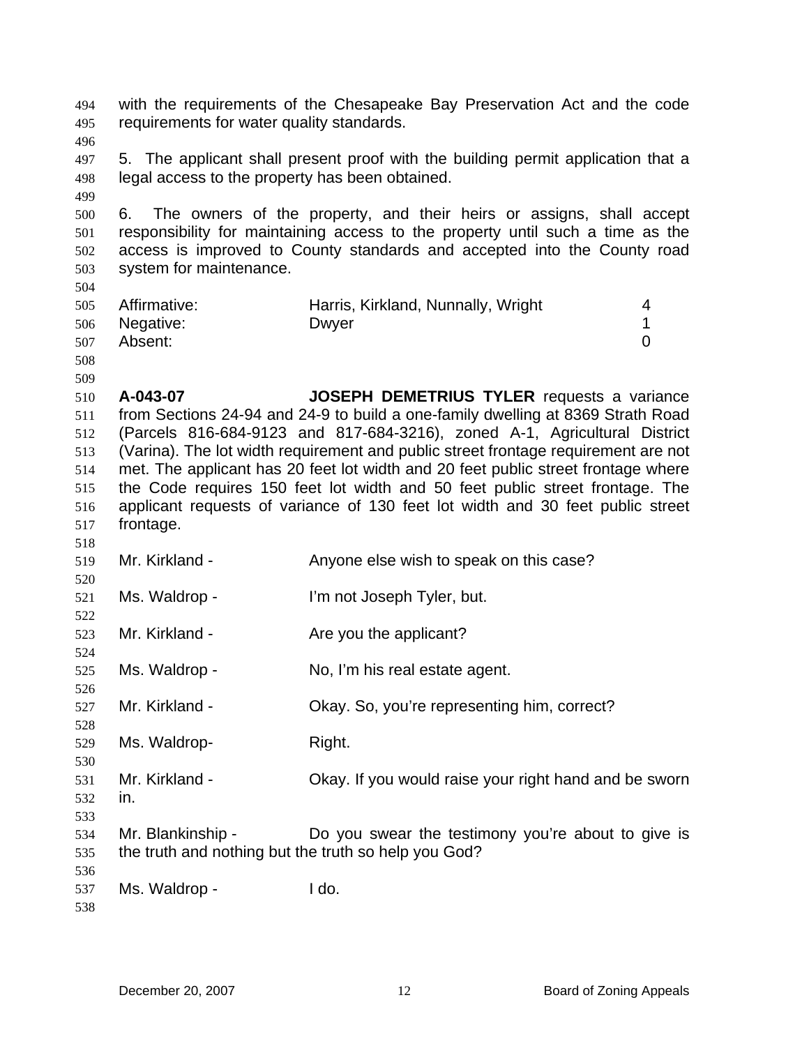with the requirements of the Chesapeake Bay Preservation Act and the code requirements for water quality standards.

5. The applicant shall present proof with the building permit application that a legal access to the property has been obtained.

6. The owners of the property, and their heirs or assigns, shall accept responsibility for maintaining access to the property until such a time as the access is improved to County standards and accepted into the County road system for maintenance.

| | | |
|---|---|---|
| Affirmative: | Harris, Kirkland, Nunnally, Wright | 4 |
| Negative: | Dwyer | 1 |
| Absent: | | 0 |

**A-043-07** **JOSEPH DEMETRIUS TYLER** requests a variance from Sections 24-94 and 24-9 to build a one-family dwelling at 8369 Strath Road (Parcels 816-684-9123 and 817-684-3216), zoned A-1, Agricultural District (Varina). The lot width requirement and public street frontage requirement are not met. The applicant has 20 feet lot width and 20 feet public street frontage where the Code requires 150 feet lot width and 50 feet public street frontage. The applicant requests of variance of 130 feet lot width and 30 feet public street frontage.

Mr. Kirkland - Anyone else wish to speak on this case?

Ms. Waldrop - I'm not Joseph Tyler, but.

Mr. Kirkland - Are you the applicant?

Ms. Waldrop - No, I'm his real estate agent.

Mr. Kirkland - Okay. So, you're representing him, correct?

Ms. Waldrop- Right.

Mr. Kirkland - Okay. If you would raise your right hand and be sworn in.

Mr. Blankinship - Do you swear the testimony you're about to give is the truth and nothing but the truth so help you God?

Ms. Waldrop - I do.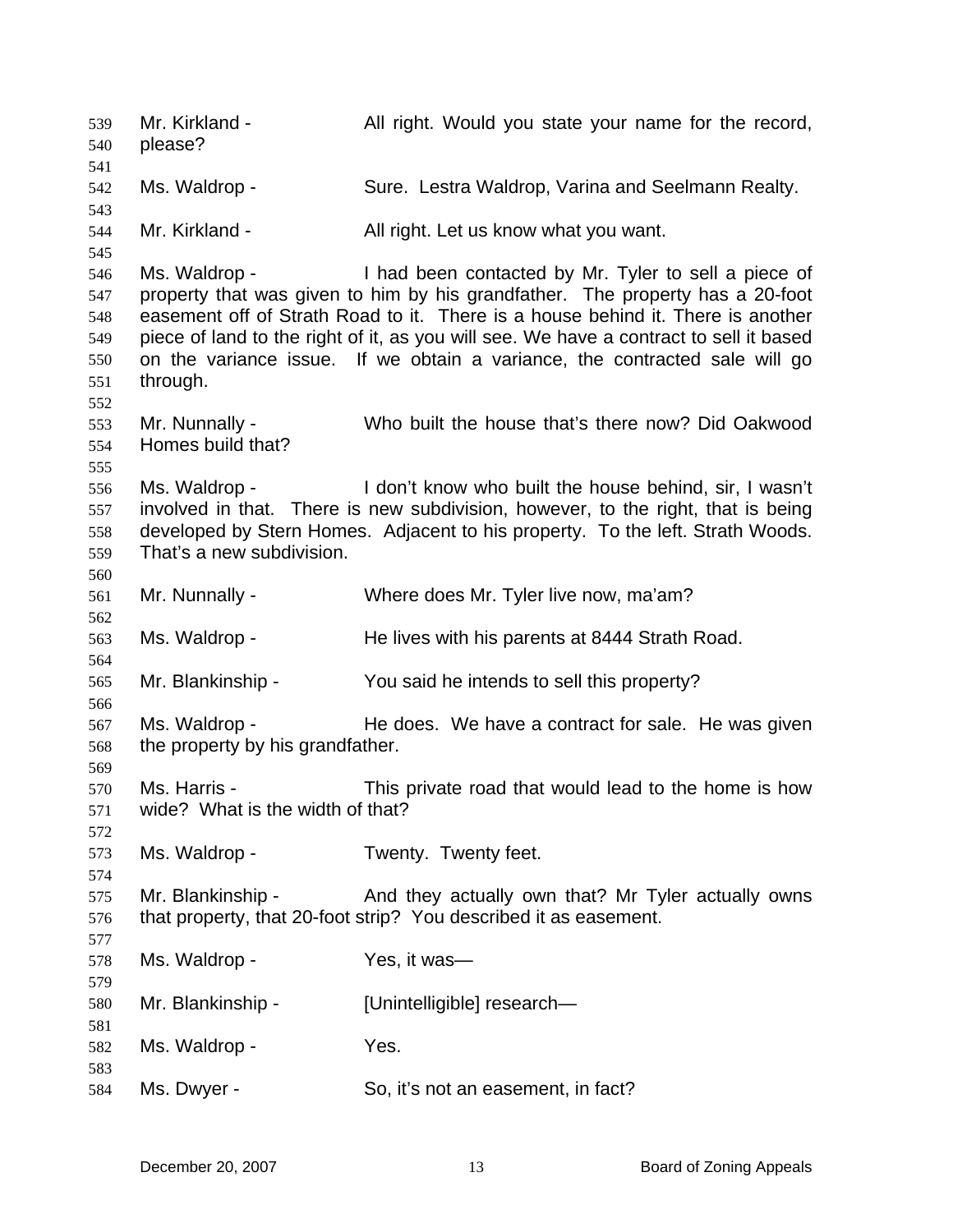539 Mr. Kirkland - All right. Would you state your name for the record,
540 please?
541
542 Ms. Waldrop - Sure. Lestra Waldrop, Varina and Seelmann Realty.
543
544 Mr. Kirkland - All right. Let us know what you want.
545
546 Ms. Waldrop - I had been contacted by Mr. Tyler to sell a piece of
547 property that was given to him by his grandfather. The property has a 20-foot
548 easement off of Strath Road to it. There is a house behind it. There is another
549 piece of land to the right of it, as you will see. We have a contract to sell it based
550 on the variance issue. If we obtain a variance, the contracted sale will go
551 through.
552
553 Mr. Nunnally - Who built the house that's there now? Did Oakwood
554 Homes build that?
555
556 Ms. Waldrop - I don't know who built the house behind, sir, I wasn't
557 involved in that. There is new subdivision, however, to the right, that is being
558 developed by Stern Homes. Adjacent to his property. To the left. Strath Woods.
559 That's a new subdivision.
560
561 Mr. Nunnally - Where does Mr. Tyler live now, ma'am?
562
563 Ms. Waldrop - He lives with his parents at 8444 Strath Road.
564
565 Mr. Blankinship - You said he intends to sell this property?
566
567 Ms. Waldrop - He does. We have a contract for sale. He was given
568 the property by his grandfather.
569
570 Ms. Harris - This private road that would lead to the home is how
571 wide? What is the width of that?
572
573 Ms. Waldrop - Twenty. Twenty feet.
574
575 Mr. Blankinship - And they actually own that? Mr Tyler actually owns
576 that property, that 20-foot strip? You described it as easement.
577
578 Ms. Waldrop - Yes, it was—
579
580 Mr. Blankinship - [Unintelligible] research—
581
582 Ms. Waldrop - Yes.
583
584 Ms. Dwyer - So, it's not an easement, in fact?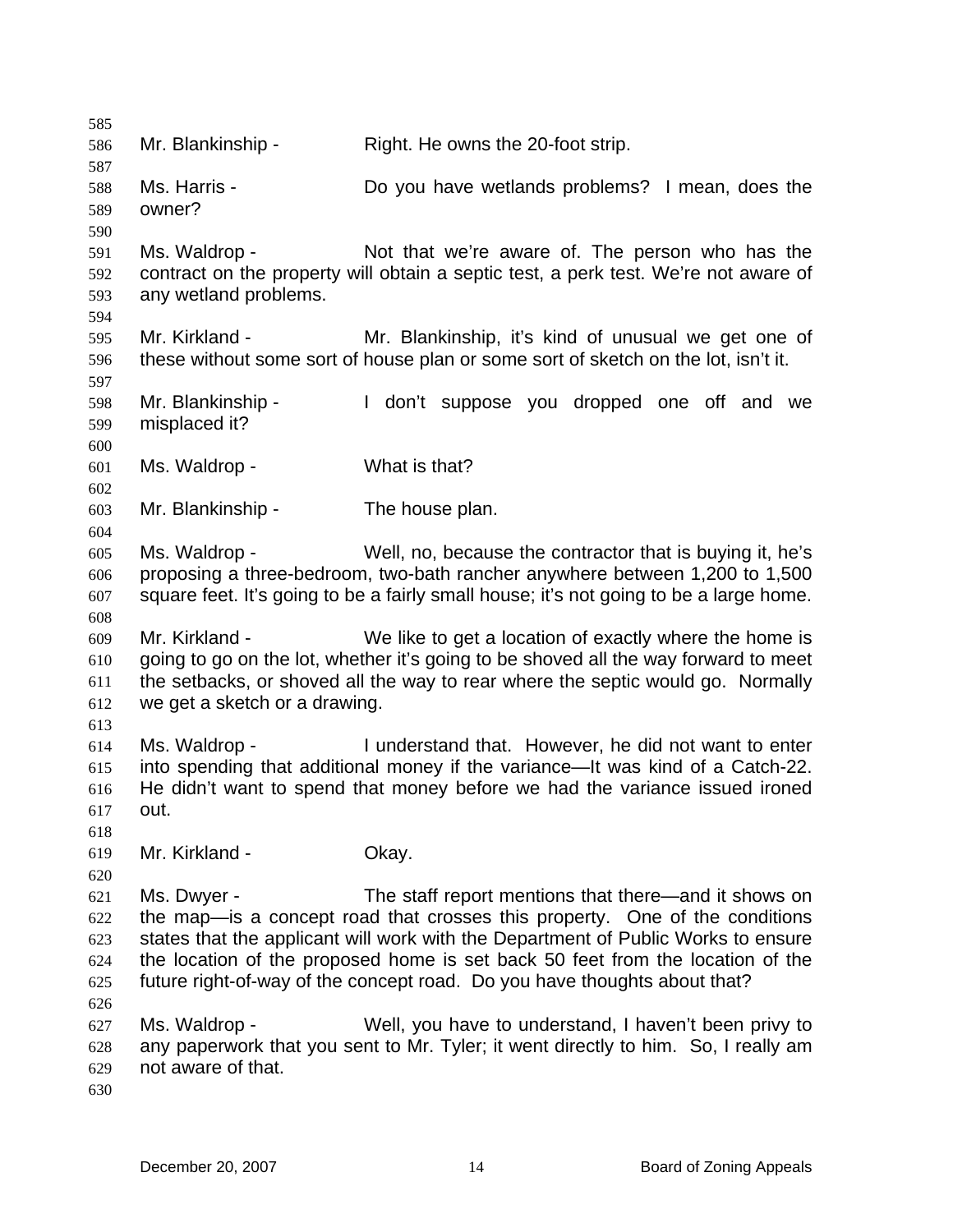Mr. Blankinship - Right. He owns the 20-foot strip.

Ms. Harris - Do you have wetlands problems? I mean, does the owner?

Ms. Waldrop - Not that we're aware of. The person who has the contract on the property will obtain a septic test, a perk test. We're not aware of any wetland problems.

Mr. Kirkland - Mr. Blankinship, it's kind of unusual we get one of these without some sort of house plan or some sort of sketch on the lot, isn't it.

Mr. Blankinship - I don't suppose you dropped one off and we misplaced it?

Ms. Waldrop - What is that?

Mr. Blankinship - The house plan.

Ms. Waldrop - Well, no, because the contractor that is buying it, he's proposing a three-bedroom, two-bath rancher anywhere between 1,200 to 1,500 square feet. It's going to be a fairly small house; it's not going to be a large home.

Mr. Kirkland - We like to get a location of exactly where the home is going to go on the lot, whether it's going to be shoved all the way forward to meet the setbacks, or shoved all the way to rear where the septic would go. Normally we get a sketch or a drawing.

Ms. Waldrop - I understand that. However, he did not want to enter into spending that additional money if the variance—It was kind of a Catch-22. He didn't want to spend that money before we had the variance issued ironed out.

Mr. Kirkland - Okay.

Ms. Dwyer - The staff report mentions that there—and it shows on the map—is a concept road that crosses this property. One of the conditions states that the applicant will work with the Department of Public Works to ensure the location of the proposed home is set back 50 feet from the location of the future right-of-way of the concept road. Do you have thoughts about that?

Ms. Waldrop - Well, you have to understand, I haven't been privy to any paperwork that you sent to Mr. Tyler; it went directly to him. So, I really am not aware of that.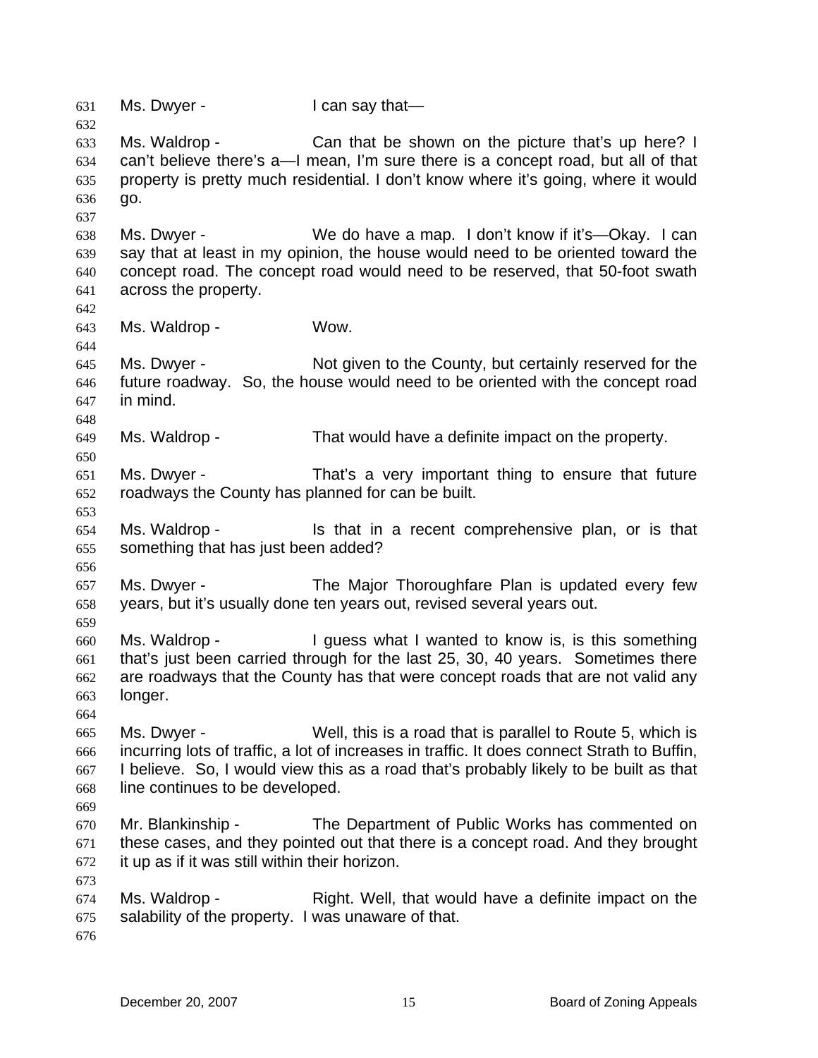Ms. Dwyer - I can say that—

Ms. Waldrop - Can that be shown on the picture that's up here? I can't believe there's a—I mean, I'm sure there is a concept road, but all of that property is pretty much residential. I don't know where it's going, where it would go.

Ms. Dwyer - We do have a map. I don't know if it's—Okay. I can say that at least in my opinion, the house would need to be oriented toward the concept road. The concept road would need to be reserved, that 50-foot swath across the property.

Ms. Waldrop - Wow.

Ms. Dwyer - Not given to the County, but certainly reserved for the future roadway. So, the house would need to be oriented with the concept road in mind.

Ms. Waldrop - That would have a definite impact on the property.

Ms. Dwyer - That's a very important thing to ensure that future roadways the County has planned for can be built.

Ms. Waldrop - Is that in a recent comprehensive plan, or is that something that has just been added?

Ms. Dwyer - The Major Thoroughfare Plan is updated every few years, but it's usually done ten years out, revised several years out.

Ms. Waldrop - I guess what I wanted to know is, is this something that's just been carried through for the last 25, 30, 40 years. Sometimes there are roadways that the County has that were concept roads that are not valid any longer.

Ms. Dwyer - Well, this is a road that is parallel to Route 5, which is incurring lots of traffic, a lot of increases in traffic. It does connect Strath to Buffin, I believe. So, I would view this as a road that's probably likely to be built as that line continues to be developed.

Mr. Blankinship - The Department of Public Works has commented on these cases, and they pointed out that there is a concept road. And they brought it up as if it was still within their horizon.

Ms. Waldrop - Right. Well, that would have a definite impact on the salability of the property. I was unaware of that.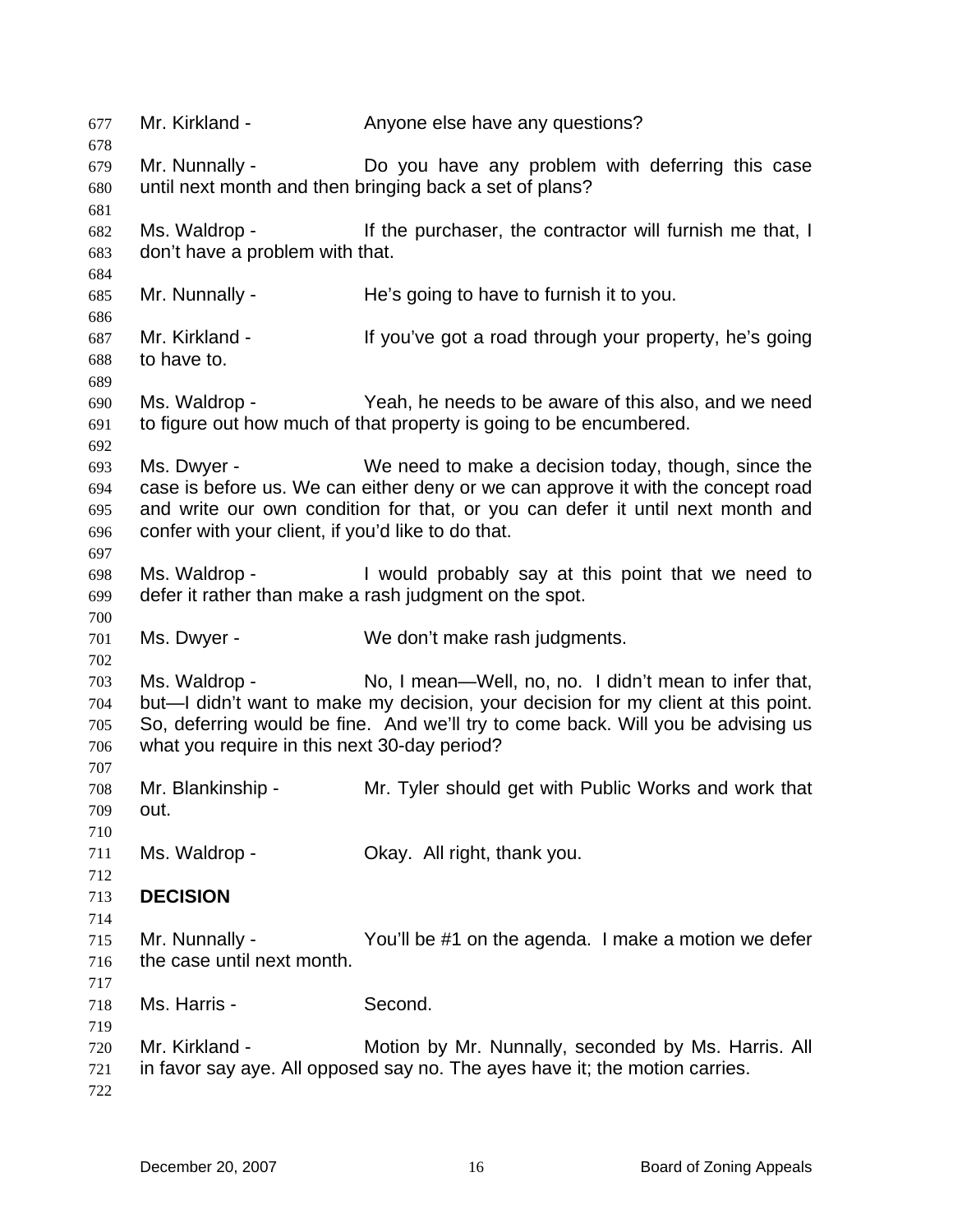Mr. Kirkland - Anyone else have any questions?

Mr. Nunnally - Do you have any problem with deferring this case until next month and then bringing back a set of plans?

Ms. Waldrop - If the purchaser, the contractor will furnish me that, I don't have a problem with that.

Mr. Nunnally - He's going to have to furnish it to you.

Mr. Kirkland - If you've got a road through your property, he's going to have to.

Ms. Waldrop - Yeah, he needs to be aware of this also, and we need to figure out how much of that property is going to be encumbered.

Ms. Dwyer - We need to make a decision today, though, since the case is before us. We can either deny or we can approve it with the concept road and write our own condition for that, or you can defer it until next month and confer with your client, if you'd like to do that.

Ms. Waldrop - I would probably say at this point that we need to defer it rather than make a rash judgment on the spot.

Ms. Dwyer - We don't make rash judgments.

Ms. Waldrop - No, I mean—Well, no, no. I didn't mean to infer that, but—I didn't want to make my decision, your decision for my client at this point. So, deferring would be fine. And we'll try to come back. Will you be advising us what you require in this next 30-day period?

Mr. Blankinship - Mr. Tyler should get with Public Works and work that out.

Ms. Waldrop - Okay. All right, thank you.

**DECISION**

Mr. Nunnally - You'll be #1 on the agenda. I make a motion we defer the case until next month.

Ms. Harris - Second.

Mr. Kirkland - Motion by Mr. Nunnally, seconded by Ms. Harris. All in favor say aye. All opposed say no. The ayes have it; the motion carries.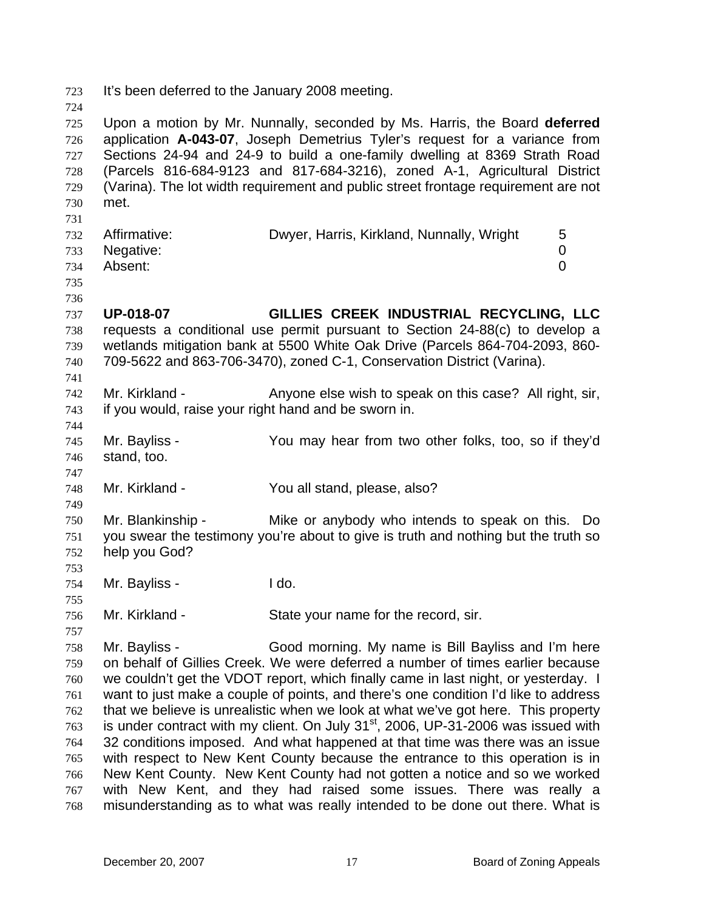It's been deferred to the January 2008 meeting.

Upon a motion by Mr. Nunnally, seconded by Ms. Harris, the Board **deferred** application **A-043-07**, Joseph Demetrius Tyler's request for a variance from Sections 24-94 and 24-9 to build a one-family dwelling at 8369 Strath Road (Parcels 816-684-9123 and 817-684-3216), zoned A-1, Agricultural District (Varina). The lot width requirement and public street frontage requirement are not met.

| | | |
|---|---|---|
| Affirmative: | Dwyer, Harris, Kirkland, Nunnally, Wright | 5 |
| Negative: | | 0 |
| Absent: | | 0 |

**UP-018-07 GILLIES CREEK INDUSTRIAL RECYCLING, LLC** requests a conditional use permit pursuant to Section 24-88(c) to develop a wetlands mitigation bank at 5500 White Oak Drive (Parcels 864-704-2093, 860-709-5622 and 863-706-3470), zoned C-1, Conservation District (Varina).

Mr. Kirkland - Anyone else wish to speak on this case? All right, sir, if you would, raise your right hand and be sworn in.

Mr. Bayliss - You may hear from two other folks, too, so if they'd stand, too.

Mr. Kirkland - You all stand, please, also?

Mr. Blankinship - Mike or anybody who intends to speak on this. Do you swear the testimony you're about to give is truth and nothing but the truth so help you God?

Mr. Bayliss - I do.

Mr. Kirkland - State your name for the record, sir.

Mr. Bayliss - Good morning. My name is Bill Bayliss and I'm here on behalf of Gillies Creek. We were deferred a number of times earlier because we couldn't get the VDOT report, which finally came in last night, or yesterday. I want to just make a couple of points, and there's one condition I'd like to address that we believe is unrealistic when we look at what we've got here. This property is under contract with my client. On July 31st, 2006, UP-31-2006 was issued with 32 conditions imposed. And what happened at that time was there was an issue with respect to New Kent County because the entrance to this operation is in New Kent County. New Kent County had not gotten a notice and so we worked with New Kent, and they had raised some issues. There was really a misunderstanding as to what was really intended to be done out there. What is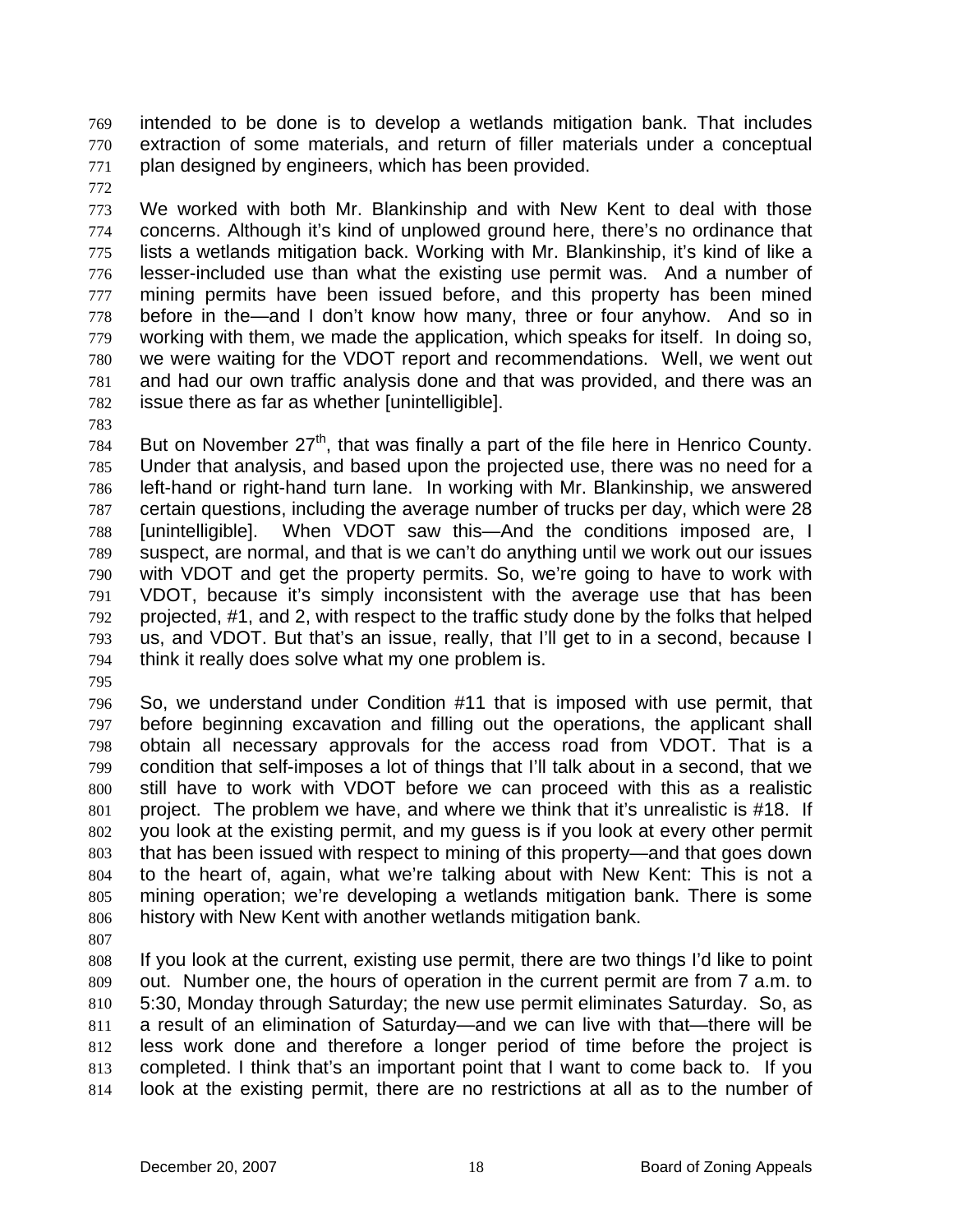intended to be done is to develop a wetlands mitigation bank. That includes extraction of some materials, and return of filler materials under a conceptual plan designed by engineers, which has been provided.

We worked with both Mr. Blankinship and with New Kent to deal with those concerns. Although it's kind of unplowed ground here, there's no ordinance that lists a wetlands mitigation back. Working with Mr. Blankinship, it's kind of like a lesser-included use than what the existing use permit was. And a number of mining permits have been issued before, and this property has been mined before in the—and I don't know how many, three or four anyhow. And so in working with them, we made the application, which speaks for itself. In doing so, we were waiting for the VDOT report and recommendations. Well, we went out and had our own traffic analysis done and that was provided, and there was an issue there as far as whether [unintelligible].

But on November 27th, that was finally a part of the file here in Henrico County. Under that analysis, and based upon the projected use, there was no need for a left-hand or right-hand turn lane. In working with Mr. Blankinship, we answered certain questions, including the average number of trucks per day, which were 28 [unintelligible]. When VDOT saw this—And the conditions imposed are, I suspect, are normal, and that is we can't do anything until we work out our issues with VDOT and get the property permits. So, we're going to have to work with VDOT, because it's simply inconsistent with the average use that has been projected, #1, and 2, with respect to the traffic study done by the folks that helped us, and VDOT. But that's an issue, really, that I'll get to in a second, because I think it really does solve what my one problem is.

So, we understand under Condition #11 that is imposed with use permit, that before beginning excavation and filling out the operations, the applicant shall obtain all necessary approvals for the access road from VDOT. That is a condition that self-imposes a lot of things that I'll talk about in a second, that we still have to work with VDOT before we can proceed with this as a realistic project. The problem we have, and where we think that it's unrealistic is #18. If you look at the existing permit, and my guess is if you look at every other permit that has been issued with respect to mining of this property—and that goes down to the heart of, again, what we're talking about with New Kent: This is not a mining operation; we're developing a wetlands mitigation bank. There is some history with New Kent with another wetlands mitigation bank.

If you look at the current, existing use permit, there are two things I'd like to point out. Number one, the hours of operation in the current permit are from 7 a.m. to 5:30, Monday through Saturday; the new use permit eliminates Saturday. So, as a result of an elimination of Saturday—and we can live with that—there will be less work done and therefore a longer period of time before the project is completed. I think that's an important point that I want to come back to. If you look at the existing permit, there are no restrictions at all as to the number of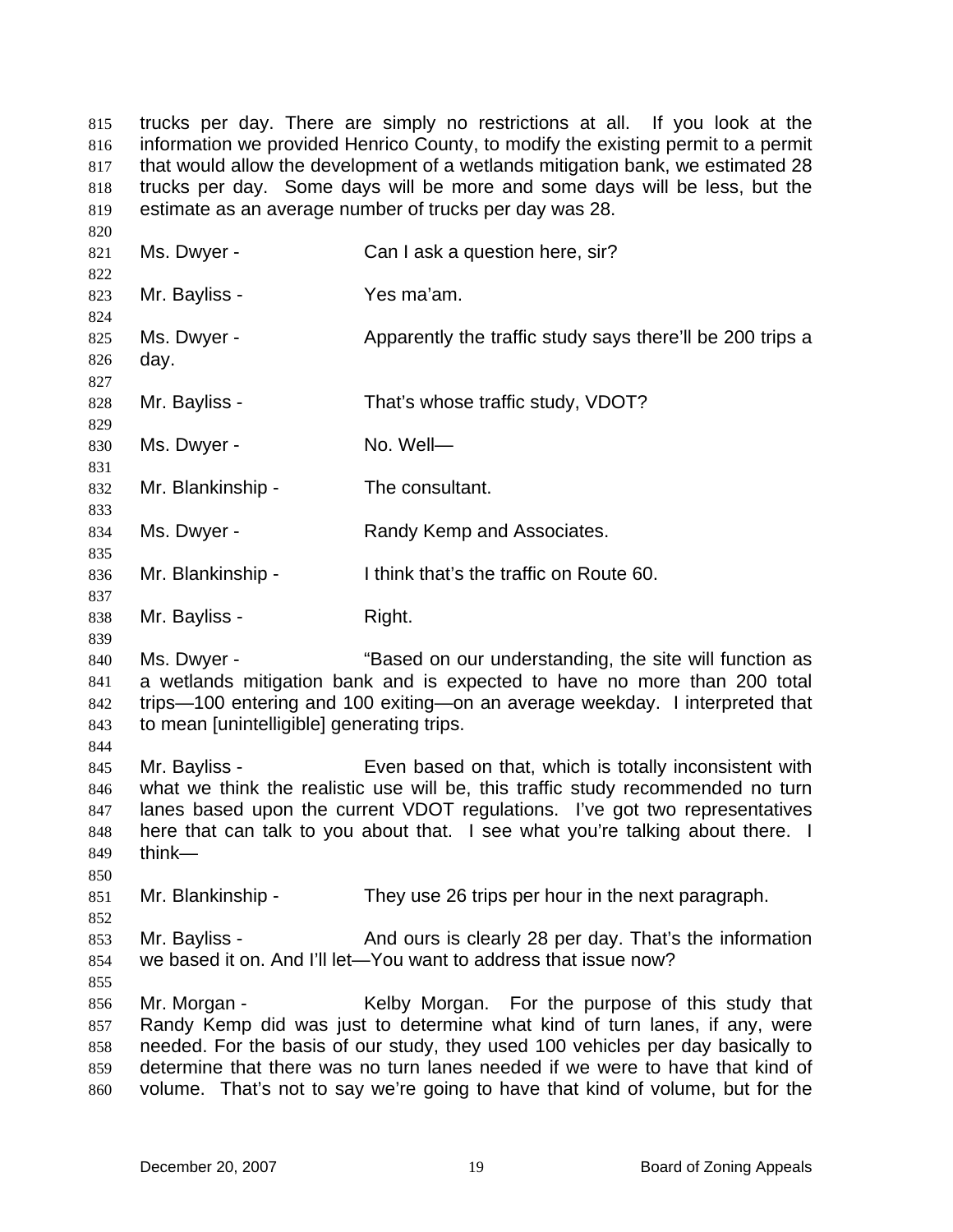trucks per day. There are simply no restrictions at all. If you look at the information we provided Henrico County, to modify the existing permit to a permit that would allow the development of a wetlands mitigation bank, we estimated 28 trucks per day. Some days will be more and some days will be less, but the estimate as an average number of trucks per day was 28.

Ms. Dwyer - Can I ask a question here, sir?

Mr. Bayliss - Yes ma'am.

Ms. Dwyer - Apparently the traffic study says there'll be 200 trips a day.

Mr. Bayliss - That's whose traffic study, VDOT?

Ms. Dwyer - No. Well—

Mr. Blankinship - The consultant.

Ms. Dwyer - Randy Kemp and Associates.

Mr. Blankinship - I think that's the traffic on Route 60.

Mr. Bayliss - Right.

Ms. Dwyer - "Based on our understanding, the site will function as a wetlands mitigation bank and is expected to have no more than 200 total trips—100 entering and 100 exiting—on an average weekday. I interpreted that to mean [unintelligible] generating trips.

Mr. Bayliss - Even based on that, which is totally inconsistent with what we think the realistic use will be, this traffic study recommended no turn lanes based upon the current VDOT regulations. I've got two representatives here that can talk to you about that. I see what you're talking about there. I think—

Mr. Blankinship - They use 26 trips per hour in the next paragraph.

Mr. Bayliss - And ours is clearly 28 per day. That's the information we based it on. And I'll let—You want to address that issue now?

Mr. Morgan - Kelby Morgan. For the purpose of this study that Randy Kemp did was just to determine what kind of turn lanes, if any, were needed. For the basis of our study, they used 100 vehicles per day basically to determine that there was no turn lanes needed if we were to have that kind of volume. That's not to say we're going to have that kind of volume, but for the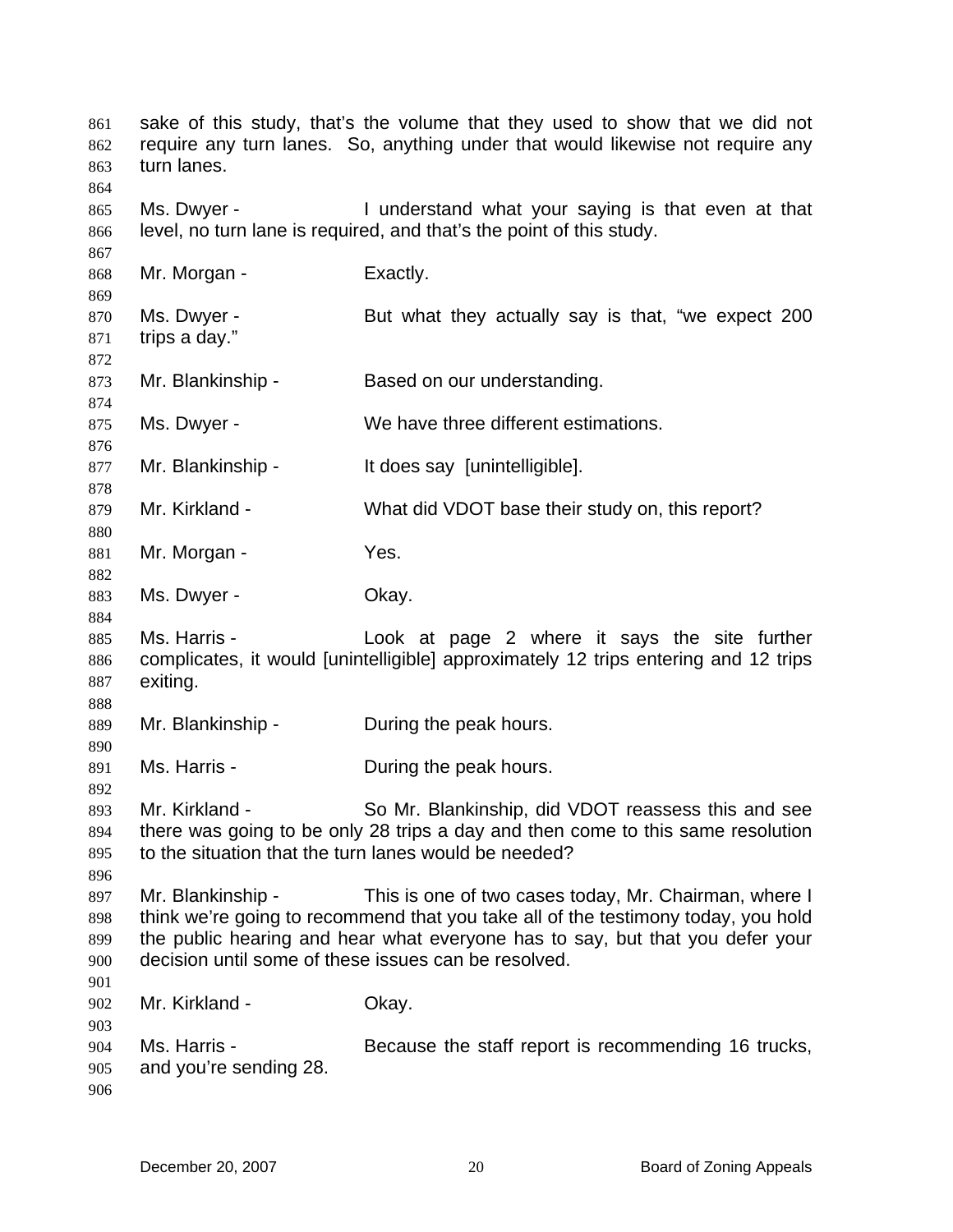sake of this study, that's the volume that they used to show that we did not require any turn lanes. So, anything under that would likewise not require any turn lanes.

Ms. Dwyer - I understand what your saying is that even at that level, no turn lane is required, and that's the point of this study.

Mr. Morgan - Exactly.

Ms. Dwyer - But what they actually say is that, "we expect 200 trips a day."

Mr. Blankinship - Based on our understanding.

Ms. Dwyer - We have three different estimations.

Mr. Blankinship - It does say [unintelligible].

Mr. Kirkland - What did VDOT base their study on, this report?

Mr. Morgan - Yes.

Ms. Dwyer - Okay.

Ms. Harris - Look at page 2 where it says the site further complicates, it would [unintelligible] approximately 12 trips entering and 12 trips exiting.

Mr. Blankinship - During the peak hours.

Ms. Harris - During the peak hours.

Mr. Kirkland - So Mr. Blankinship, did VDOT reassess this and see there was going to be only 28 trips a day and then come to this same resolution to the situation that the turn lanes would be needed?

Mr. Blankinship - This is one of two cases today, Mr. Chairman, where I think we're going to recommend that you take all of the testimony today, you hold the public hearing and hear what everyone has to say, but that you defer your decision until some of these issues can be resolved.

Mr. Kirkland - Okay.

Ms. Harris - Because the staff report is recommending 16 trucks, and you're sending 28.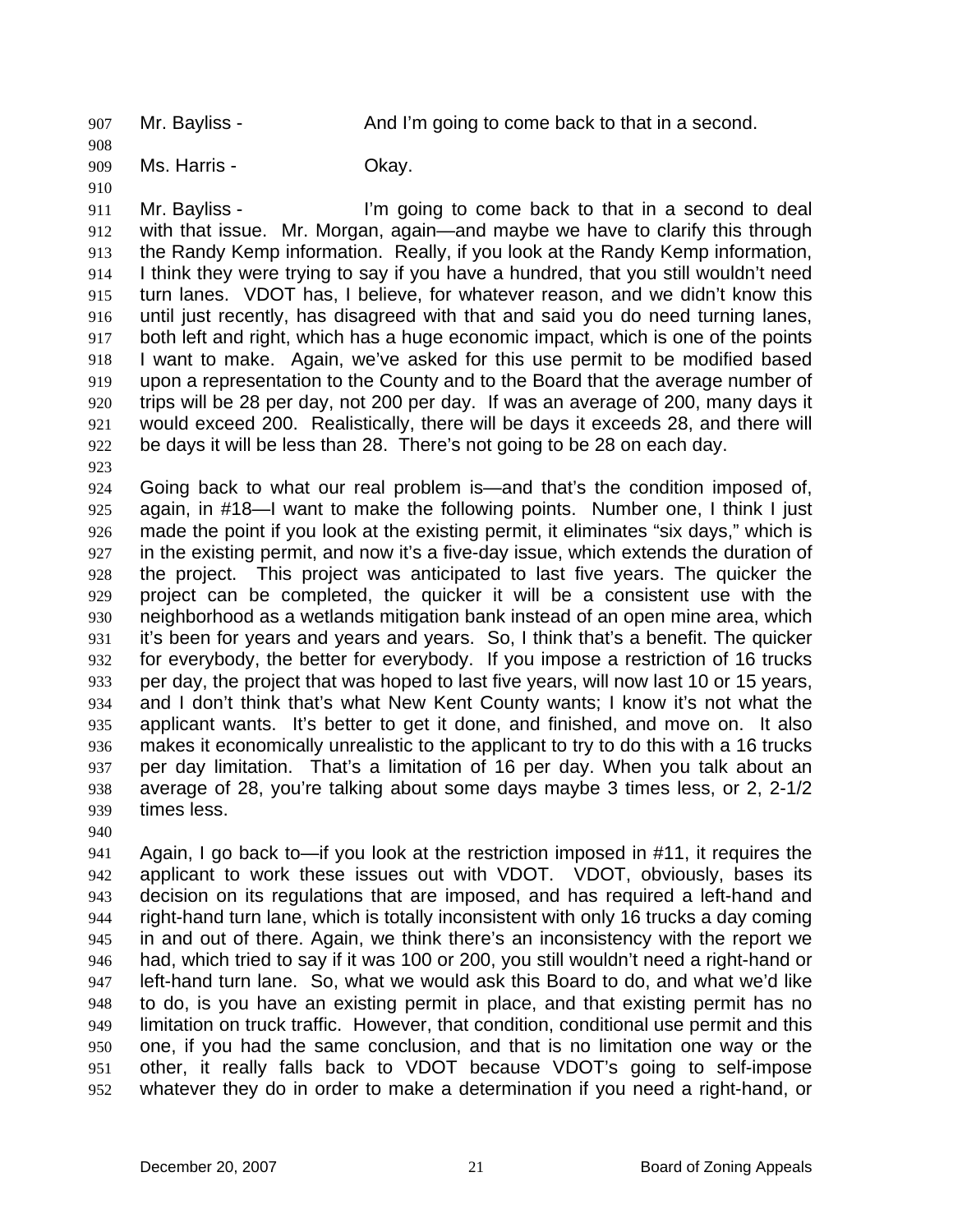Mr. Bayliss - And I'm going to come back to that in a second.

Ms. Harris - Okay.

Mr. Bayliss - I'm going to come back to that in a second to deal with that issue. Mr. Morgan, again—and maybe we have to clarify this through the Randy Kemp information. Really, if you look at the Randy Kemp information, I think they were trying to say if you have a hundred, that you still wouldn't need turn lanes. VDOT has, I believe, for whatever reason, and we didn't know this until just recently, has disagreed with that and said you do need turning lanes, both left and right, which has a huge economic impact, which is one of the points I want to make. Again, we've asked for this use permit to be modified based upon a representation to the County and to the Board that the average number of trips will be 28 per day, not 200 per day. If was an average of 200, many days it would exceed 200. Realistically, there will be days it exceeds 28, and there will be days it will be less than 28. There's not going to be 28 on each day.

Going back to what our real problem is—and that's the condition imposed of, again, in #18—I want to make the following points. Number one, I think I just made the point if you look at the existing permit, it eliminates "six days," which is in the existing permit, and now it's a five-day issue, which extends the duration of the project. This project was anticipated to last five years. The quicker the project can be completed, the quicker it will be a consistent use with the neighborhood as a wetlands mitigation bank instead of an open mine area, which it's been for years and years and years. So, I think that's a benefit. The quicker for everybody, the better for everybody. If you impose a restriction of 16 trucks per day, the project that was hoped to last five years, will now last 10 or 15 years, and I don't think that's what New Kent County wants; I know it's not what the applicant wants. It's better to get it done, and finished, and move on. It also makes it economically unrealistic to the applicant to try to do this with a 16 trucks per day limitation. That's a limitation of 16 per day. When you talk about an average of 28, you're talking about some days maybe 3 times less, or 2, 2-1/2 times less.

Again, I go back to—if you look at the restriction imposed in #11, it requires the applicant to work these issues out with VDOT. VDOT, obviously, bases its decision on its regulations that are imposed, and has required a left-hand and right-hand turn lane, which is totally inconsistent with only 16 trucks a day coming in and out of there. Again, we think there's an inconsistency with the report we had, which tried to say if it was 100 or 200, you still wouldn't need a right-hand or left-hand turn lane. So, what we would ask this Board to do, and what we'd like to do, is you have an existing permit in place, and that existing permit has no limitation on truck traffic. However, that condition, conditional use permit and this one, if you had the same conclusion, and that is no limitation one way or the other, it really falls back to VDOT because VDOT's going to self-impose whatever they do in order to make a determination if you need a right-hand, or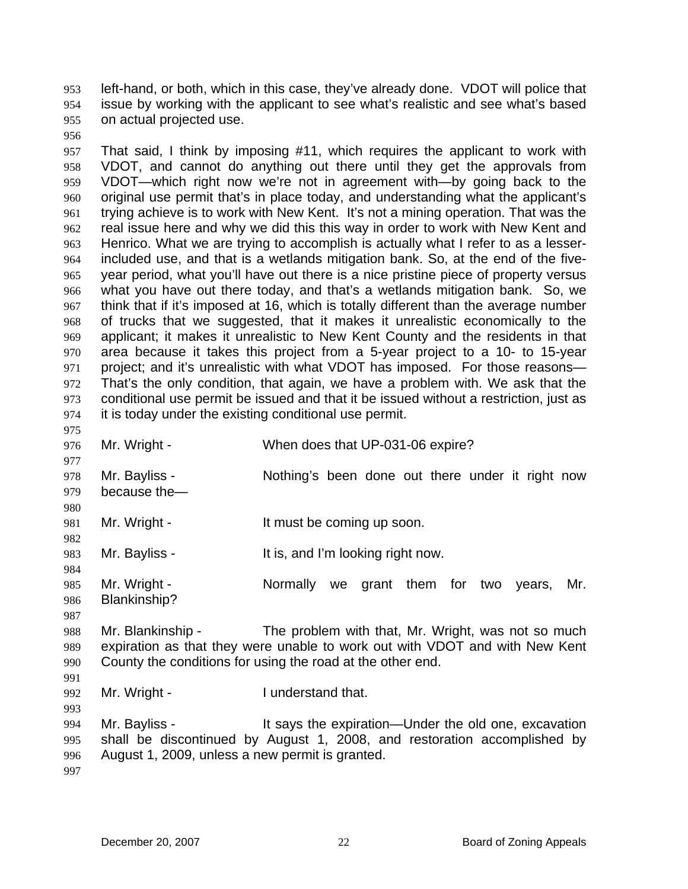left-hand, or both, which in this case, they've already done. VDOT will police that issue by working with the applicant to see what's realistic and see what's based on actual projected use.

That said, I think by imposing #11, which requires the applicant to work with VDOT, and cannot do anything out there until they get the approvals from VDOT—which right now we're not in agreement with—by going back to the original use permit that's in place today, and understanding what the applicant's trying achieve is to work with New Kent. It's not a mining operation. That was the real issue here and why we did this this way in order to work with New Kent and Henrico. What we are trying to accomplish is actually what I refer to as a lesser-included use, and that is a wetlands mitigation bank. So, at the end of the five-year period, what you'll have out there is a nice pristine piece of property versus what you have out there today, and that's a wetlands mitigation bank. So, we think that if it's imposed at 16, which is totally different than the average number of trucks that we suggested, that it makes it unrealistic economically to the applicant; it makes it unrealistic to New Kent County and the residents in that area because it takes this project from a 5-year project to a 10- to 15-year project; and it's unrealistic with what VDOT has imposed. For those reasons—That's the only condition, that again, we have a problem with. We ask that the conditional use permit be issued and that it be issued without a restriction, just as it is today under the existing conditional use permit.

Mr. Wright - When does that UP-031-06 expire?

Mr. Bayliss - Nothing's been done out there under it right now because the—

Mr. Wright - It must be coming up soon.

Mr. Bayliss - It is, and I'm looking right now.

Mr. Wright - Normally we grant them for two years, Mr. Blankinship?

Mr. Blankinship - The problem with that, Mr. Wright, was not so much expiration as that they were unable to work out with VDOT and with New Kent County the conditions for using the road at the other end.

Mr. Wright - I understand that.

Mr. Bayliss - It says the expiration—Under the old one, excavation shall be discontinued by August 1, 2008, and restoration accomplished by August 1, 2009, unless a new permit is granted.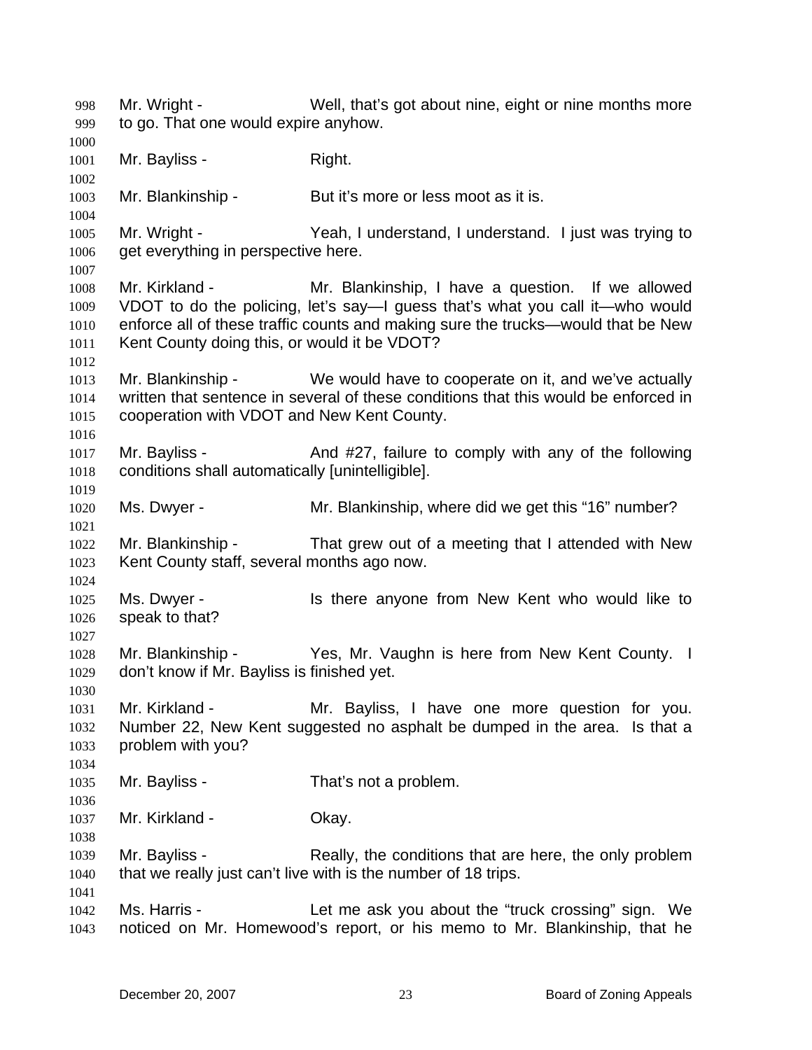Mr. Wright - Well, that's got about nine, eight or nine months more to go. That one would expire anyhow.

Mr. Bayliss - Right.

Mr. Blankinship - But it's more or less moot as it is.

Mr. Wright - Yeah, I understand, I understand. I just was trying to get everything in perspective here.

Mr. Kirkland - Mr. Blankinship, I have a question. If we allowed VDOT to do the policing, let's say—I guess that's what you call it—who would enforce all of these traffic counts and making sure the trucks—would that be New Kent County doing this, or would it be VDOT?

Mr. Blankinship - We would have to cooperate on it, and we've actually written that sentence in several of these conditions that this would be enforced in cooperation with VDOT and New Kent County.

Mr. Bayliss - And #27, failure to comply with any of the following conditions shall automatically [unintelligible].

Ms. Dwyer - Mr. Blankinship, where did we get this "16" number?

Mr. Blankinship - That grew out of a meeting that I attended with New Kent County staff, several months ago now.

Ms. Dwyer - Is there anyone from New Kent who would like to speak to that?

Mr. Blankinship - Yes, Mr. Vaughn is here from New Kent County. I don't know if Mr. Bayliss is finished yet.

Mr. Kirkland - Mr. Bayliss, I have one more question for you. Number 22, New Kent suggested no asphalt be dumped in the area. Is that a problem with you?

Mr. Bayliss - That's not a problem.

Mr. Kirkland - Okay.

Mr. Bayliss - Really, the conditions that are here, the only problem that we really just can't live with is the number of 18 trips.

Ms. Harris - Let me ask you about the "truck crossing" sign. We noticed on Mr. Homewood's report, or his memo to Mr. Blankinship, that he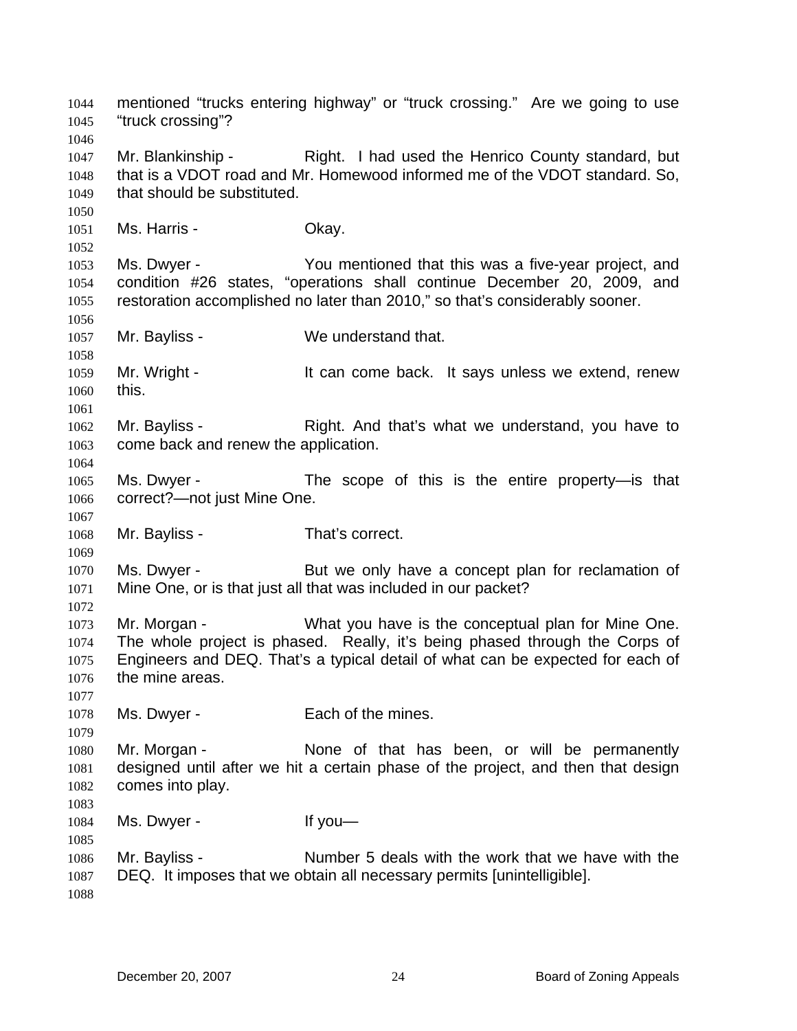mentioned "trucks entering highway" or "truck crossing." Are we going to use "truck crossing"?

Mr. Blankinship - Right. I had used the Henrico County standard, but that is a VDOT road and Mr. Homewood informed me of the VDOT standard. So, that should be substituted.

Ms. Harris - Okay.

Ms. Dwyer - You mentioned that this was a five-year project, and condition #26 states, "operations shall continue December 20, 2009, and restoration accomplished no later than 2010," so that's considerably sooner.

Mr. Bayliss - We understand that.

Mr. Wright - It can come back. It says unless we extend, renew this.

Mr. Bayliss - Right. And that's what we understand, you have to come back and renew the application.

Ms. Dwyer - The scope of this is the entire property—is that correct?—not just Mine One.

Mr. Bayliss - That's correct.

Ms. Dwyer - But we only have a concept plan for reclamation of Mine One, or is that just all that was included in our packet?

Mr. Morgan - What you have is the conceptual plan for Mine One. The whole project is phased. Really, it's being phased through the Corps of Engineers and DEQ. That's a typical detail of what can be expected for each of the mine areas.

Ms. Dwyer - Each of the mines.

Mr. Morgan - None of that has been, or will be permanently designed until after we hit a certain phase of the project, and then that design comes into play.

Ms. Dwyer - If you—

Mr. Bayliss - Number 5 deals with the work that we have with the DEQ. It imposes that we obtain all necessary permits [unintelligible].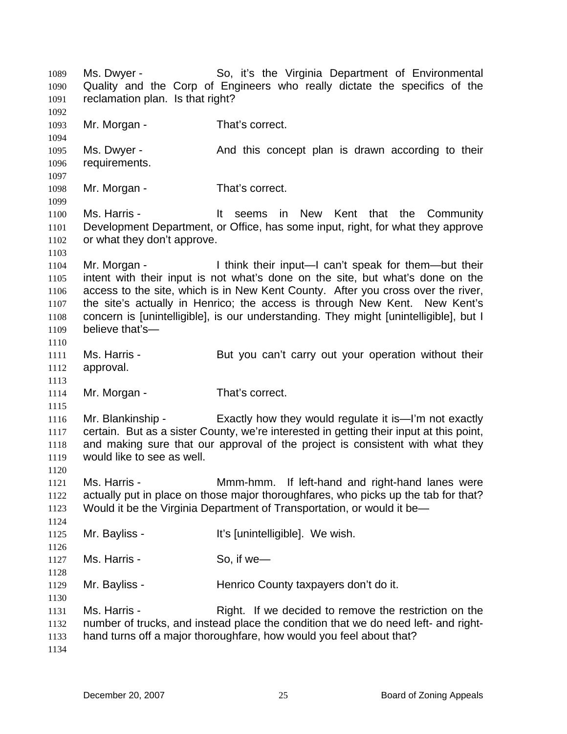Ms. Dwyer - So, it's the Virginia Department of Environmental Quality and the Corp of Engineers who really dictate the specifics of the reclamation plan. Is that right?

Mr. Morgan - That's correct.

Ms. Dwyer - And this concept plan is drawn according to their requirements.

Mr. Morgan - That's correct.

Ms. Harris - It seems in New Kent that the Community Development Department, or Office, has some input, right, for what they approve or what they don't approve.

Mr. Morgan - I think their input—I can't speak for them—but their intent with their input is not what's done on the site, but what's done on the access to the site, which is in New Kent County. After you cross over the river, the site's actually in Henrico; the access is through New Kent. New Kent's concern is [unintelligible], is our understanding. They might [unintelligible], but I believe that's—

Ms. Harris - But you can't carry out your operation without their approval.

Mr. Morgan - That's correct.

Mr. Blankinship - Exactly how they would regulate it is—I'm not exactly certain. But as a sister County, we're interested in getting their input at this point, and making sure that our approval of the project is consistent with what they would like to see as well.

Ms. Harris - Mmm-hmm. If left-hand and right-hand lanes were actually put in place on those major thoroughfares, who picks up the tab for that? Would it be the Virginia Department of Transportation, or would it be—

Mr. Bayliss - It's [unintelligible]. We wish.

Ms. Harris - So, if we—

Mr. Bayliss - Henrico County taxpayers don't do it.

Ms. Harris - Right. If we decided to remove the restriction on the number of trucks, and instead place the condition that we do need left- and right-hand turns off a major thoroughfare, how would you feel about that?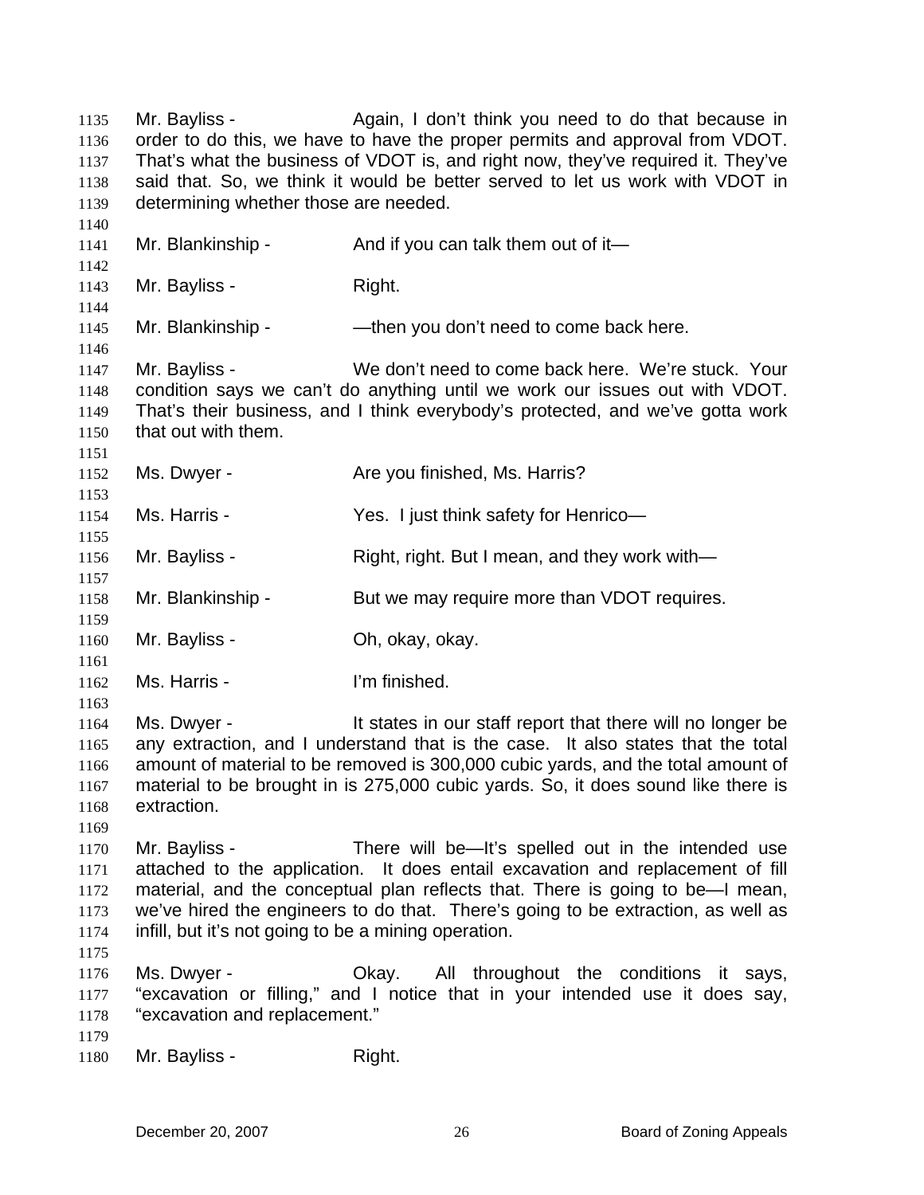Mr. Bayliss - Again, I don't think you need to do that because in order to do this, we have to have the proper permits and approval from VDOT. That's what the business of VDOT is, and right now, they've required it. They've said that. So, we think it would be better served to let us work with VDOT in determining whether those are needed.

Mr. Blankinship - And if you can talk them out of it—

Mr. Bayliss - Right.

Mr. Blankinship - —then you don't need to come back here.

Mr. Bayliss - We don't need to come back here. We're stuck. Your condition says we can't do anything until we work our issues out with VDOT. That's their business, and I think everybody's protected, and we've gotta work that out with them.

Ms. Dwyer - Are you finished, Ms. Harris?

Ms. Harris - Yes. I just think safety for Henrico—

Mr. Bayliss - Right, right. But I mean, and they work with—

Mr. Blankinship - But we may require more than VDOT requires.

Mr. Bayliss - Oh, okay, okay.

Ms. Harris - I'm finished.

Ms. Dwyer - It states in our staff report that there will no longer be any extraction, and I understand that is the case. It also states that the total amount of material to be removed is 300,000 cubic yards, and the total amount of material to be brought in is 275,000 cubic yards. So, it does sound like there is extraction.

Mr. Bayliss - There will be—It's spelled out in the intended use attached to the application. It does entail excavation and replacement of fill material, and the conceptual plan reflects that. There is going to be—I mean, we've hired the engineers to do that. There's going to be extraction, as well as infill, but it's not going to be a mining operation.

Ms. Dwyer - Okay. All throughout the conditions it says, "excavation or filling," and I notice that in your intended use it does say, "excavation and replacement."

Mr. Bayliss - Right.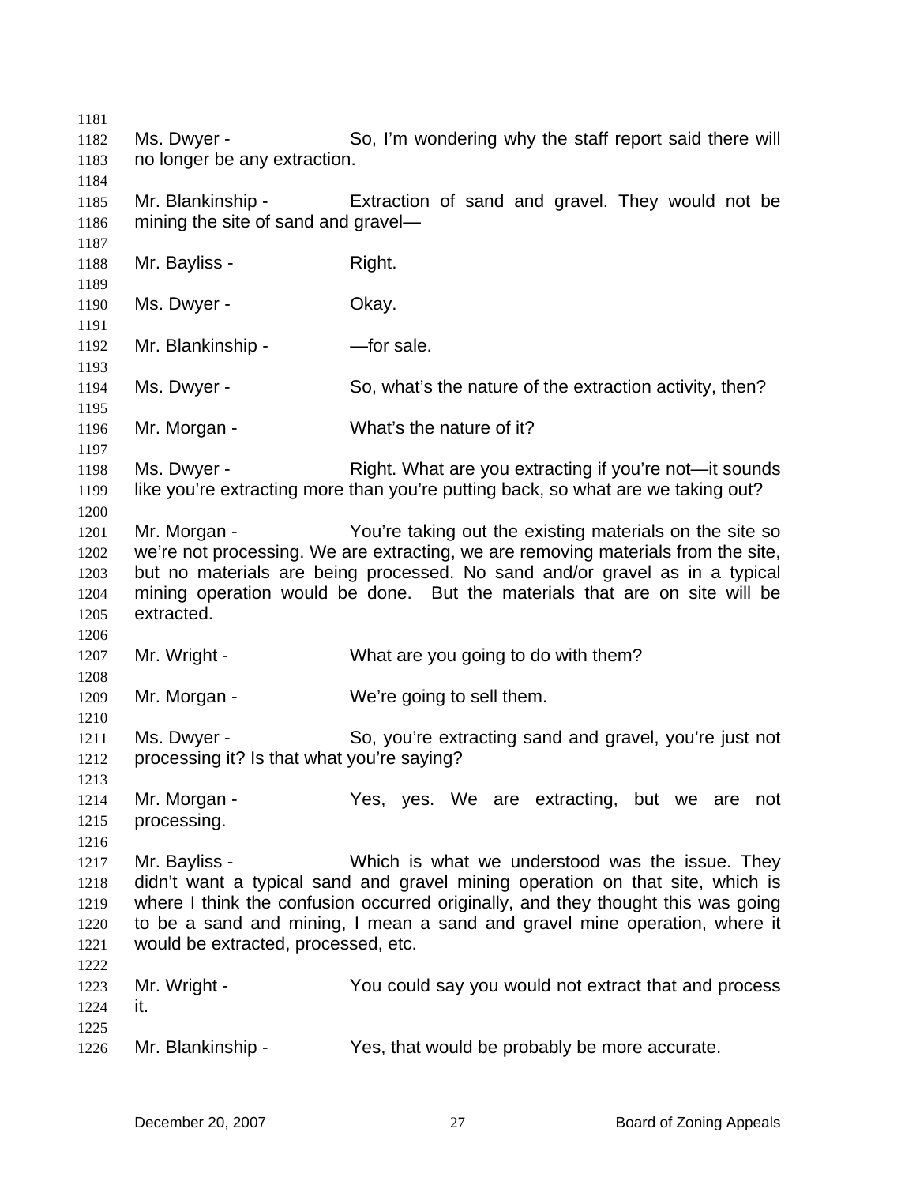Ms. Dwyer - So, I'm wondering why the staff report said there will no longer be any extraction.

Mr. Blankinship - Extraction of sand and gravel. They would not be mining the site of sand and gravel—

Mr. Bayliss - Right.

Ms. Dwyer - Okay.

Mr. Blankinship - —for sale.

Ms. Dwyer - So, what's the nature of the extraction activity, then?

Mr. Morgan - What's the nature of it?

Ms. Dwyer - Right. What are you extracting if you're not—it sounds like you're extracting more than you're putting back, so what are we taking out?

Mr. Morgan - You're taking out the existing materials on the site so we're not processing. We are extracting, we are removing materials from the site, but no materials are being processed. No sand and/or gravel as in a typical mining operation would be done. But the materials that are on site will be extracted.

Mr. Wright - What are you going to do with them?

Mr. Morgan - We're going to sell them.

Ms. Dwyer - So, you're extracting sand and gravel, you're just not processing it? Is that what you're saying?

Mr. Morgan - Yes, yes. We are extracting, but we are not processing.

Mr. Bayliss - Which is what we understood was the issue. They didn't want a typical sand and gravel mining operation on that site, which is where I think the confusion occurred originally, and they thought this was going to be a sand and mining, I mean a sand and gravel mine operation, where it would be extracted, processed, etc.

Mr. Wright - You could say you would not extract that and process it.

Mr. Blankinship - Yes, that would be probably be more accurate.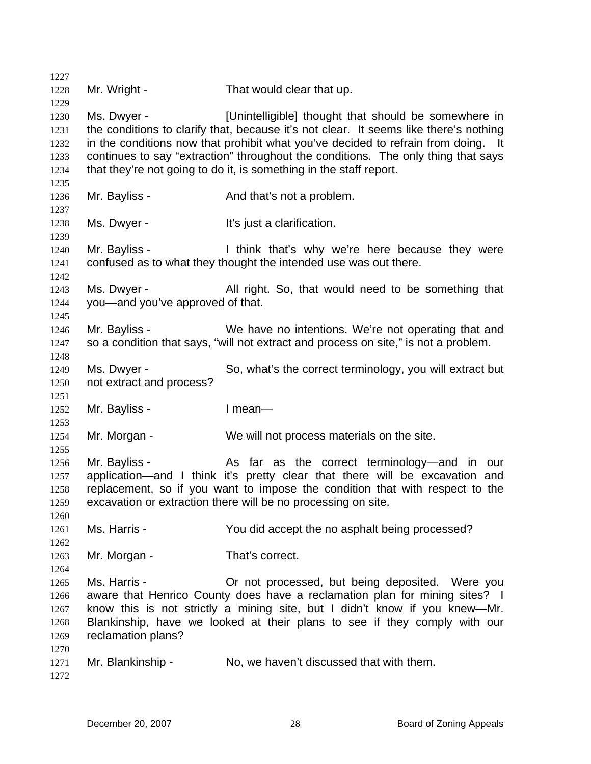Mr. Wright - That would clear that up.

Ms. Dwyer - [Unintelligible] thought that should be somewhere in the conditions to clarify that, because it's not clear. It seems like there's nothing in the conditions now that prohibit what you've decided to refrain from doing. It continues to say "extraction" throughout the conditions. The only thing that says that they're not going to do it, is something in the staff report.

Mr. Bayliss - And that's not a problem.

Ms. Dwyer - It's just a clarification.

Mr. Bayliss - I think that's why we're here because they were confused as to what they thought the intended use was out there.

Ms. Dwyer - All right. So, that would need to be something that you—and you've approved of that.

Mr. Bayliss - We have no intentions. We're not operating that and so a condition that says, "will not extract and process on site," is not a problem.

Ms. Dwyer - So, what's the correct terminology, you will extract but not extract and process?

Mr. Bayliss - I mean—

Mr. Morgan - We will not process materials on the site.

Mr. Bayliss - As far as the correct terminology—and in our application—and I think it's pretty clear that there will be excavation and replacement, so if you want to impose the condition that with respect to the excavation or extraction there will be no processing on site.

Ms. Harris - You did accept the no asphalt being processed?

Mr. Morgan - That's correct.

Ms. Harris - Or not processed, but being deposited. Were you aware that Henrico County does have a reclamation plan for mining sites? I know this is not strictly a mining site, but I didn't know if you knew—Mr. Blankinship, have we looked at their plans to see if they comply with our reclamation plans?

Mr. Blankinship - No, we haven't discussed that with them.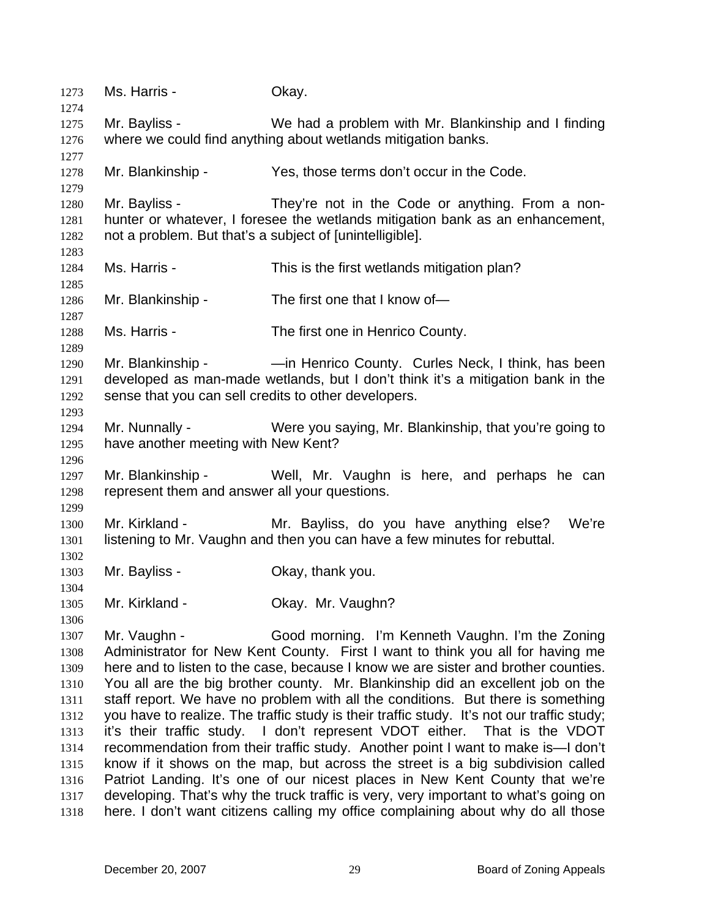1273 Ms. Harris - Okay.

1275 Mr. Bayliss - We had a problem with Mr. Blankinship and I finding
1276 where we could find anything about wetlands mitigation banks.

1278 Mr. Blankinship - Yes, those terms don't occur in the Code.

1280 Mr. Bayliss - They're not in the Code or anything. From a non-
1281 hunter or whatever, I foresee the wetlands mitigation bank as an enhancement,
1282 not a problem. But that's a subject of [unintelligible].

1284 Ms. Harris - This is the first wetlands mitigation plan?

1286 Mr. Blankinship - The first one that I know of—

1288 Ms. Harris - The first one in Henrico County.

1290 Mr. Blankinship - —in Henrico County. Curles Neck, I think, has been
1291 developed as man-made wetlands, but I don't think it's a mitigation bank in the
1292 sense that you can sell credits to other developers.

1294 Mr. Nunnally - Were you saying, Mr. Blankinship, that you're going to
1295 have another meeting with New Kent?

1297 Mr. Blankinship - Well, Mr. Vaughn is here, and perhaps he can
1298 represent them and answer all your questions.

1300 Mr. Kirkland - Mr. Bayliss, do you have anything else? We're
1301 listening to Mr. Vaughn and then you can have a few minutes for rebuttal.

1303 Mr. Bayliss - Okay, thank you.

1305 Mr. Kirkland - Okay. Mr. Vaughn?

1307 Mr. Vaughn - Good morning. I'm Kenneth Vaughn. I'm the Zoning
1308 Administrator for New Kent County. First I want to think you all for having me
1309 here and to listen to the case, because I know we are sister and brother counties.
1310 You all are the big brother county. Mr. Blankinship did an excellent job on the
1311 staff report. We have no problem with all the conditions. But there is something
1312 you have to realize. The traffic study is their traffic study. It's not our traffic study;
1313 it's their traffic study. I don't represent VDOT either. That is the VDOT
1314 recommendation from their traffic study. Another point I want to make is—I don't
1315 know if it shows on the map, but across the street is a big subdivision called
1316 Patriot Landing. It's one of our nicest places in New Kent County that we're
1317 developing. That's why the truck traffic is very, very important to what's going on
1318 here. I don't want citizens calling my office complaining about why do all those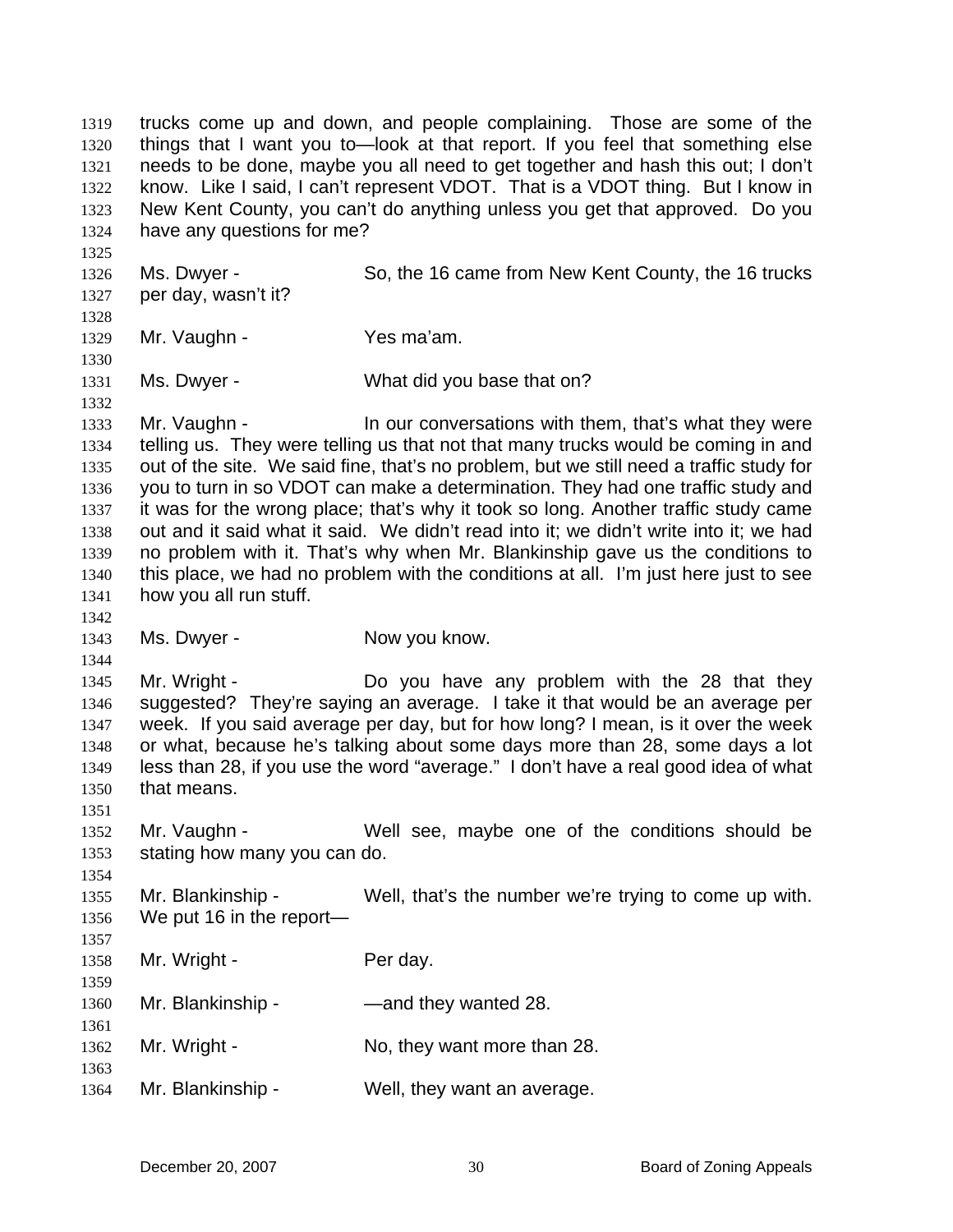trucks come up and down, and people complaining. Those are some of the things that I want you to—look at that report. If you feel that something else needs to be done, maybe you all need to get together and hash this out; I don't know. Like I said, I can't represent VDOT. That is a VDOT thing. But I know in New Kent County, you can't do anything unless you get that approved. Do you have any questions for me?

Ms. Dwyer - So, the 16 came from New Kent County, the 16 trucks per day, wasn't it?

Mr. Vaughn - Yes ma'am.

Ms. Dwyer - What did you base that on?

Mr. Vaughn - In our conversations with them, that's what they were telling us. They were telling us that not that many trucks would be coming in and out of the site. We said fine, that's no problem, but we still need a traffic study for you to turn in so VDOT can make a determination. They had one traffic study and it was for the wrong place; that's why it took so long. Another traffic study came out and it said what it said. We didn't read into it; we didn't write into it; we had no problem with it. That's why when Mr. Blankinship gave us the conditions to this place, we had no problem with the conditions at all. I'm just here just to see how you all run stuff.

Ms. Dwyer - Now you know.

Mr. Wright - Do you have any problem with the 28 that they suggested? They're saying an average. I take it that would be an average per week. If you said average per day, but for how long? I mean, is it over the week or what, because he's talking about some days more than 28, some days a lot less than 28, if you use the word "average." I don't have a real good idea of what that means.

Mr. Vaughn - Well see, maybe one of the conditions should be stating how many you can do.

Mr. Blankinship - Well, that's the number we're trying to come up with. We put 16 in the report—

Mr. Wright - Per day.

Mr. Blankinship - —and they wanted 28.

Mr. Wright - No, they want more than 28.

Mr. Blankinship - Well, they want an average.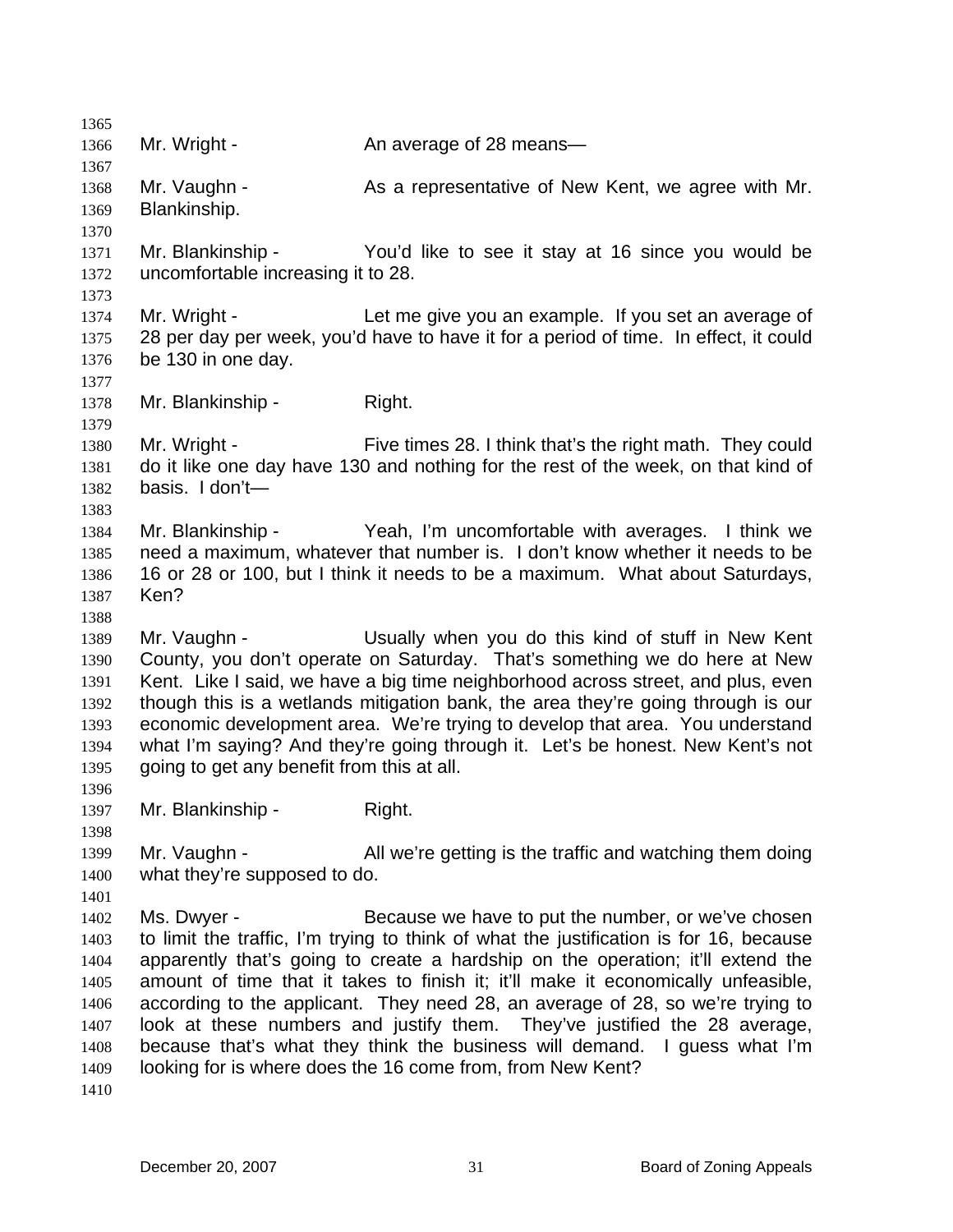Mr. Wright - An average of 28 means—

Mr. Vaughn - As a representative of New Kent, we agree with Mr. Blankinship.

Mr. Blankinship - You'd like to see it stay at 16 since you would be uncomfortable increasing it to 28.

Mr. Wright - Let me give you an example. If you set an average of 28 per day per week, you'd have to have it for a period of time. In effect, it could be 130 in one day.

Mr. Blankinship - Right.

Mr. Wright - Five times 28. I think that's the right math. They could do it like one day have 130 and nothing for the rest of the week, on that kind of basis. I don't—

Mr. Blankinship - Yeah, I'm uncomfortable with averages. I think we need a maximum, whatever that number is. I don't know whether it needs to be 16 or 28 or 100, but I think it needs to be a maximum. What about Saturdays, Ken?

Mr. Vaughn - Usually when you do this kind of stuff in New Kent County, you don't operate on Saturday. That's something we do here at New Kent. Like I said, we have a big time neighborhood across street, and plus, even though this is a wetlands mitigation bank, the area they're going through is our economic development area. We're trying to develop that area. You understand what I'm saying? And they're going through it. Let's be honest. New Kent's not going to get any benefit from this at all.

Mr. Blankinship - Right.

Mr. Vaughn - All we're getting is the traffic and watching them doing what they're supposed to do.

Ms. Dwyer - Because we have to put the number, or we've chosen to limit the traffic, I'm trying to think of what the justification is for 16, because apparently that's going to create a hardship on the operation; it'll extend the amount of time that it takes to finish it; it'll make it economically unfeasible, according to the applicant. They need 28, an average of 28, so we're trying to look at these numbers and justify them. They've justified the 28 average, because that's what they think the business will demand. I guess what I'm looking for is where does the 16 come from, from New Kent?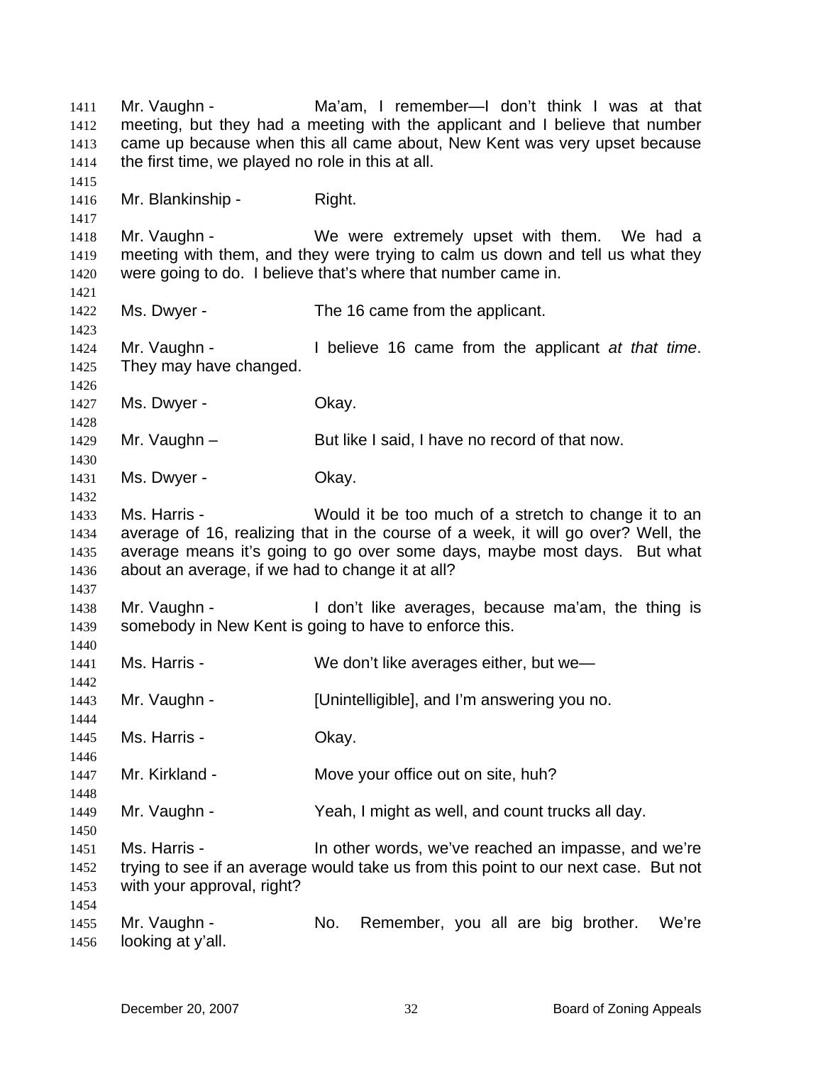Mr. Vaughn - Ma'am, I remember—I don't think I was at that meeting, but they had a meeting with the applicant and I believe that number came up because when this all came about, New Kent was very upset because the first time, we played no role in this at all.

Mr. Blankinship - Right.

Mr. Vaughn - We were extremely upset with them. We had a meeting with them, and they were trying to calm us down and tell us what they were going to do. I believe that's where that number came in.

Ms. Dwyer - The 16 came from the applicant.

Mr. Vaughn - I believe 16 came from the applicant *at that time*. They may have changed.

Ms. Dwyer - Okay.

Mr. Vaughn – But like I said, I have no record of that now.

Ms. Dwyer - Okay.

Ms. Harris - Would it be too much of a stretch to change it to an average of 16, realizing that in the course of a week, it will go over? Well, the average means it's going to go over some days, maybe most days. But what about an average, if we had to change it at all?

Mr. Vaughn - I don't like averages, because ma'am, the thing is somebody in New Kent is going to have to enforce this.

Ms. Harris - We don't like averages either, but we—

Mr. Vaughn - [Unintelligible], and I'm answering you no.

Ms. Harris - Okay.

Mr. Kirkland - Move your office out on site, huh?

Mr. Vaughn - Yeah, I might as well, and count trucks all day.

Ms. Harris - In other words, we've reached an impasse, and we're trying to see if an average would take us from this point to our next case. But not with your approval, right?

Mr. Vaughn - No. Remember, you all are big brother. We're looking at y'all.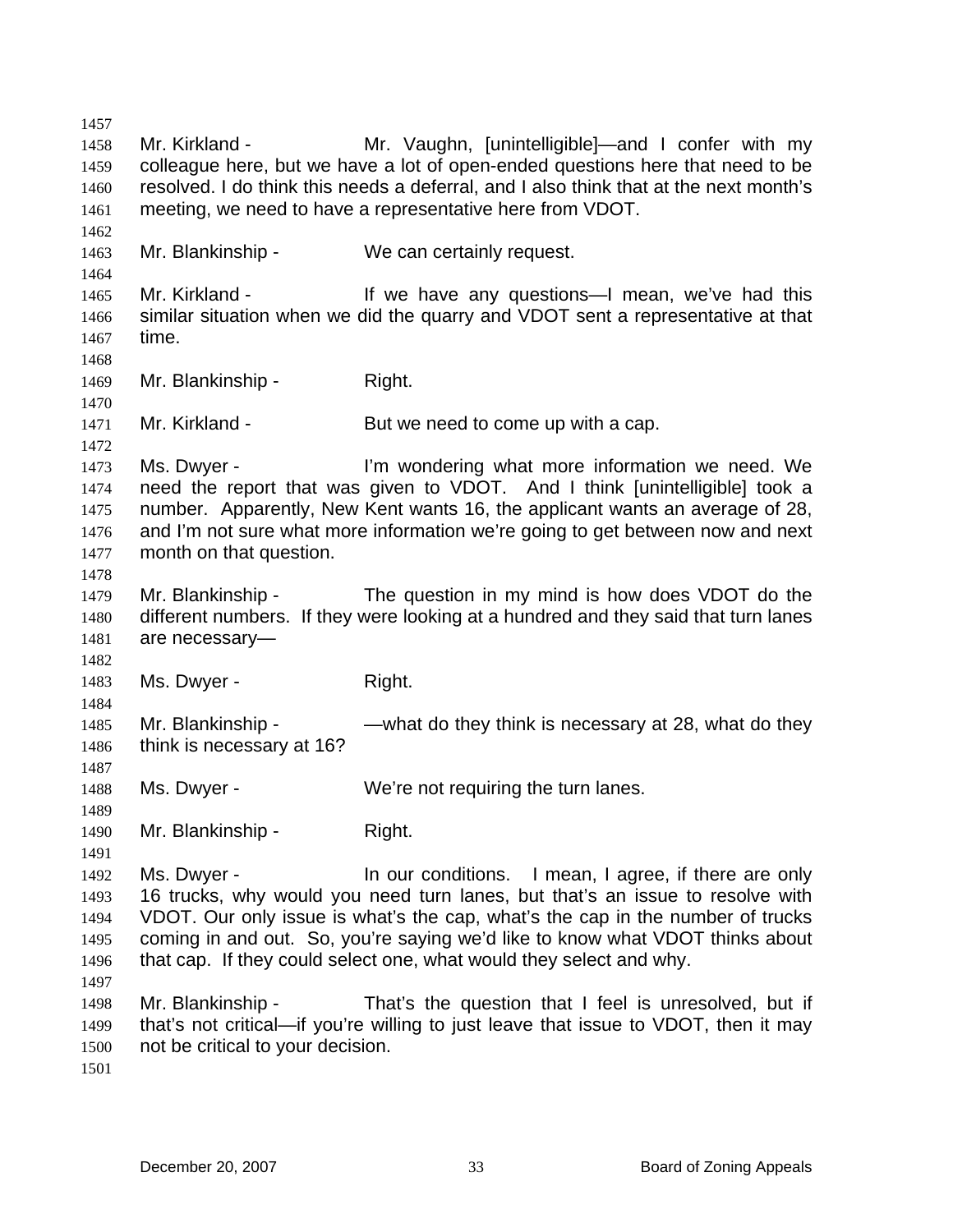Mr. Kirkland - Mr. Vaughn, [unintelligible]—and I confer with my colleague here, but we have a lot of open-ended questions here that need to be resolved. I do think this needs a deferral, and I also think that at the next month's meeting, we need to have a representative here from VDOT.

Mr. Blankinship - We can certainly request.

Mr. Kirkland - If we have any questions—I mean, we've had this similar situation when we did the quarry and VDOT sent a representative at that time.

Mr. Blankinship - Right.

Mr. Kirkland - But we need to come up with a cap.

Ms. Dwyer - I'm wondering what more information we need. We need the report that was given to VDOT. And I think [unintelligible] took a number. Apparently, New Kent wants 16, the applicant wants an average of 28, and I'm not sure what more information we're going to get between now and next month on that question.

Mr. Blankinship - The question in my mind is how does VDOT do the different numbers. If they were looking at a hundred and they said that turn lanes are necessary—

Ms. Dwyer - Right.

Mr. Blankinship - —what do they think is necessary at 28, what do they think is necessary at 16?

Ms. Dwyer - We're not requiring the turn lanes.

Mr. Blankinship - Right.

Ms. Dwyer - In our conditions. I mean, I agree, if there are only 16 trucks, why would you need turn lanes, but that's an issue to resolve with VDOT. Our only issue is what's the cap, what's the cap in the number of trucks coming in and out. So, you're saying we'd like to know what VDOT thinks about that cap. If they could select one, what would they select and why.

Mr. Blankinship - That's the question that I feel is unresolved, but if that's not critical—if you're willing to just leave that issue to VDOT, then it may not be critical to your decision.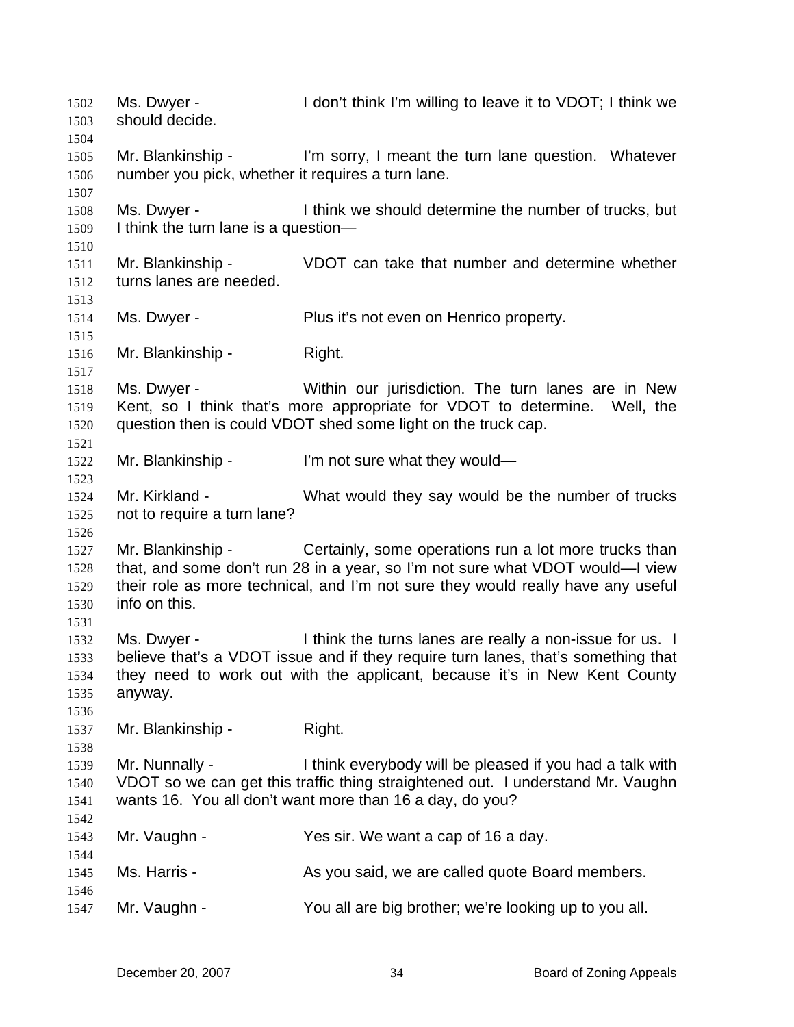1502 Ms. Dwyer - I don't think I'm willing to leave it to VDOT; I think we
1503 should decide.
1504
1505 Mr. Blankinship - I'm sorry, I meant the turn lane question. Whatever
1506 number you pick, whether it requires a turn lane.
1507
1508 Ms. Dwyer - I think we should determine the number of trucks, but
1509 I think the turn lane is a question—
1510
1511 Mr. Blankinship - VDOT can take that number and determine whether
1512 turns lanes are needed.
1513
1514 Ms. Dwyer - Plus it's not even on Henrico property.
1515
1516 Mr. Blankinship - Right.
1517
1518 Ms. Dwyer - Within our jurisdiction. The turn lanes are in New
1519 Kent, so I think that's more appropriate for VDOT to determine. Well, the
1520 question then is could VDOT shed some light on the truck cap.
1521
1522 Mr. Blankinship - I'm not sure what they would—
1523
1524 Mr. Kirkland - What would they say would be the number of trucks
1525 not to require a turn lane?
1526
1527 Mr. Blankinship - Certainly, some operations run a lot more trucks than
1528 that, and some don't run 28 in a year, so I'm not sure what VDOT would—I view
1529 their role as more technical, and I'm not sure they would really have any useful
1530 info on this.
1531
1532 Ms. Dwyer - I think the turns lanes are really a non-issue for us. I
1533 believe that's a VDOT issue and if they require turn lanes, that's something that
1534 they need to work out with the applicant, because it's in New Kent County
1535 anyway.
1536
1537 Mr. Blankinship - Right.
1538
1539 Mr. Nunnally - I think everybody will be pleased if you had a talk with
1540 VDOT so we can get this traffic thing straightened out. I understand Mr. Vaughn
1541 wants 16. You all don't want more than 16 a day, do you?
1542
1543 Mr. Vaughn - Yes sir. We want a cap of 16 a day.
1544
1545 Ms. Harris - As you said, we are called quote Board members.
1546
1547 Mr. Vaughn - You all are big brother; we're looking up to you all.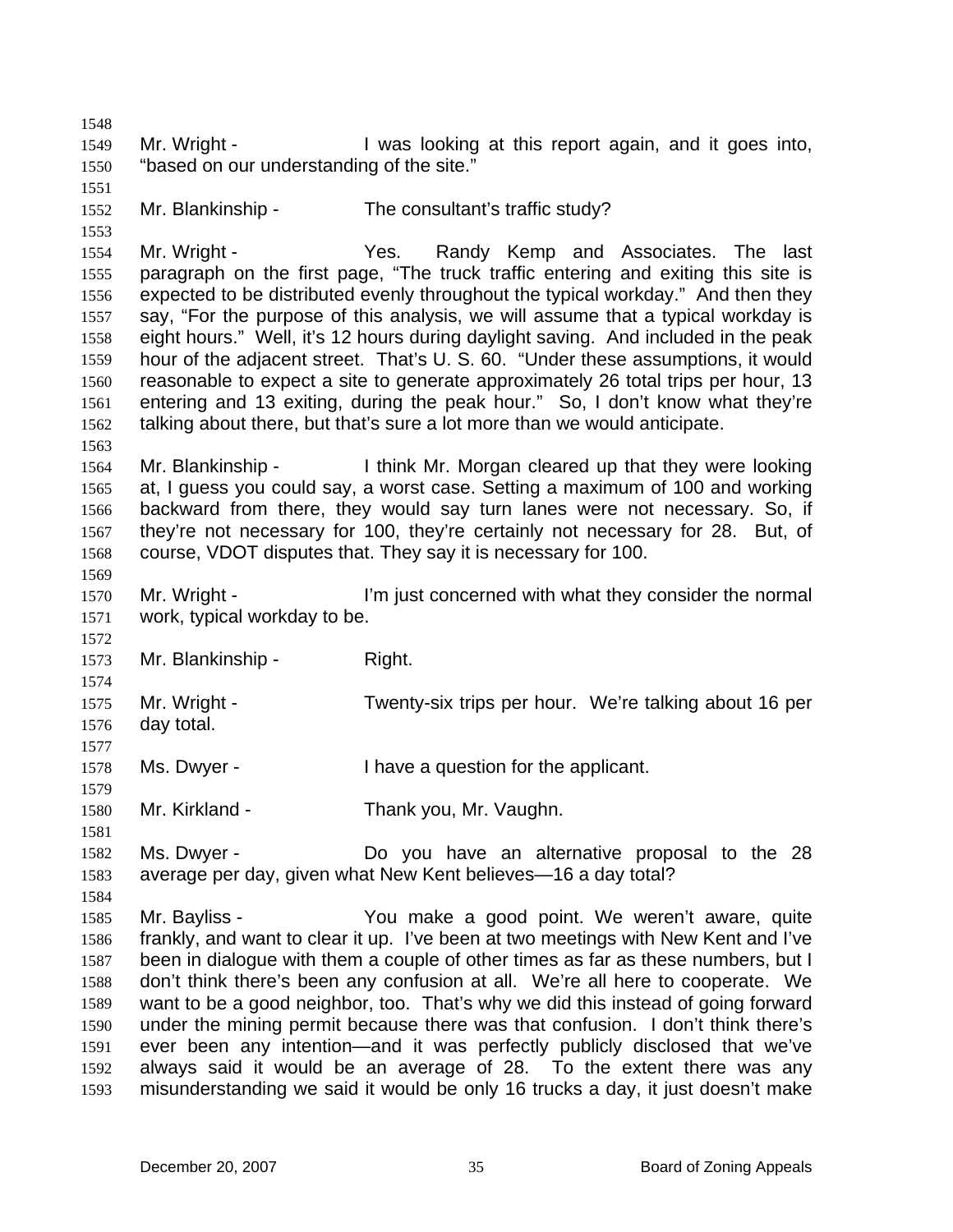Mr. Wright - I was looking at this report again, and it goes into, "based on our understanding of the site."

Mr. Blankinship - The consultant's traffic study?

Mr. Wright - Yes. Randy Kemp and Associates. The last paragraph on the first page, "The truck traffic entering and exiting this site is expected to be distributed evenly throughout the typical workday." And then they say, "For the purpose of this analysis, we will assume that a typical workday is eight hours." Well, it's 12 hours during daylight saving. And included in the peak hour of the adjacent street. That's U. S. 60. "Under these assumptions, it would reasonable to expect a site to generate approximately 26 total trips per hour, 13 entering and 13 exiting, during the peak hour." So, I don't know what they're talking about there, but that's sure a lot more than we would anticipate.

Mr. Blankinship - I think Mr. Morgan cleared up that they were looking at, I guess you could say, a worst case. Setting a maximum of 100 and working backward from there, they would say turn lanes were not necessary. So, if they're not necessary for 100, they're certainly not necessary for 28. But, of course, VDOT disputes that. They say it is necessary for 100.

Mr. Wright - I'm just concerned with what they consider the normal work, typical workday to be.

Mr. Blankinship - Right.

Mr. Wright - Twenty-six trips per hour. We're talking about 16 per day total.

Ms. Dwyer - I have a question for the applicant.

Mr. Kirkland - Thank you, Mr. Vaughn.

Ms. Dwyer - Do you have an alternative proposal to the 28 average per day, given what New Kent believes—16 a day total?

Mr. Bayliss - You make a good point. We weren't aware, quite frankly, and want to clear it up. I've been at two meetings with New Kent and I've been in dialogue with them a couple of other times as far as these numbers, but I don't think there's been any confusion at all. We're all here to cooperate. We want to be a good neighbor, too. That's why we did this instead of going forward under the mining permit because there was that confusion. I don't think there's ever been any intention—and it was perfectly publicly disclosed that we've always said it would be an average of 28. To the extent there was any misunderstanding we said it would be only 16 trucks a day, it just doesn't make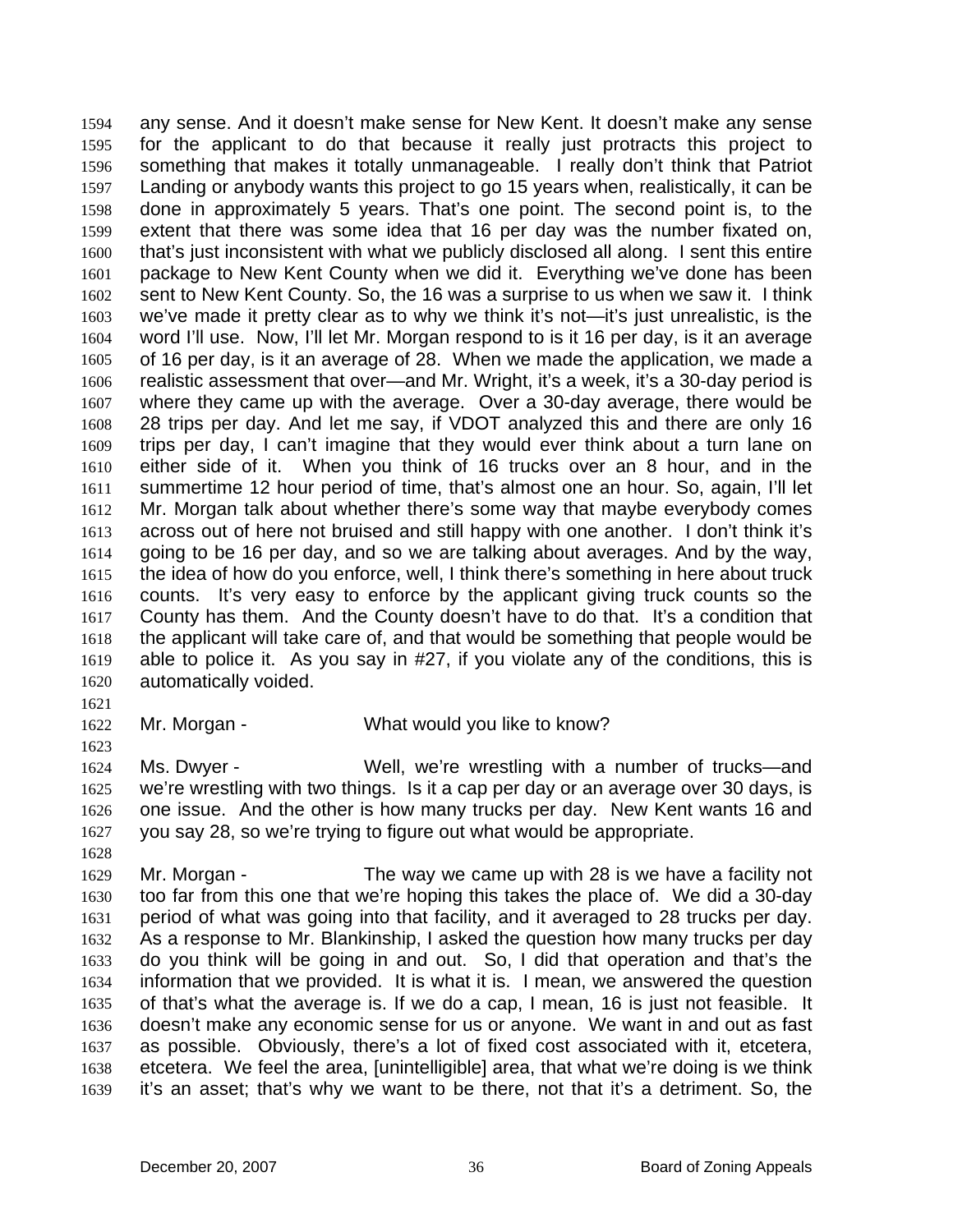any sense. And it doesn't make sense for New Kent. It doesn't make any sense for the applicant to do that because it really just protracts this project to something that makes it totally unmanageable. I really don't think that Patriot Landing or anybody wants this project to go 15 years when, realistically, it can be done in approximately 5 years. That's one point. The second point is, to the extent that there was some idea that 16 per day was the number fixated on, that's just inconsistent with what we publicly disclosed all along. I sent this entire package to New Kent County when we did it. Everything we've done has been sent to New Kent County. So, the 16 was a surprise to us when we saw it. I think we've made it pretty clear as to why we think it's not—it's just unrealistic, is the word I'll use. Now, I'll let Mr. Morgan respond to is it 16 per day, is it an average of 16 per day, is it an average of 28. When we made the application, we made a realistic assessment that over—and Mr. Wright, it's a week, it's a 30-day period is where they came up with the average. Over a 30-day average, there would be 28 trips per day. And let me say, if VDOT analyzed this and there are only 16 trips per day, I can't imagine that they would ever think about a turn lane on either side of it. When you think of 16 trucks over an 8 hour, and in the summertime 12 hour period of time, that's almost one an hour. So, again, I'll let Mr. Morgan talk about whether there's some way that maybe everybody comes across out of here not bruised and still happy with one another. I don't think it's going to be 16 per day, and so we are talking about averages. And by the way, the idea of how do you enforce, well, I think there's something in here about truck counts. It's very easy to enforce by the applicant giving truck counts so the County has them. And the County doesn't have to do that. It's a condition that the applicant will take care of, and that would be something that people would be able to police it. As you say in #27, if you violate any of the conditions, this is automatically voided.

Mr. Morgan - What would you like to know?

Ms. Dwyer - Well, we're wrestling with a number of trucks—and we're wrestling with two things. Is it a cap per day or an average over 30 days, is one issue. And the other is how many trucks per day. New Kent wants 16 and you say 28, so we're trying to figure out what would be appropriate.

Mr. Morgan - The way we came up with 28 is we have a facility not too far from this one that we're hoping this takes the place of. We did a 30-day period of what was going into that facility, and it averaged to 28 trucks per day. As a response to Mr. Blankinship, I asked the question how many trucks per day do you think will be going in and out. So, I did that operation and that's the information that we provided. It is what it is. I mean, we answered the question of that's what the average is. If we do a cap, I mean, 16 is just not feasible. It doesn't make any economic sense for us or anyone. We want in and out as fast as possible. Obviously, there's a lot of fixed cost associated with it, etcetera, etcetera. We feel the area, [unintelligible] area, that what we're doing is we think it's an asset; that's why we want to be there, not that it's a detriment. So, the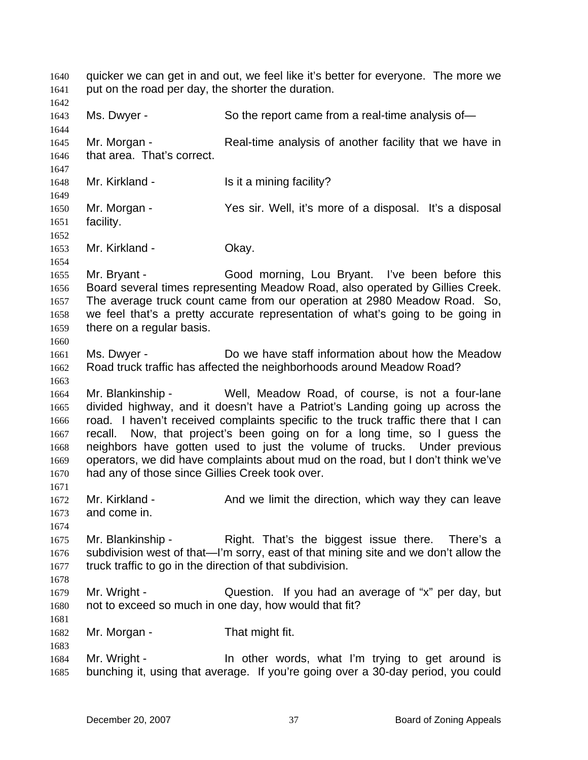quicker we can get in and out, we feel like it's better for everyone. The more we put on the road per day, the shorter the duration.

Ms. Dwyer - So the report came from a real-time analysis of—

Mr. Morgan - Real-time analysis of another facility that we have in that area. That's correct.

Mr. Kirkland - Is it a mining facility?

Mr. Morgan - Yes sir. Well, it's more of a disposal. It's a disposal facility.

Mr. Kirkland - Okay.

Mr. Bryant - Good morning, Lou Bryant. I've been before this Board several times representing Meadow Road, also operated by Gillies Creek. The average truck count came from our operation at 2980 Meadow Road. So, we feel that's a pretty accurate representation of what's going to be going in there on a regular basis.

Ms. Dwyer - Do we have staff information about how the Meadow Road truck traffic has affected the neighborhoods around Meadow Road?

Mr. Blankinship - Well, Meadow Road, of course, is not a four-lane divided highway, and it doesn't have a Patriot's Landing going up across the road. I haven't received complaints specific to the truck traffic there that I can recall. Now, that project's been going on for a long time, so I guess the neighbors have gotten used to just the volume of trucks. Under previous operators, we did have complaints about mud on the road, but I don't think we've had any of those since Gillies Creek took over.

Mr. Kirkland - And we limit the direction, which way they can leave and come in.

Mr. Blankinship - Right. That's the biggest issue there. There's a subdivision west of that—I'm sorry, east of that mining site and we don't allow the truck traffic to go in the direction of that subdivision.

Mr. Wright - Question. If you had an average of "x" per day, but not to exceed so much in one day, how would that fit?

Mr. Morgan - That might fit.

Mr. Wright - In other words, what I'm trying to get around is bunching it, using that average. If you're going over a 30-day period, you could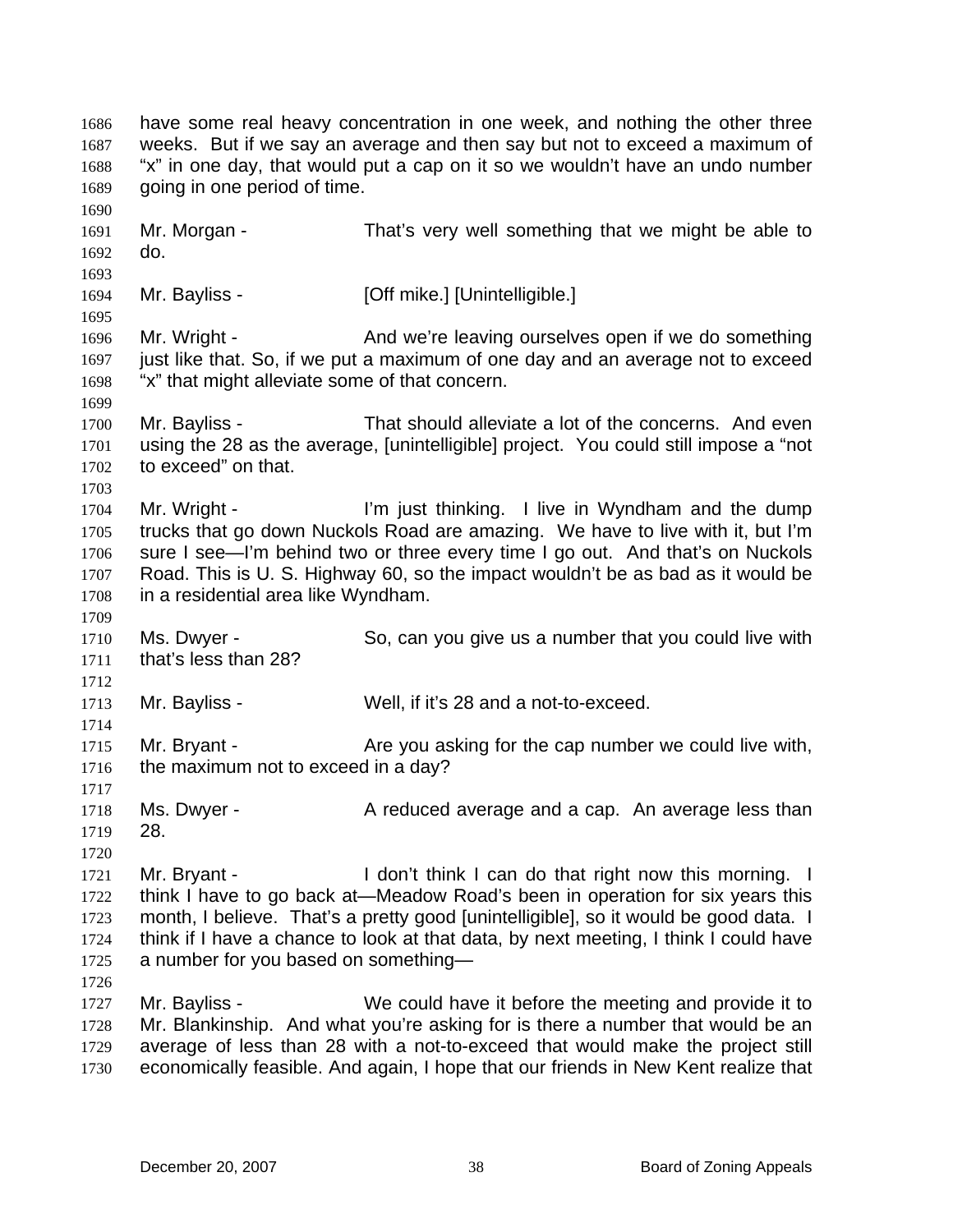have some real heavy concentration in one week, and nothing the other three weeks. But if we say an average and then say but not to exceed a maximum of "x" in one day, that would put a cap on it so we wouldn't have an undo number going in one period of time.

Mr. Morgan - That's very well something that we might be able to do.

Mr. Bayliss - [Off mike.] [Unintelligible.]

Mr. Wright - And we're leaving ourselves open if we do something just like that. So, if we put a maximum of one day and an average not to exceed "x" that might alleviate some of that concern.

Mr. Bayliss - That should alleviate a lot of the concerns. And even using the 28 as the average, [unintelligible] project. You could still impose a "not to exceed" on that.

Mr. Wright - I'm just thinking. I live in Wyndham and the dump trucks that go down Nuckols Road are amazing. We have to live with it, but I'm sure I see—I'm behind two or three every time I go out. And that's on Nuckols Road. This is U. S. Highway 60, so the impact wouldn't be as bad as it would be in a residential area like Wyndham.

Ms. Dwyer - So, can you give us a number that you could live with that's less than 28?

Mr. Bayliss - Well, if it's 28 and a not-to-exceed.

Mr. Bryant - Are you asking for the cap number we could live with, the maximum not to exceed in a day?

Ms. Dwyer - A reduced average and a cap. An average less than 28.

Mr. Bryant - I don't think I can do that right now this morning. I think I have to go back at—Meadow Road's been in operation for six years this month, I believe. That's a pretty good [unintelligible], so it would be good data. I think if I have a chance to look at that data, by next meeting, I think I could have a number for you based on something—

Mr. Bayliss - We could have it before the meeting and provide it to Mr. Blankinship. And what you're asking for is there a number that would be an average of less than 28 with a not-to-exceed that would make the project still economically feasible. And again, I hope that our friends in New Kent realize that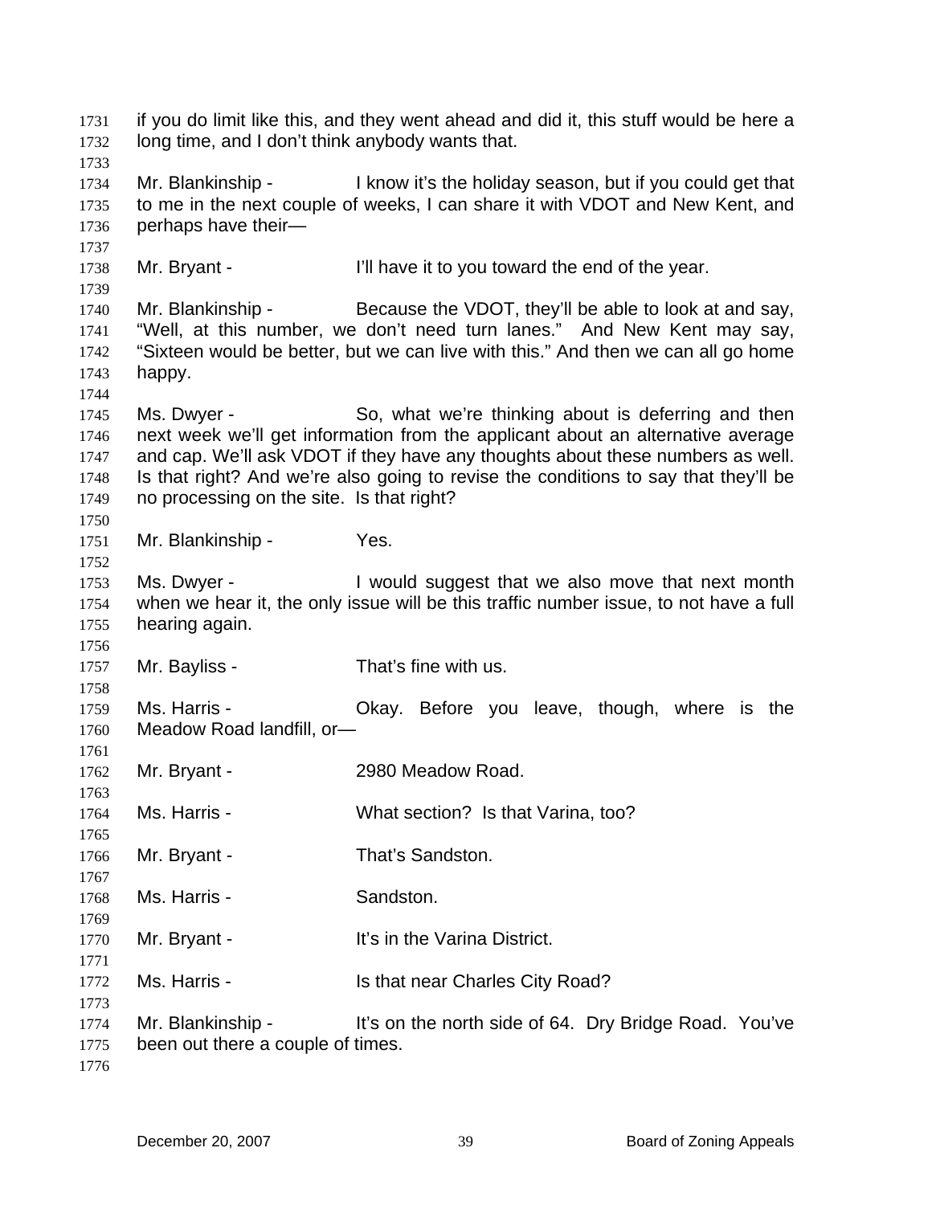if you do limit like this, and they went ahead and did it, this stuff would be here a long time, and I don't think anybody wants that.

Mr. Blankinship - I know it's the holiday season, but if you could get that to me in the next couple of weeks, I can share it with VDOT and New Kent, and perhaps have their—

Mr. Bryant - I'll have it to you toward the end of the year.

Mr. Blankinship - Because the VDOT, they'll be able to look at and say, "Well, at this number, we don't need turn lanes." And New Kent may say, "Sixteen would be better, but we can live with this." And then we can all go home happy.

Ms. Dwyer - So, what we're thinking about is deferring and then next week we'll get information from the applicant about an alternative average and cap. We'll ask VDOT if they have any thoughts about these numbers as well. Is that right? And we're also going to revise the conditions to say that they'll be no processing on the site. Is that right?

Mr. Blankinship - Yes.

Ms. Dwyer - I would suggest that we also move that next month when we hear it, the only issue will be this traffic number issue, to not have a full hearing again.

Mr. Bayliss - That's fine with us.

Ms. Harris - Okay. Before you leave, though, where is the Meadow Road landfill, or—

Mr. Bryant - 2980 Meadow Road.

Ms. Harris - What section? Is that Varina, too?

Mr. Bryant - That's Sandston.

Ms. Harris - Sandston.

Mr. Bryant - It's in the Varina District.

Ms. Harris - Is that near Charles City Road?

Mr. Blankinship - It's on the north side of 64. Dry Bridge Road. You've been out there a couple of times.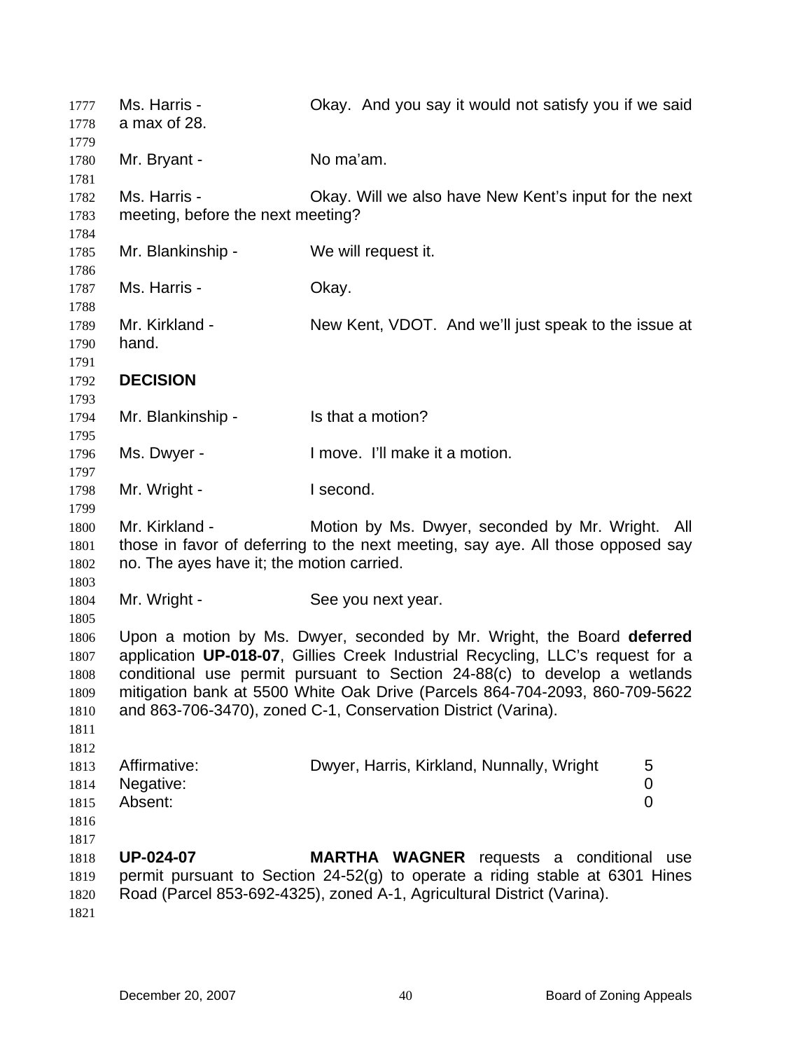Ms. Harris - Okay. And you say it would not satisfy you if we said a max of 28.

Mr. Bryant - No ma'am.

Ms. Harris - Okay. Will we also have New Kent's input for the next meeting, before the next meeting?

Mr. Blankinship - We will request it.

Ms. Harris - Okay.

Mr. Kirkland - New Kent, VDOT. And we'll just speak to the issue at hand.

**DECISION**

Mr. Blankinship - Is that a motion?

Ms. Dwyer - I move. I'll make it a motion.

Mr. Wright - I second.

Mr. Kirkland - Motion by Ms. Dwyer, seconded by Mr. Wright. All those in favor of deferring to the next meeting, say aye. All those opposed say no. The ayes have it; the motion carried.

Mr. Wright - See you next year.

Upon a motion by Ms. Dwyer, seconded by Mr. Wright, the Board **deferred** application **UP-018-07**, Gillies Creek Industrial Recycling, LLC's request for a conditional use permit pursuant to Section 24-88(c) to develop a wetlands mitigation bank at 5500 White Oak Drive (Parcels 864-704-2093, 860-709-5622 and 863-706-3470), zoned C-1, Conservation District (Varina).

| | | |
|---|---|---|
| Affirmative: | Dwyer, Harris, Kirkland, Nunnally, Wright | 5 |
| Negative: | | 0 |
| Absent: | | 0 |

**UP-024-07** **MARTHA WAGNER** requests a conditional use permit pursuant to Section 24-52(g) to operate a riding stable at 6301 Hines Road (Parcel 853-692-4325), zoned A-1, Agricultural District (Varina).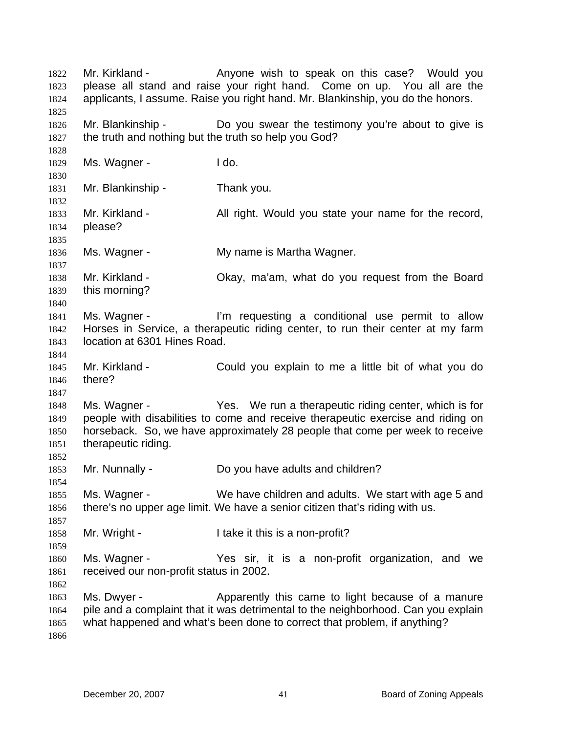Mr. Kirkland - Anyone wish to speak on this case? Would you please all stand and raise your right hand. Come on up. You all are the applicants, I assume. Raise you right hand. Mr. Blankinship, you do the honors.

Mr. Blankinship - Do you swear the testimony you're about to give is the truth and nothing but the truth so help you God?

Ms. Wagner - I do.

Mr. Blankinship - Thank you.

Mr. Kirkland - All right. Would you state your name for the record, please?

Ms. Wagner - My name is Martha Wagner.

Mr. Kirkland - Okay, ma'am, what do you request from the Board this morning?

Ms. Wagner - I'm requesting a conditional use permit to allow Horses in Service, a therapeutic riding center, to run their center at my farm location at 6301 Hines Road.

Mr. Kirkland - Could you explain to me a little bit of what you do there?

Ms. Wagner - Yes. We run a therapeutic riding center, which is for people with disabilities to come and receive therapeutic exercise and riding on horseback. So, we have approximately 28 people that come per week to receive therapeutic riding.

Mr. Nunnally - Do you have adults and children?

Ms. Wagner - We have children and adults. We start with age 5 and there's no upper age limit. We have a senior citizen that's riding with us.

Mr. Wright - I take it this is a non-profit?

Ms. Wagner - Yes sir, it is a non-profit organization, and we received our non-profit status in 2002.

Ms. Dwyer - Apparently this came to light because of a manure pile and a complaint that it was detrimental to the neighborhood. Can you explain what happened and what's been done to correct that problem, if anything?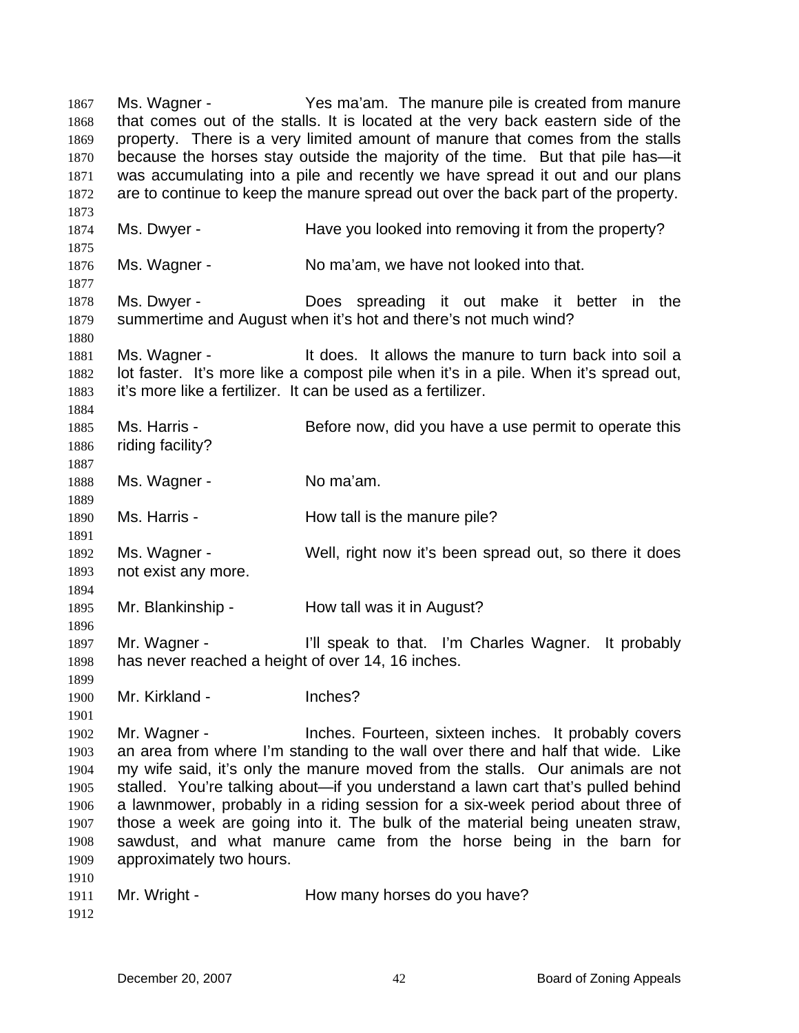Ms. Wagner - Yes ma'am. The manure pile is created from manure that comes out of the stalls. It is located at the very back eastern side of the property. There is a very limited amount of manure that comes from the stalls because the horses stay outside the majority of the time. But that pile has—it was accumulating into a pile and recently we have spread it out and our plans are to continue to keep the manure spread out over the back part of the property.

Ms. Dwyer - Have you looked into removing it from the property?

Ms. Wagner - No ma'am, we have not looked into that.

Ms. Dwyer - Does spreading it out make it better in the summertime and August when it's hot and there's not much wind?

Ms. Wagner - It does. It allows the manure to turn back into soil a lot faster. It's more like a compost pile when it's in a pile. When it's spread out, it's more like a fertilizer. It can be used as a fertilizer.

Ms. Harris - Before now, did you have a use permit to operate this riding facility?

Ms. Wagner - No ma'am.

Ms. Harris - How tall is the manure pile?

Ms. Wagner - Well, right now it's been spread out, so there it does not exist any more.

Mr. Blankinship - How tall was it in August?

Mr. Wagner - I'll speak to that. I'm Charles Wagner. It probably has never reached a height of over 14, 16 inches.

Mr. Kirkland - Inches?

Mr. Wagner - Inches. Fourteen, sixteen inches. It probably covers an area from where I'm standing to the wall over there and half that wide. Like my wife said, it's only the manure moved from the stalls. Our animals are not stalled. You're talking about—if you understand a lawn cart that's pulled behind a lawnmower, probably in a riding session for a six-week period about three of those a week are going into it. The bulk of the material being uneaten straw, sawdust, and what manure came from the horse being in the barn for approximately two hours.

Mr. Wright - How many horses do you have?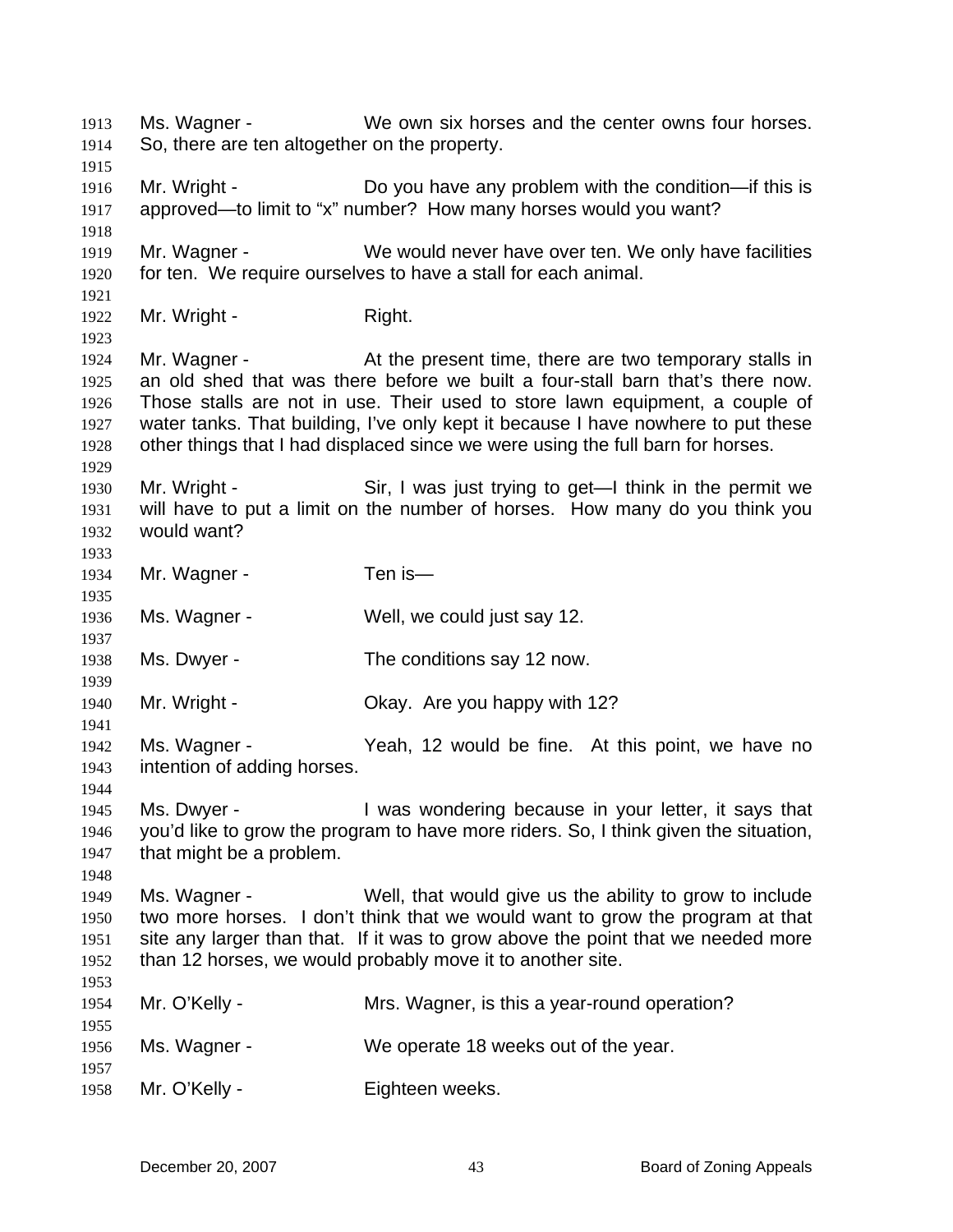Ms. Wagner - We own six horses and the center owns four horses. So, there are ten altogether on the property.

Mr. Wright - Do you have any problem with the condition—if this is approved—to limit to “x” number? How many horses would you want?

Mr. Wagner - We would never have over ten. We only have facilities for ten. We require ourselves to have a stall for each animal.

Mr. Wright - Right.

Mr. Wagner - At the present time, there are two temporary stalls in an old shed that was there before we built a four-stall barn that’s there now. Those stalls are not in use. Their used to store lawn equipment, a couple of water tanks. That building, I’ve only kept it because I have nowhere to put these other things that I had displaced since we were using the full barn for horses.

Mr. Wright - Sir, I was just trying to get—I think in the permit we will have to put a limit on the number of horses. How many do you think you would want?

Mr. Wagner - Ten is—

Ms. Wagner - Well, we could just say 12.

Ms. Dwyer - The conditions say 12 now.

Mr. Wright - Okay. Are you happy with 12?

Ms. Wagner - Yeah, 12 would be fine. At this point, we have no intention of adding horses.

Ms. Dwyer - I was wondering because in your letter, it says that you’d like to grow the program to have more riders. So, I think given the situation, that might be a problem.

Ms. Wagner - Well, that would give us the ability to grow to include two more horses. I don’t think that we would want to grow the program at that site any larger than that. If it was to grow above the point that we needed more than 12 horses, we would probably move it to another site.

Mr. O’Kelly - Mrs. Wagner, is this a year-round operation?

Ms. Wagner - We operate 18 weeks out of the year.

Mr. O’Kelly - Eighteen weeks.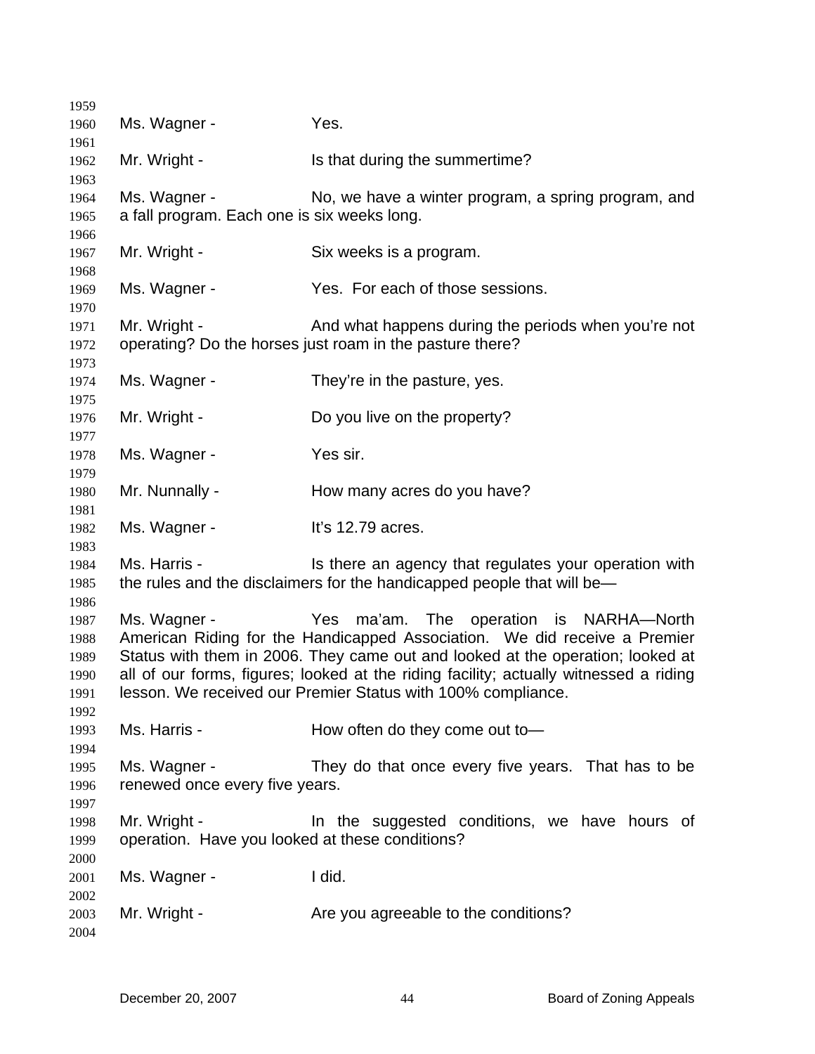Ms. Wagner - Yes.

Mr. Wright - Is that during the summertime?

Ms. Wagner - No, we have a winter program, a spring program, and a fall program. Each one is six weeks long.

Mr. Wright - Six weeks is a program.

Ms. Wagner - Yes. For each of those sessions.

Mr. Wright - And what happens during the periods when you're not operating? Do the horses just roam in the pasture there?

Ms. Wagner - They're in the pasture, yes.

Mr. Wright - Do you live on the property?

Ms. Wagner - Yes sir.

Mr. Nunnally - How many acres do you have?

Ms. Wagner - It's 12.79 acres.

Ms. Harris - Is there an agency that regulates your operation with the rules and the disclaimers for the handicapped people that will be—

Ms. Wagner - Yes ma'am. The operation is NARHA—North American Riding for the Handicapped Association. We did receive a Premier Status with them in 2006. They came out and looked at the operation; looked at all of our forms, figures; looked at the riding facility; actually witnessed a riding lesson. We received our Premier Status with 100% compliance.

Ms. Harris - How often do they come out to—

Ms. Wagner - They do that once every five years. That has to be renewed once every five years.

Mr. Wright - In the suggested conditions, we have hours of operation. Have you looked at these conditions?

Ms. Wagner - I did.

Mr. Wright - Are you agreeable to the conditions?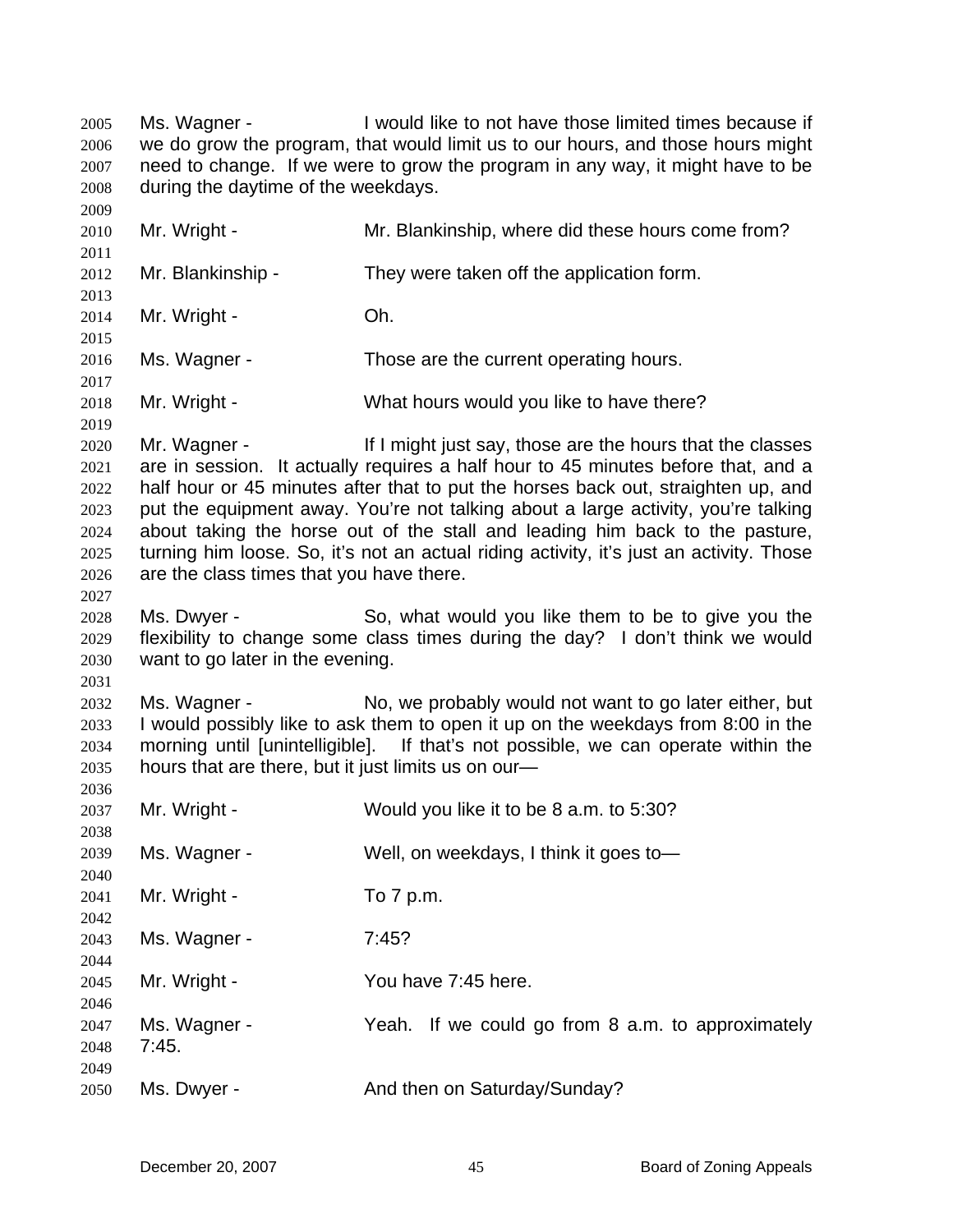Ms. Wagner - I would like to not have those limited times because if we do grow the program, that would limit us to our hours, and those hours might need to change. If we were to grow the program in any way, it might have to be during the daytime of the weekdays.

Mr. Wright - Mr. Blankinship, where did these hours come from?

Mr. Blankinship - They were taken off the application form.

Mr. Wright - Oh.

Ms. Wagner - Those are the current operating hours.

Mr. Wright - What hours would you like to have there?

Mr. Wagner - If I might just say, those are the hours that the classes are in session. It actually requires a half hour to 45 minutes before that, and a half hour or 45 minutes after that to put the horses back out, straighten up, and put the equipment away. You're not talking about a large activity, you're talking about taking the horse out of the stall and leading him back to the pasture, turning him loose. So, it's not an actual riding activity, it's just an activity. Those are the class times that you have there.

Ms. Dwyer - So, what would you like them to be to give you the flexibility to change some class times during the day? I don't think we would want to go later in the evening.

Ms. Wagner - No, we probably would not want to go later either, but I would possibly like to ask them to open it up on the weekdays from 8:00 in the morning until [unintelligible]. If that's not possible, we can operate within the hours that are there, but it just limits us on our—

Mr. Wright - Would you like it to be 8 a.m. to 5:30?

Ms. Wagner - Well, on weekdays, I think it goes to—

Mr. Wright - To 7 p.m.

Ms. Wagner - 7:45?

Mr. Wright - You have 7:45 here.

Ms. Wagner - Yeah. If we could go from 8 a.m. to approximately 7:45.

Ms. Dwyer - And then on Saturday/Sunday?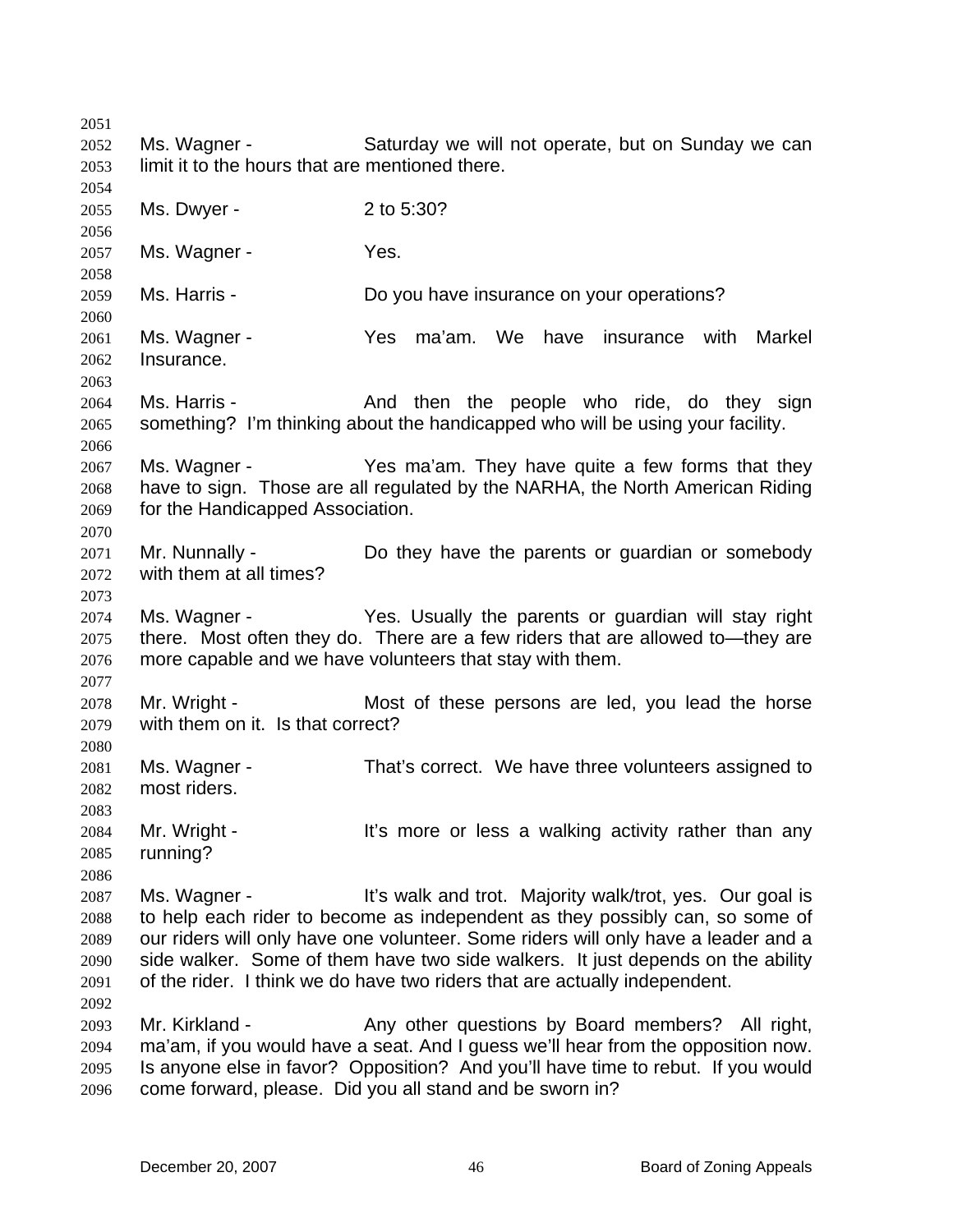Ms. Wagner - Saturday we will not operate, but on Sunday we can limit it to the hours that are mentioned there.

Ms. Dwyer - 2 to 5:30?

Ms. Wagner - Yes.

Ms. Harris - Do you have insurance on your operations?

Ms. Wagner - Yes ma'am. We have insurance with Markel Insurance.

Ms. Harris - And then the people who ride, do they sign something? I'm thinking about the handicapped who will be using your facility.

Ms. Wagner - Yes ma'am. They have quite a few forms that they have to sign. Those are all regulated by the NARHA, the North American Riding for the Handicapped Association.

Mr. Nunnally - Do they have the parents or guardian or somebody with them at all times?

Ms. Wagner - Yes. Usually the parents or guardian will stay right there. Most often they do. There are a few riders that are allowed to—they are more capable and we have volunteers that stay with them.

Mr. Wright - Most of these persons are led, you lead the horse with them on it. Is that correct?

Ms. Wagner - That's correct. We have three volunteers assigned to most riders.

Mr. Wright - It's more or less a walking activity rather than any running?

Ms. Wagner - It's walk and trot. Majority walk/trot, yes. Our goal is to help each rider to become as independent as they possibly can, so some of our riders will only have one volunteer. Some riders will only have a leader and a side walker. Some of them have two side walkers. It just depends on the ability of the rider. I think we do have two riders that are actually independent.

Mr. Kirkland - Any other questions by Board members? All right, ma'am, if you would have a seat. And I guess we'll hear from the opposition now. Is anyone else in favor? Opposition? And you'll have time to rebut. If you would come forward, please. Did you all stand and be sworn in?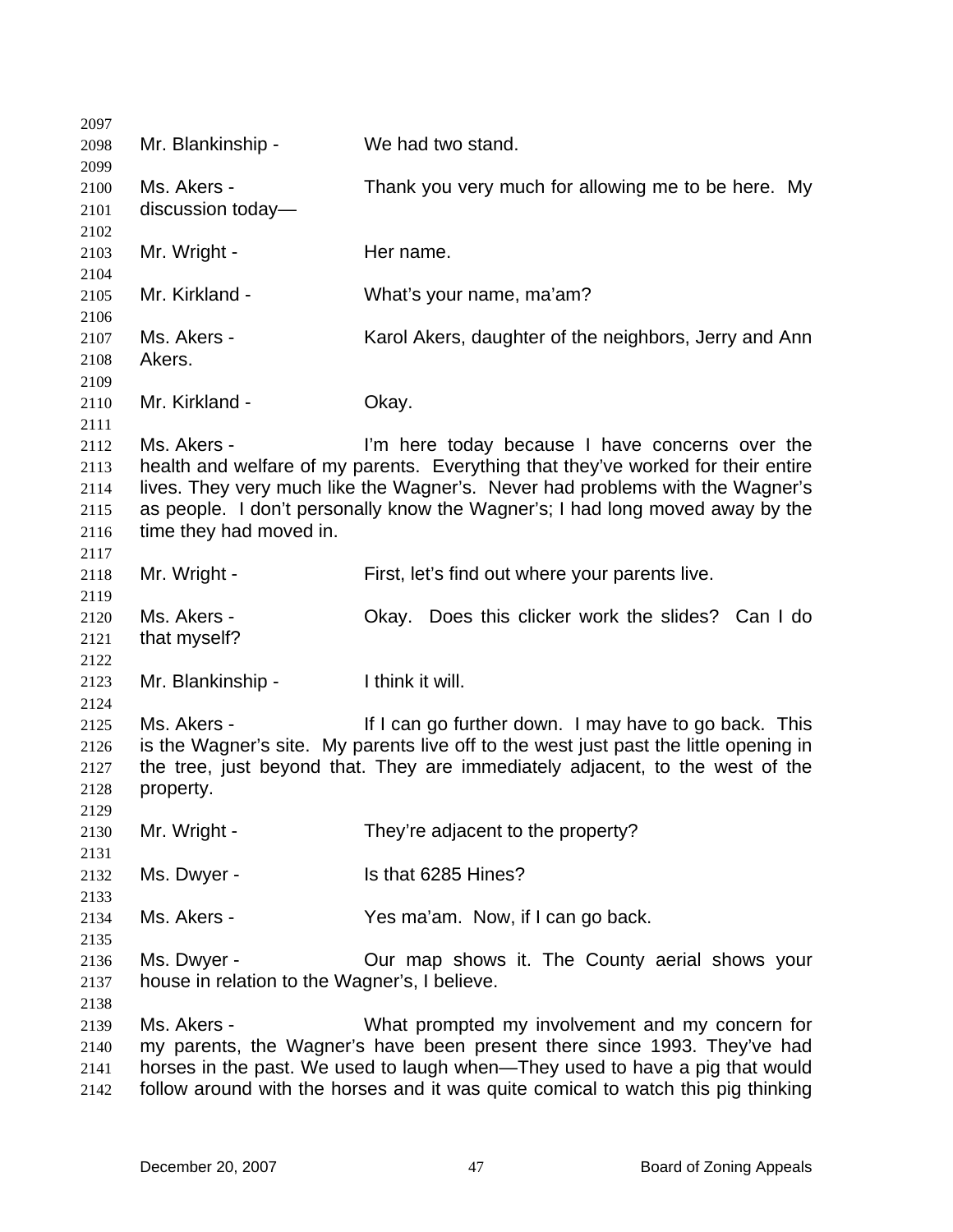2097

2098 Mr. Blankinship - We had two stand.

2099

2100 Ms. Akers - Thank you very much for allowing me to be here. My
2101 discussion today—

2102

2103 Mr. Wright - Her name.

2104

2105 Mr. Kirkland - What's your name, ma'am?

2106

2107 Ms. Akers - Karol Akers, daughter of the neighbors, Jerry and Ann
2108 Akers.

2109

2110 Mr. Kirkland - Okay.

2111

2112 Ms. Akers - I'm here today because I have concerns over the
2113 health and welfare of my parents. Everything that they've worked for their entire
2114 lives. They very much like the Wagner's. Never had problems with the Wagner's
2115 as people. I don't personally know the Wagner's; I had long moved away by the
2116 time they had moved in.

2117

2118 Mr. Wright - First, let's find out where your parents live.

2119

2120 Ms. Akers - Okay. Does this clicker work the slides? Can I do
2121 that myself?

2122

2123 Mr. Blankinship - I think it will.

2124

2125 Ms. Akers - If I can go further down. I may have to go back. This
2126 is the Wagner's site. My parents live off to the west just past the little opening in
2127 the tree, just beyond that. They are immediately adjacent, to the west of the
2128 property.

2129

2130 Mr. Wright - They're adjacent to the property?

2131

2132 Ms. Dwyer - Is that 6285 Hines?

2133

2134 Ms. Akers - Yes ma'am. Now, if I can go back.

2135

2136 Ms. Dwyer - Our map shows it. The County aerial shows your
2137 house in relation to the Wagner's, I believe.

2138

2139 Ms. Akers - What prompted my involvement and my concern for
2140 my parents, the Wagner's have been present there since 1993. They've had
2141 horses in the past. We used to laugh when—They used to have a pig that would
2142 follow around with the horses and it was quite comical to watch this pig thinking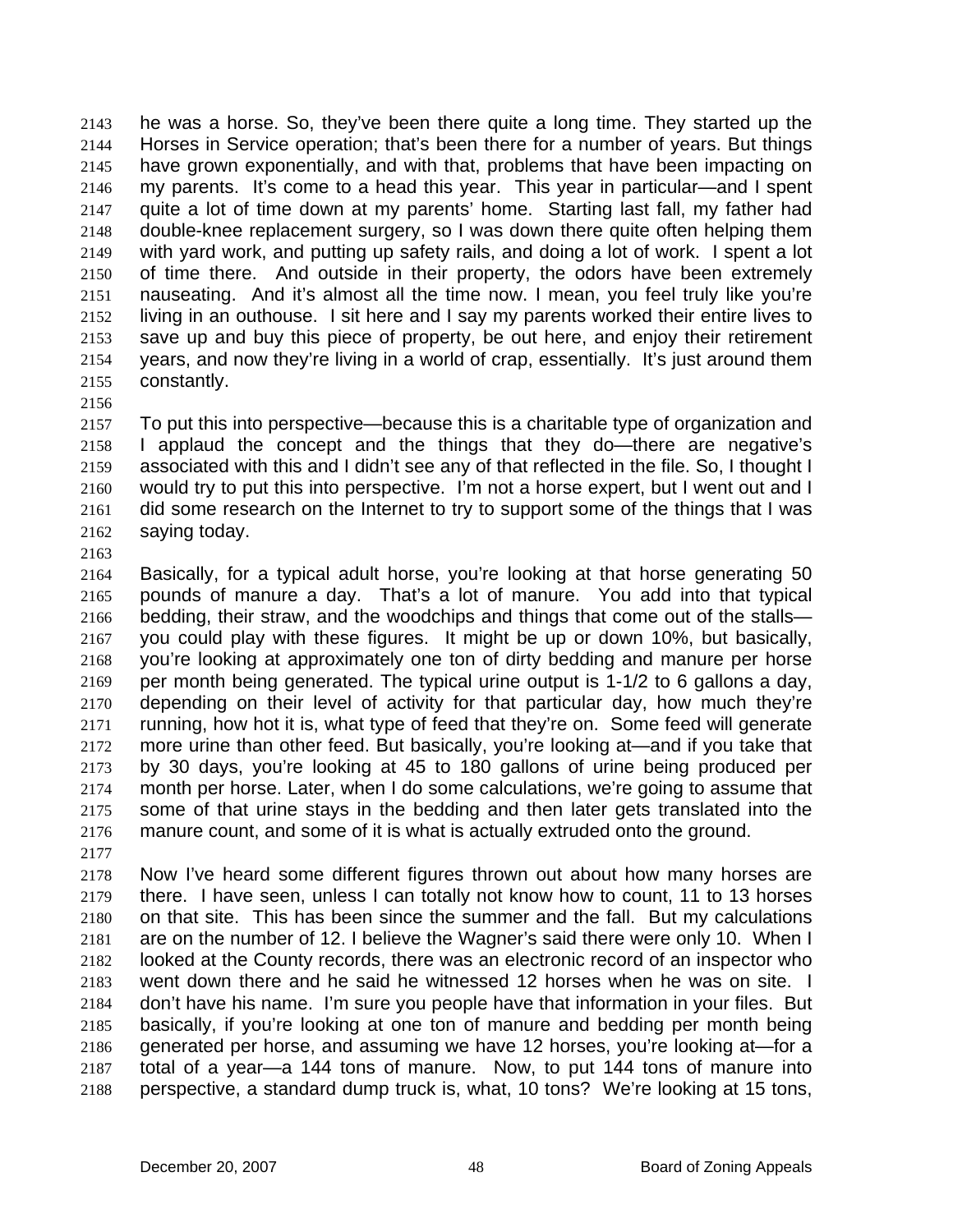he was a horse. So, they've been there quite a long time. They started up the Horses in Service operation; that's been there for a number of years. But things have grown exponentially, and with that, problems that have been impacting on my parents. It's come to a head this year. This year in particular—and I spent quite a lot of time down at my parents' home. Starting last fall, my father had double-knee replacement surgery, so I was down there quite often helping them with yard work, and putting up safety rails, and doing a lot of work. I spent a lot of time there. And outside in their property, the odors have been extremely nauseating. And it's almost all the time now. I mean, you feel truly like you're living in an outhouse. I sit here and I say my parents worked their entire lives to save up and buy this piece of property, be out here, and enjoy their retirement years, and now they're living in a world of crap, essentially. It's just around them constantly.

To put this into perspective—because this is a charitable type of organization and I applaud the concept and the things that they do—there are negative's associated with this and I didn't see any of that reflected in the file. So, I thought I would try to put this into perspective. I'm not a horse expert, but I went out and I did some research on the Internet to try to support some of the things that I was saying today.

Basically, for a typical adult horse, you're looking at that horse generating 50 pounds of manure a day. That's a lot of manure. You add into that typical bedding, their straw, and the woodchips and things that come out of the stalls—you could play with these figures. It might be up or down 10%, but basically, you're looking at approximately one ton of dirty bedding and manure per horse per month being generated. The typical urine output is 1-1/2 to 6 gallons a day, depending on their level of activity for that particular day, how much they're running, how hot it is, what type of feed that they're on. Some feed will generate more urine than other feed. But basically, you're looking at—and if you take that by 30 days, you're looking at 45 to 180 gallons of urine being produced per month per horse. Later, when I do some calculations, we're going to assume that some of that urine stays in the bedding and then later gets translated into the manure count, and some of it is what is actually extruded onto the ground.

Now I've heard some different figures thrown out about how many horses are there. I have seen, unless I can totally not know how to count, 11 to 13 horses on that site. This has been since the summer and the fall. But my calculations are on the number of 12. I believe the Wagner's said there were only 10. When I looked at the County records, there was an electronic record of an inspector who went down there and he said he witnessed 12 horses when he was on site. I don't have his name. I'm sure you people have that information in your files. But basically, if you're looking at one ton of manure and bedding per month being generated per horse, and assuming we have 12 horses, you're looking at—for a total of a year—a 144 tons of manure. Now, to put 144 tons of manure into perspective, a standard dump truck is, what, 10 tons? We're looking at 15 tons,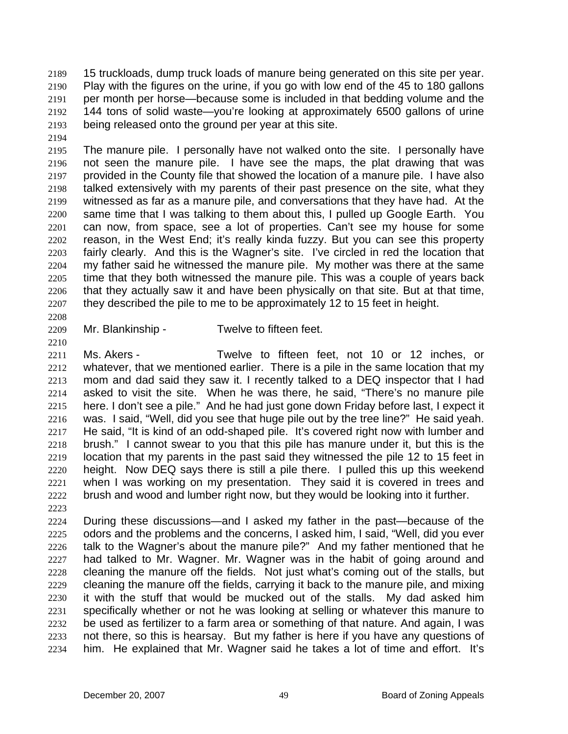15 truckloads, dump truck loads of manure being generated on this site per year. Play with the figures on the urine, if you go with low end of the 45 to 180 gallons per month per horse—because some is included in that bedding volume and the 144 tons of solid waste—you're looking at approximately 6500 gallons of urine being released onto the ground per year at this site.

The manure pile. I personally have not walked onto the site. I personally have not seen the manure pile. I have see the maps, the plat drawing that was provided in the County file that showed the location of a manure pile. I have also talked extensively with my parents of their past presence on the site, what they witnessed as far as a manure pile, and conversations that they have had. At the same time that I was talking to them about this, I pulled up Google Earth. You can now, from space, see a lot of properties. Can't see my house for some reason, in the West End; it's really kinda fuzzy. But you can see this property fairly clearly. And this is the Wagner's site. I've circled in red the location that my father said he witnessed the manure pile. My mother was there at the same time that they both witnessed the manure pile. This was a couple of years back that they actually saw it and have been physically on that site. But at that time, they described the pile to me to be approximately 12 to 15 feet in height.

Mr. Blankinship - Twelve to fifteen feet.

Ms. Akers - Twelve to fifteen feet, not 10 or 12 inches, or whatever, that we mentioned earlier. There is a pile in the same location that my mom and dad said they saw it. I recently talked to a DEQ inspector that I had asked to visit the site. When he was there, he said, "There's no manure pile here. I don't see a pile." And he had just gone down Friday before last, I expect it was. I said, "Well, did you see that huge pile out by the tree line?" He said yeah. He said, "It is kind of an odd-shaped pile. It's covered right now with lumber and brush." I cannot swear to you that this pile has manure under it, but this is the location that my parents in the past said they witnessed the pile 12 to 15 feet in height. Now DEQ says there is still a pile there. I pulled this up this weekend when I was working on my presentation. They said it is covered in trees and brush and wood and lumber right now, but they would be looking into it further.

During these discussions—and I asked my father in the past—because of the odors and the problems and the concerns, I asked him, I said, "Well, did you ever talk to the Wagner's about the manure pile?" And my father mentioned that he had talked to Mr. Wagner. Mr. Wagner was in the habit of going around and cleaning the manure off the fields. Not just what's coming out of the stalls, but cleaning the manure off the fields, carrying it back to the manure pile, and mixing it with the stuff that would be mucked out of the stalls. My dad asked him specifically whether or not he was looking at selling or whatever this manure to be used as fertilizer to a farm area or something of that nature. And again, I was not there, so this is hearsay. But my father is here if you have any questions of him. He explained that Mr. Wagner said he takes a lot of time and effort. It's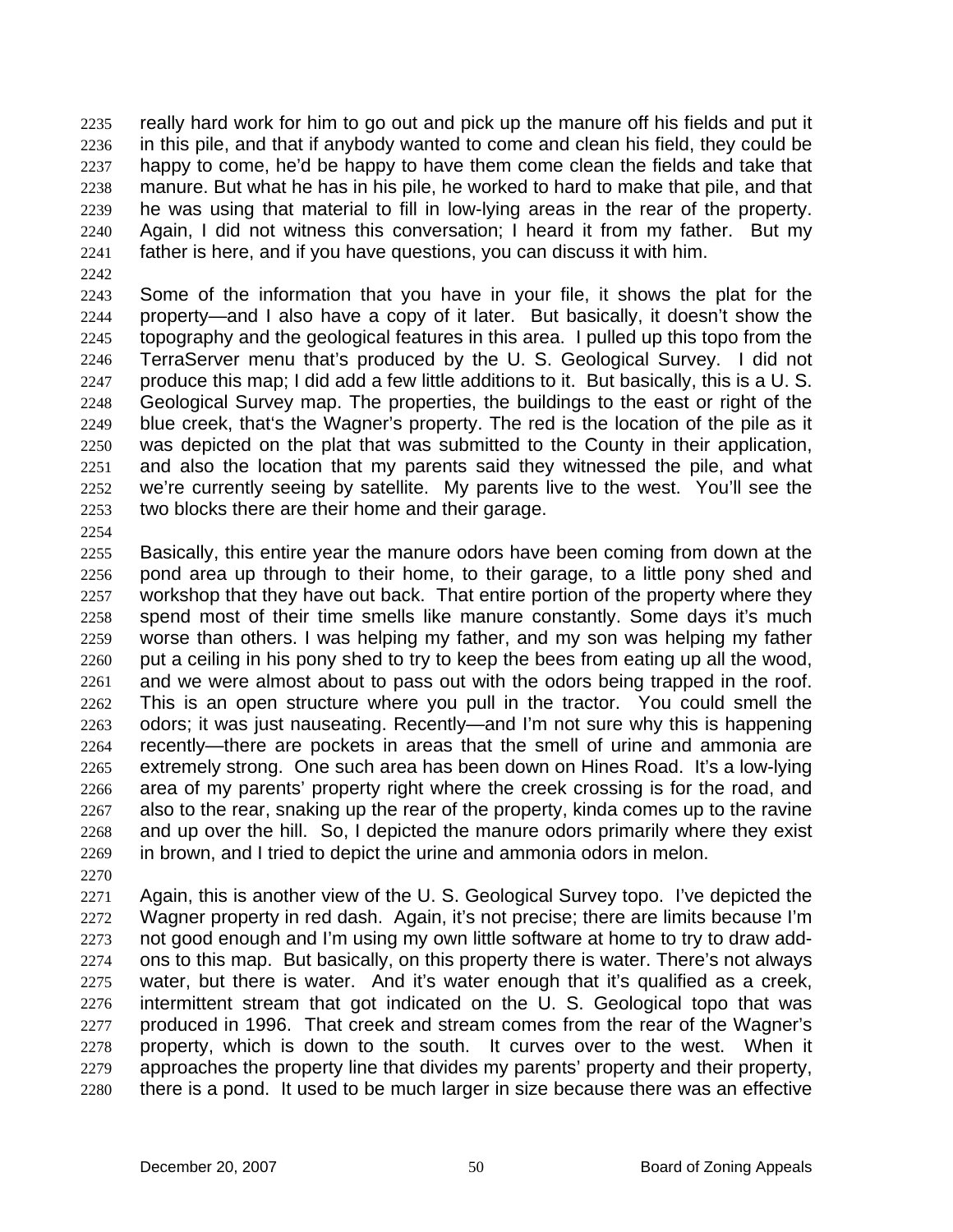2235 really hard work for him to go out and pick up the manure off his fields and put it
2236 in this pile, and that if anybody wanted to come and clean his field, they could be
2237 happy to come, he'd be happy to have them come clean the fields and take that
2238 manure. But what he has in his pile, he worked to hard to make that pile, and that
2239 he was using that material to fill in low-lying areas in the rear of the property.
2240 Again, I did not witness this conversation; I heard it from my father. But my
2241 father is here, and if you have questions, you can discuss it with him.
2242
2243 Some of the information that you have in your file, it shows the plat for the
2244 property—and I also have a copy of it later. But basically, it doesn't show the
2245 topography and the geological features in this area. I pulled up this topo from the
2246 TerraServer menu that's produced by the U. S. Geological Survey. I did not
2247 produce this map; I did add a few little additions to it. But basically, this is a U. S.
2248 Geological Survey map. The properties, the buildings to the east or right of the
2249 blue creek, that's the Wagner's property. The red is the location of the pile as it
2250 was depicted on the plat that was submitted to the County in their application,
2251 and also the location that my parents said they witnessed the pile, and what
2252 we're currently seeing by satellite. My parents live to the west. You'll see the
2253 two blocks there are their home and their garage.
2254
2255 Basically, this entire year the manure odors have been coming from down at the
2256 pond area up through to their home, to their garage, to a little pony shed and
2257 workshop that they have out back. That entire portion of the property where they
2258 spend most of their time smells like manure constantly. Some days it's much
2259 worse than others. I was helping my father, and my son was helping my father
2260 put a ceiling in his pony shed to try to keep the bees from eating up all the wood,
2261 and we were almost about to pass out with the odors being trapped in the roof.
2262 This is an open structure where you pull in the tractor. You could smell the
2263 odors; it was just nauseating. Recently—and I'm not sure why this is happening
2264 recently—there are pockets in areas that the smell of urine and ammonia are
2265 extremely strong. One such area has been down on Hines Road. It's a low-lying
2266 area of my parents' property right where the creek crossing is for the road, and
2267 also to the rear, snaking up the rear of the property, kinda comes up to the ravine
2268 and up over the hill. So, I depicted the manure odors primarily where they exist
2269 in brown, and I tried to depict the urine and ammonia odors in melon.
2270
2271 Again, this is another view of the U. S. Geological Survey topo. I've depicted the
2272 Wagner property in red dash. Again, it's not precise; there are limits because I'm
2273 not good enough and I'm using my own little software at home to try to draw add-
2274 ons to this map. But basically, on this property there is water. There's not always
2275 water, but there is water. And it's water enough that it's qualified as a creek,
2276 intermittent stream that got indicated on the U. S. Geological topo that was
2277 produced in 1996. That creek and stream comes from the rear of the Wagner's
2278 property, which is down to the south. It curves over to the west. When it
2279 approaches the property line that divides my parents' property and their property,
2280 there is a pond. It used to be much larger in size because there was an effective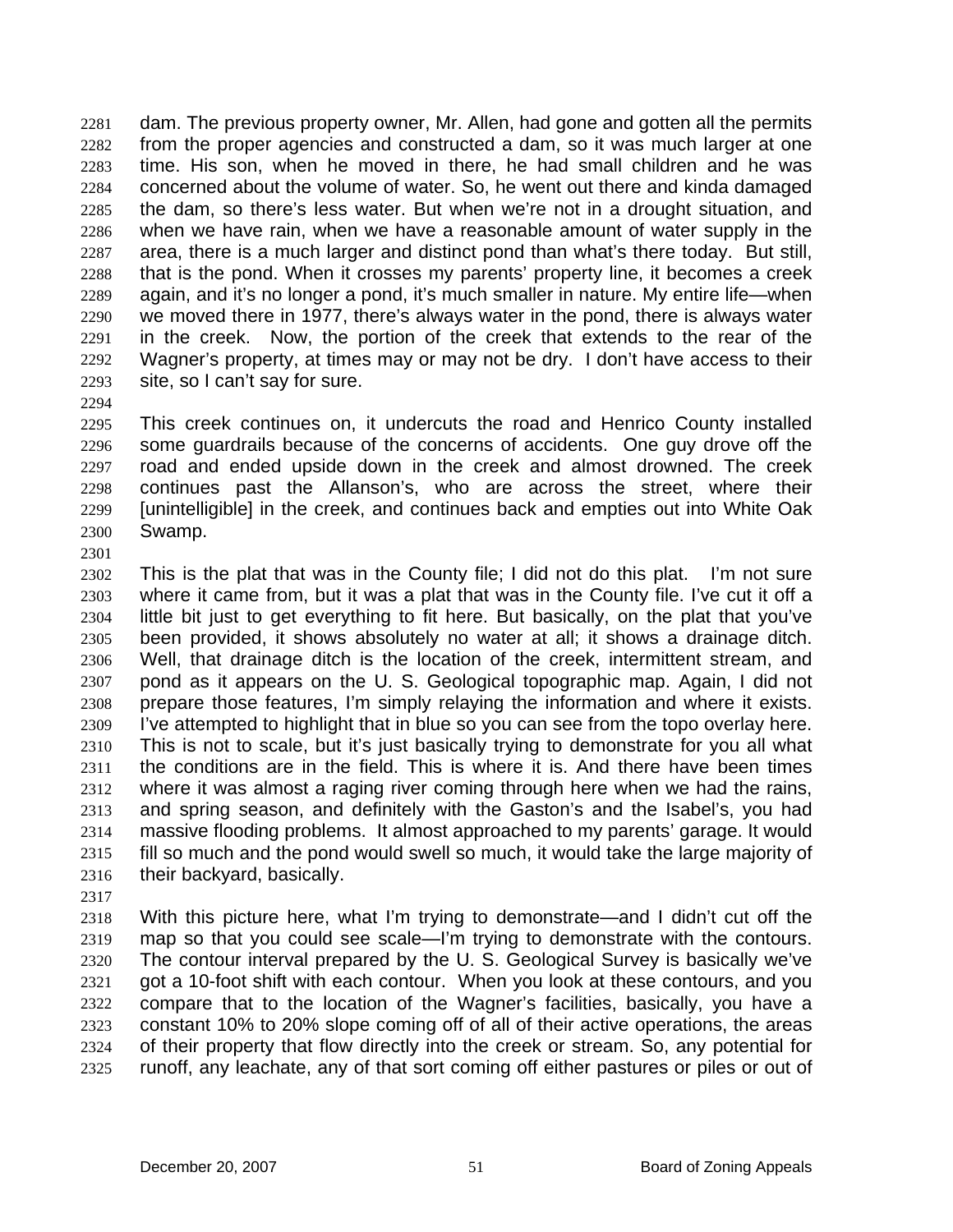dam. The previous property owner, Mr. Allen, had gone and gotten all the permits from the proper agencies and constructed a dam, so it was much larger at one time. His son, when he moved in there, he had small children and he was concerned about the volume of water. So, he went out there and kinda damaged the dam, so there's less water. But when we're not in a drought situation, and when we have rain, when we have a reasonable amount of water supply in the area, there is a much larger and distinct pond than what's there today. But still, that is the pond. When it crosses my parents' property line, it becomes a creek again, and it's no longer a pond, it's much smaller in nature. My entire life—when we moved there in 1977, there's always water in the pond, there is always water in the creek. Now, the portion of the creek that extends to the rear of the Wagner's property, at times may or may not be dry. I don't have access to their site, so I can't say for sure.

This creek continues on, it undercuts the road and Henrico County installed some guardrails because of the concerns of accidents. One guy drove off the road and ended upside down in the creek and almost drowned. The creek continues past the Allanson's, who are across the street, where their [unintelligible] in the creek, and continues back and empties out into White Oak Swamp.

This is the plat that was in the County file; I did not do this plat. I'm not sure where it came from, but it was a plat that was in the County file. I've cut it off a little bit just to get everything to fit here. But basically, on the plat that you've been provided, it shows absolutely no water at all; it shows a drainage ditch. Well, that drainage ditch is the location of the creek, intermittent stream, and pond as it appears on the U. S. Geological topographic map. Again, I did not prepare those features, I'm simply relaying the information and where it exists. I've attempted to highlight that in blue so you can see from the topo overlay here. This is not to scale, but it's just basically trying to demonstrate for you all what the conditions are in the field. This is where it is. And there have been times where it was almost a raging river coming through here when we had the rains, and spring season, and definitely with the Gaston's and the Isabel's, you had massive flooding problems. It almost approached to my parents' garage. It would fill so much and the pond would swell so much, it would take the large majority of their backyard, basically.

With this picture here, what I'm trying to demonstrate—and I didn't cut off the map so that you could see scale—I'm trying to demonstrate with the contours. The contour interval prepared by the U. S. Geological Survey is basically we've got a 10-foot shift with each contour. When you look at these contours, and you compare that to the location of the Wagner's facilities, basically, you have a constant 10% to 20% slope coming off of all of their active operations, the areas of their property that flow directly into the creek or stream. So, any potential for runoff, any leachate, any of that sort coming off either pastures or piles or out of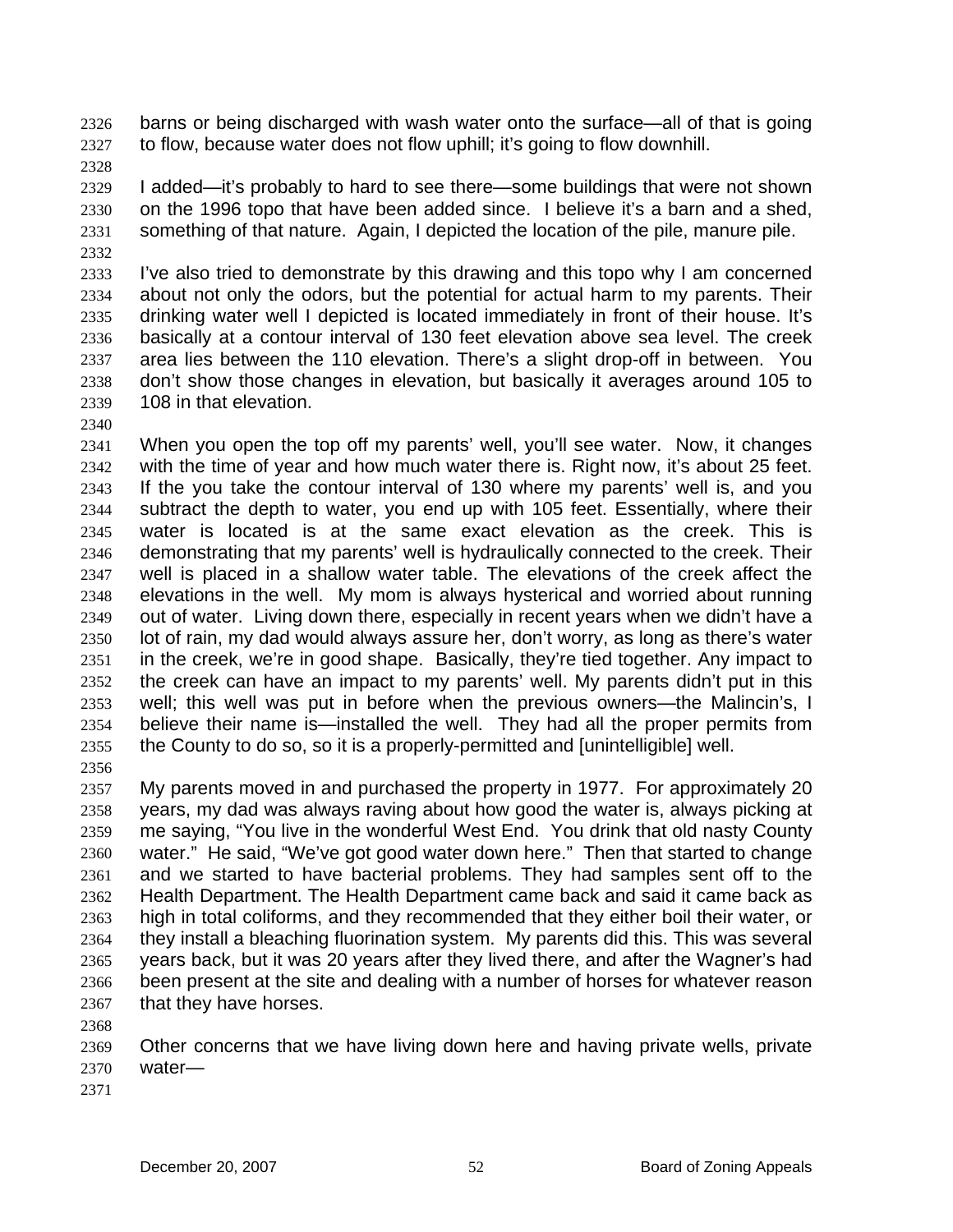barns or being discharged with wash water onto the surface—all of that is going to flow, because water does not flow uphill; it's going to flow downhill.

I added—it's probably to hard to see there—some buildings that were not shown on the 1996 topo that have been added since. I believe it's a barn and a shed, something of that nature. Again, I depicted the location of the pile, manure pile.

I've also tried to demonstrate by this drawing and this topo why I am concerned about not only the odors, but the potential for actual harm to my parents. Their drinking water well I depicted is located immediately in front of their house. It's basically at a contour interval of 130 feet elevation above sea level. The creek area lies between the 110 elevation. There's a slight drop-off in between. You don't show those changes in elevation, but basically it averages around 105 to 108 in that elevation.

When you open the top off my parents' well, you'll see water. Now, it changes with the time of year and how much water there is. Right now, it's about 25 feet. If the you take the contour interval of 130 where my parents' well is, and you subtract the depth to water, you end up with 105 feet. Essentially, where their water is located is at the same exact elevation as the creek. This is demonstrating that my parents' well is hydraulically connected to the creek. Their well is placed in a shallow water table. The elevations of the creek affect the elevations in the well. My mom is always hysterical and worried about running out of water. Living down there, especially in recent years when we didn't have a lot of rain, my dad would always assure her, don't worry, as long as there's water in the creek, we're in good shape. Basically, they're tied together. Any impact to the creek can have an impact to my parents' well. My parents didn't put in this well; this well was put in before when the previous owners—the Malincin's, I believe their name is—installed the well. They had all the proper permits from the County to do so, so it is a properly-permitted and [unintelligible] well.

My parents moved in and purchased the property in 1977. For approximately 20 years, my dad was always raving about how good the water is, always picking at me saying, "You live in the wonderful West End. You drink that old nasty County water." He said, "We've got good water down here." Then that started to change and we started to have bacterial problems. They had samples sent off to the Health Department. The Health Department came back and said it came back as high in total coliforms, and they recommended that they either boil their water, or they install a bleaching fluorination system. My parents did this. This was several years back, but it was 20 years after they lived there, and after the Wagner's had been present at the site and dealing with a number of horses for whatever reason that they have horses.

Other concerns that we have living down here and having private wells, private water—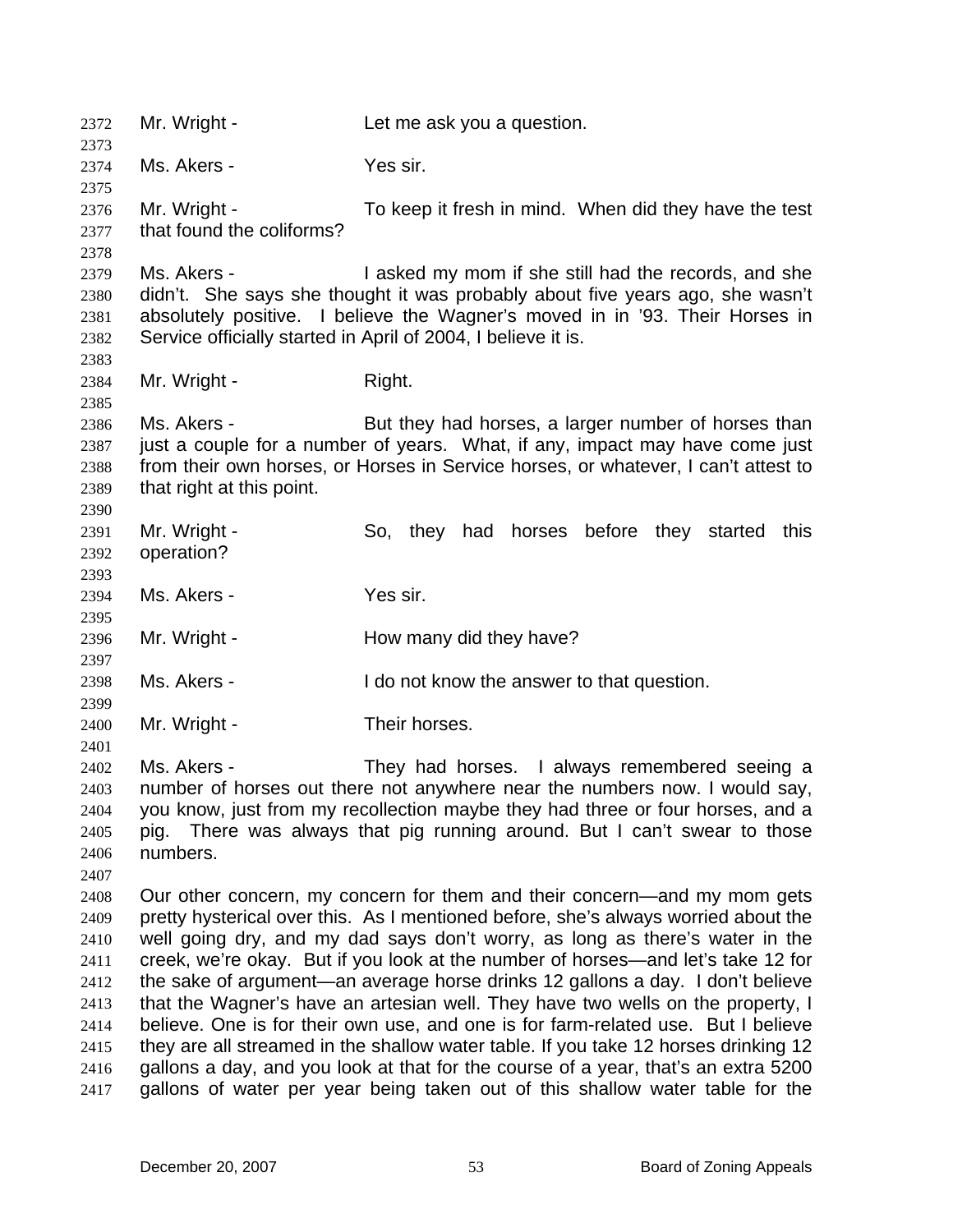2372 Mr. Wright - Let me ask you a question.

2374 Ms. Akers - Yes sir.

2376 Mr. Wright - To keep it fresh in mind. When did they have the test
2377 that found the coliforms?

2379 Ms. Akers - I asked my mom if she still had the records, and she
2380 didn't. She says she thought it was probably about five years ago, she wasn't
2381 absolutely positive. I believe the Wagner's moved in in '93. Their Horses in
2382 Service officially started in April of 2004, I believe it is.

2384 Mr. Wright - Right.

2386 Ms. Akers - But they had horses, a larger number of horses than
2387 just a couple for a number of years. What, if any, impact may have come just
2388 from their own horses, or Horses in Service horses, or whatever, I can't attest to
2389 that right at this point.

2391 Mr. Wright - So, they had horses before they started this
2392 operation?

2394 Ms. Akers - Yes sir.

2396 Mr. Wright - How many did they have?

2398 Ms. Akers - I do not know the answer to that question.

2400 Mr. Wright - Their horses.

2402 Ms. Akers - They had horses. I always remembered seeing a
2403 number of horses out there not anywhere near the numbers now. I would say,
2404 you know, just from my recollection maybe they had three or four horses, and a
2405 pig. There was always that pig running around. But I can't swear to those
2406 numbers.

2408 Our other concern, my concern for them and their concern—and my mom gets
2409 pretty hysterical over this. As I mentioned before, she's always worried about the
2410 well going dry, and my dad says don't worry, as long as there's water in the
2411 creek, we're okay. But if you look at the number of horses—and let's take 12 for
2412 the sake of argument—an average horse drinks 12 gallons a day. I don't believe
2413 that the Wagner's have an artesian well. They have two wells on the property, I
2414 believe. One is for their own use, and one is for farm-related use. But I believe
2415 they are all streamed in the shallow water table. If you take 12 horses drinking 12
2416 gallons a day, and you look at that for the course of a year, that's an extra 5200
2417 gallons of water per year being taken out of this shallow water table for the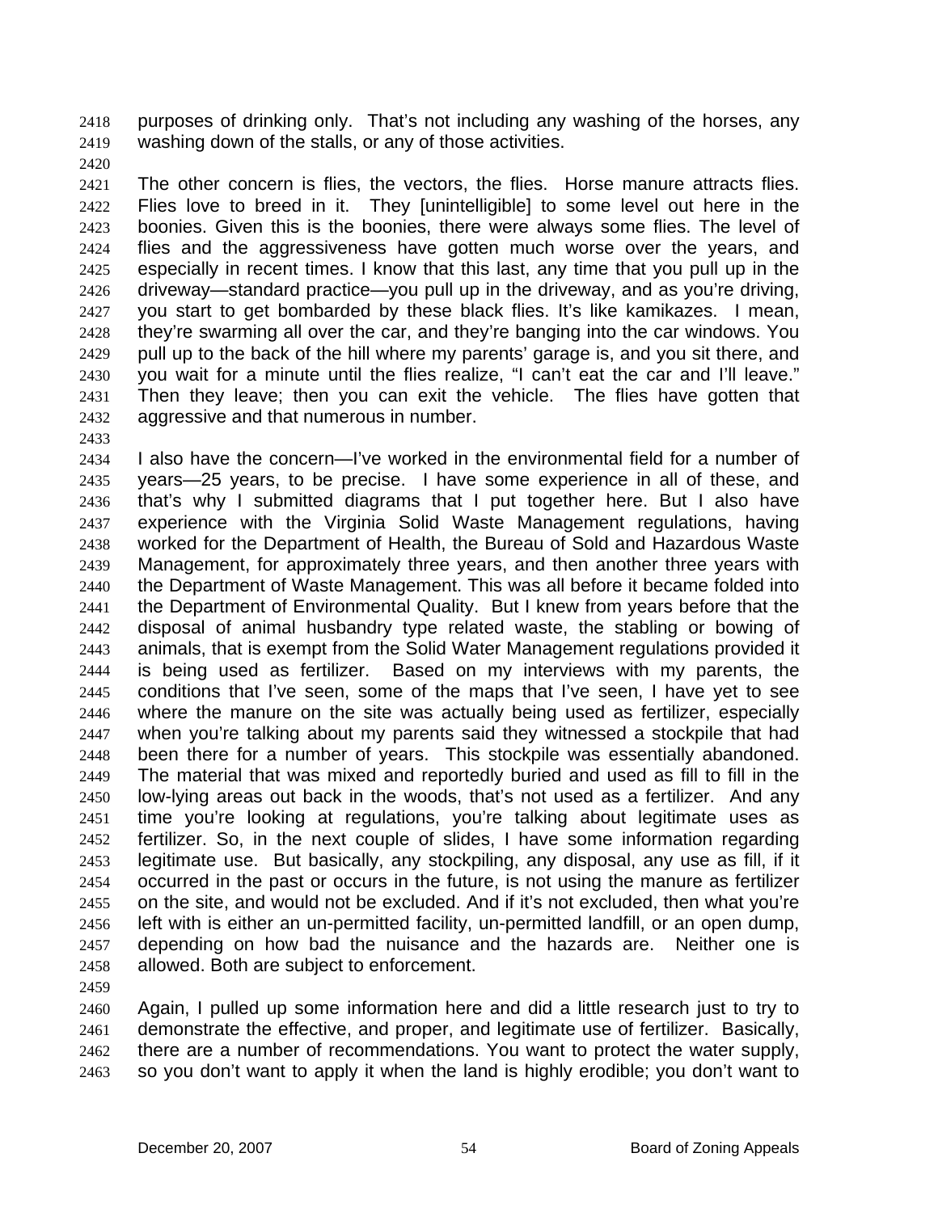purposes of drinking only. That's not including any washing of the horses, any washing down of the stalls, or any of those activities.

The other concern is flies, the vectors, the flies. Horse manure attracts flies. Flies love to breed in it. They [unintelligible] to some level out here in the boonies. Given this is the boonies, there were always some flies. The level of flies and the aggressiveness have gotten much worse over the years, and especially in recent times. I know that this last, any time that you pull up in the driveway—standard practice—you pull up in the driveway, and as you're driving, you start to get bombarded by these black flies. It's like kamikazes. I mean, they're swarming all over the car, and they're banging into the car windows. You pull up to the back of the hill where my parents' garage is, and you sit there, and you wait for a minute until the flies realize, "I can't eat the car and I'll leave." Then they leave; then you can exit the vehicle. The flies have gotten that aggressive and that numerous in number.

I also have the concern—I've worked in the environmental field for a number of years—25 years, to be precise. I have some experience in all of these, and that's why I submitted diagrams that I put together here. But I also have experience with the Virginia Solid Waste Management regulations, having worked for the Department of Health, the Bureau of Sold and Hazardous Waste Management, for approximately three years, and then another three years with the Department of Waste Management. This was all before it became folded into the Department of Environmental Quality. But I knew from years before that the disposal of animal husbandry type related waste, the stabling or bowing of animals, that is exempt from the Solid Water Management regulations provided it is being used as fertilizer. Based on my interviews with my parents, the conditions that I've seen, some of the maps that I've seen, I have yet to see where the manure on the site was actually being used as fertilizer, especially when you're talking about my parents said they witnessed a stockpile that had been there for a number of years. This stockpile was essentially abandoned. The material that was mixed and reportedly buried and used as fill to fill in the low-lying areas out back in the woods, that's not used as a fertilizer. And any time you're looking at regulations, you're talking about legitimate uses as fertilizer. So, in the next couple of slides, I have some information regarding legitimate use. But basically, any stockpiling, any disposal, any use as fill, if it occurred in the past or occurs in the future, is not using the manure as fertilizer on the site, and would not be excluded. And if it's not excluded, then what you're left with is either an un-permitted facility, un-permitted landfill, or an open dump, depending on how bad the nuisance and the hazards are. Neither one is allowed. Both are subject to enforcement.

Again, I pulled up some information here and did a little research just to try to demonstrate the effective, and proper, and legitimate use of fertilizer. Basically, there are a number of recommendations. You want to protect the water supply, so you don't want to apply it when the land is highly erodible; you don't want to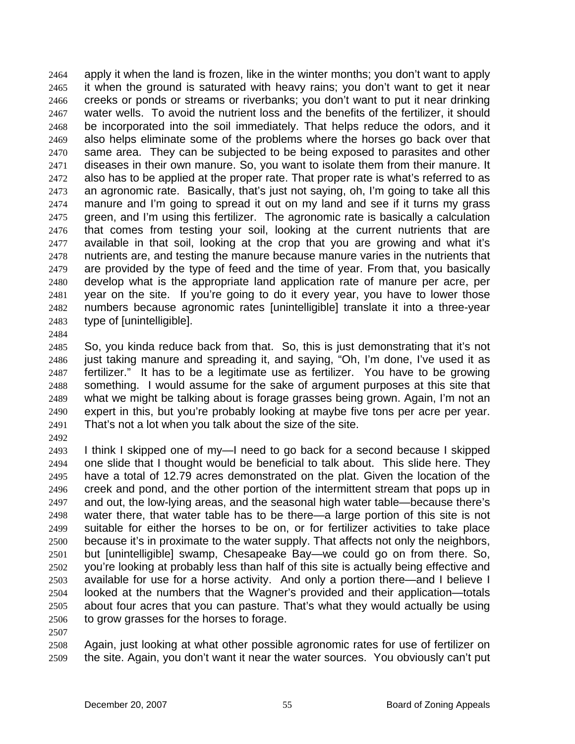apply it when the land is frozen, like in the winter months; you don't want to apply it when the ground is saturated with heavy rains; you don't want to get it near creeks or ponds or streams or riverbanks; you don't want to put it near drinking water wells. To avoid the nutrient loss and the benefits of the fertilizer, it should be incorporated into the soil immediately. That helps reduce the odors, and it also helps eliminate some of the problems where the horses go back over that same area. They can be subjected to be being exposed to parasites and other diseases in their own manure. So, you want to isolate them from their manure. It also has to be applied at the proper rate. That proper rate is what's referred to as an agronomic rate. Basically, that's just not saying, oh, I'm going to take all this manure and I'm going to spread it out on my land and see if it turns my grass green, and I'm using this fertilizer. The agronomic rate is basically a calculation that comes from testing your soil, looking at the current nutrients that are available in that soil, looking at the crop that you are growing and what it's nutrients are, and testing the manure because manure varies in the nutrients that are provided by the type of feed and the time of year. From that, you basically develop what is the appropriate land application rate of manure per acre, per year on the site. If you're going to do it every year, you have to lower those numbers because agronomic rates [unintelligible] translate it into a three-year type of [unintelligible].

So, you kinda reduce back from that. So, this is just demonstrating that it's not just taking manure and spreading it, and saying, "Oh, I'm done, I've used it as fertilizer." It has to be a legitimate use as fertilizer. You have to be growing something. I would assume for the sake of argument purposes at this site that what we might be talking about is forage grasses being grown. Again, I'm not an expert in this, but you're probably looking at maybe five tons per acre per year. That's not a lot when you talk about the size of the site.

I think I skipped one of my—I need to go back for a second because I skipped one slide that I thought would be beneficial to talk about. This slide here. They have a total of 12.79 acres demonstrated on the plat. Given the location of the creek and pond, and the other portion of the intermittent stream that pops up in and out, the low-lying areas, and the seasonal high water table—because there's water there, that water table has to be there—a large portion of this site is not suitable for either the horses to be on, or for fertilizer activities to take place because it's in proximate to the water supply. That affects not only the neighbors, but [unintelligible] swamp, Chesapeake Bay—we could go on from there. So, you're looking at probably less than half of this site is actually being effective and available for use for a horse activity. And only a portion there—and I believe I looked at the numbers that the Wagner's provided and their application—totals about four acres that you can pasture. That's what they would actually be using to grow grasses for the horses to forage.

Again, just looking at what other possible agronomic rates for use of fertilizer on the site. Again, you don't want it near the water sources. You obviously can't put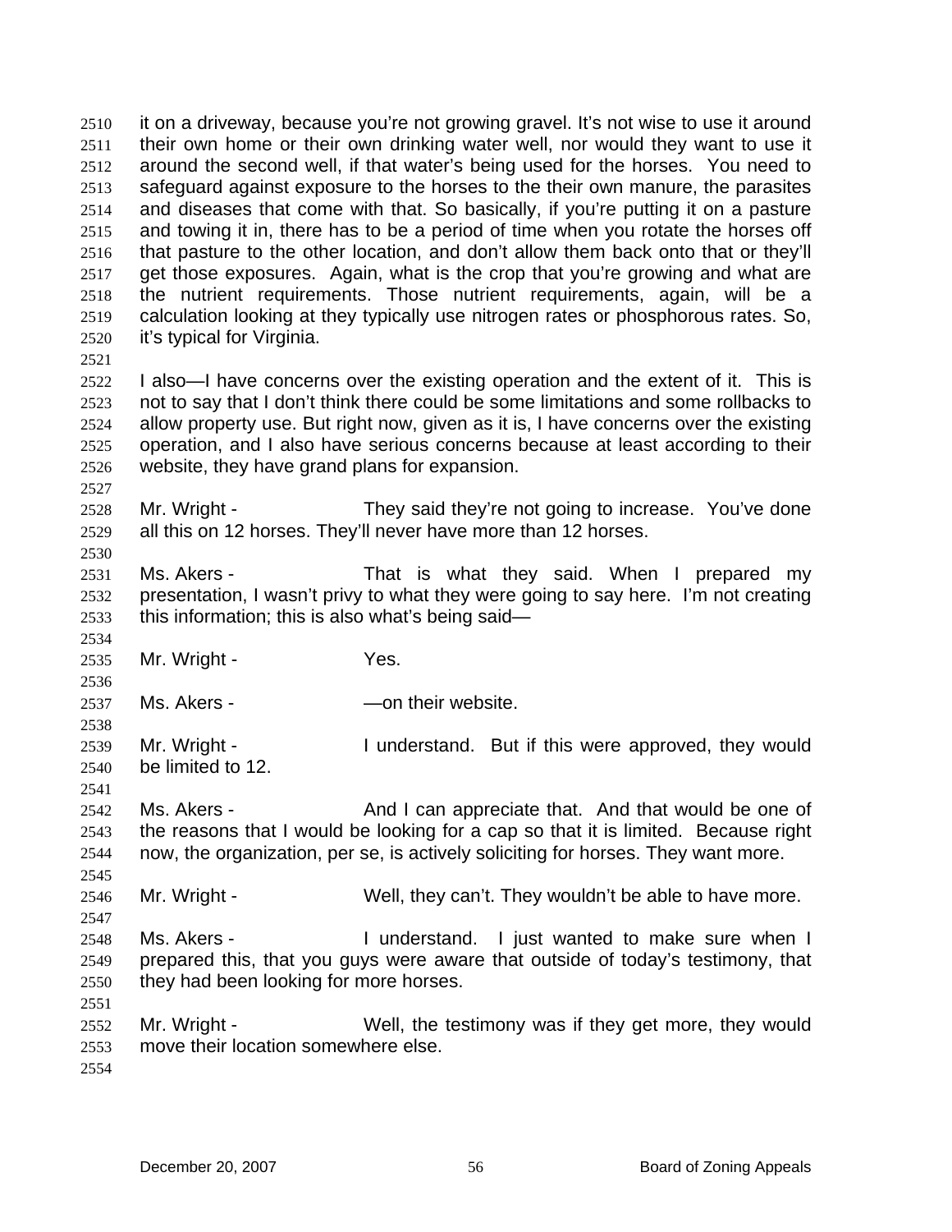it on a driveway, because you're not growing gravel. It's not wise to use it around their own home or their own drinking water well, nor would they want to use it around the second well, if that water's being used for the horses. You need to safeguard against exposure to the horses to the their own manure, the parasites and diseases that come with that. So basically, if you're putting it on a pasture and towing it in, there has to be a period of time when you rotate the horses off that pasture to the other location, and don't allow them back onto that or they'll get those exposures. Again, what is the crop that you're growing and what are the nutrient requirements. Those nutrient requirements, again, will be a calculation looking at they typically use nitrogen rates or phosphorous rates. So, it's typical for Virginia.

I also—I have concerns over the existing operation and the extent of it. This is not to say that I don't think there could be some limitations and some rollbacks to allow property use. But right now, given as it is, I have concerns over the existing operation, and I also have serious concerns because at least according to their website, they have grand plans for expansion.

Mr. Wright - They said they're not going to increase. You've done all this on 12 horses. They'll never have more than 12 horses.

Ms. Akers - That is what they said. When I prepared my presentation, I wasn't privy to what they were going to say here. I'm not creating this information; this is also what's being said—

Mr. Wright - Yes.

Ms. Akers - —on their website.

Mr. Wright - I understand. But if this were approved, they would be limited to 12.

Ms. Akers - And I can appreciate that. And that would be one of the reasons that I would be looking for a cap so that it is limited. Because right now, the organization, per se, is actively soliciting for horses. They want more.

Mr. Wright - Well, they can't. They wouldn't be able to have more.

Ms. Akers - I understand. I just wanted to make sure when I prepared this, that you guys were aware that outside of today's testimony, that they had been looking for more horses.

Mr. Wright - Well, the testimony was if they get more, they would move their location somewhere else.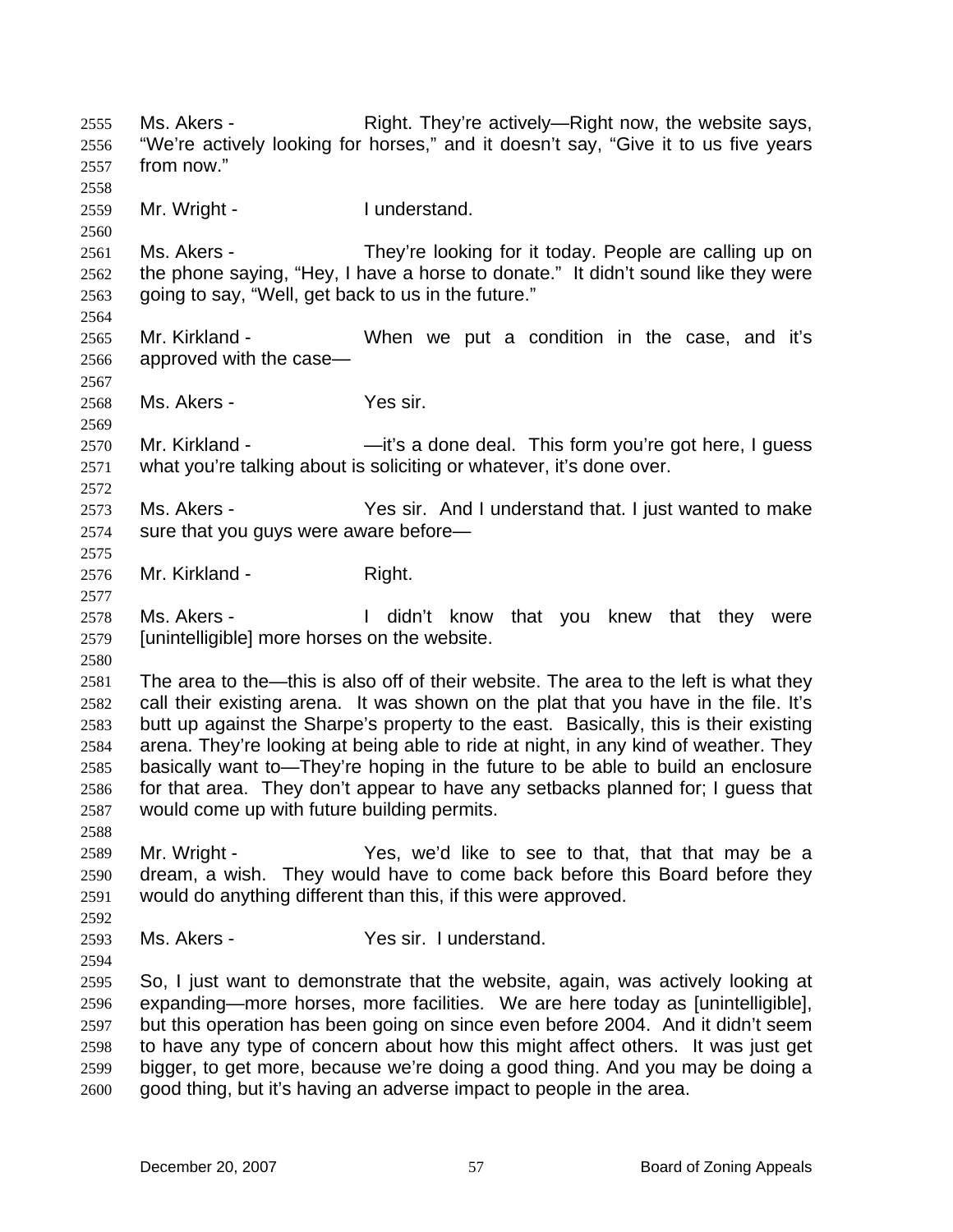Ms. Akers - Right. They're actively—Right now, the website says, "We're actively looking for horses," and it doesn't say, "Give it to us five years from now."

Mr. Wright - I understand.

Ms. Akers - They're looking for it today. People are calling up on the phone saying, "Hey, I have a horse to donate." It didn't sound like they were going to say, "Well, get back to us in the future."

Mr. Kirkland - When we put a condition in the case, and it's approved with the case—

Ms. Akers - Yes sir.

Mr. Kirkland - —it's a done deal. This form you're got here, I guess what you're talking about is soliciting or whatever, it's done over.

Ms. Akers - Yes sir. And I understand that. I just wanted to make sure that you guys were aware before—

Mr. Kirkland - Right.

Ms. Akers - I didn't know that you knew that they were [unintelligible] more horses on the website.

The area to the—this is also off of their website. The area to the left is what they call their existing arena. It was shown on the plat that you have in the file. It's butt up against the Sharpe's property to the east. Basically, this is their existing arena. They're looking at being able to ride at night, in any kind of weather. They basically want to—They're hoping in the future to be able to build an enclosure for that area. They don't appear to have any setbacks planned for; I guess that would come up with future building permits.

Mr. Wright - Yes, we'd like to see to that, that that may be a dream, a wish. They would have to come back before this Board before they would do anything different than this, if this were approved.

Ms. Akers - Yes sir. I understand.

So, I just want to demonstrate that the website, again, was actively looking at expanding—more horses, more facilities. We are here today as [unintelligible], but this operation has been going on since even before 2004. And it didn't seem to have any type of concern about how this might affect others. It was just get bigger, to get more, because we're doing a good thing. And you may be doing a good thing, but it's having an adverse impact to people in the area.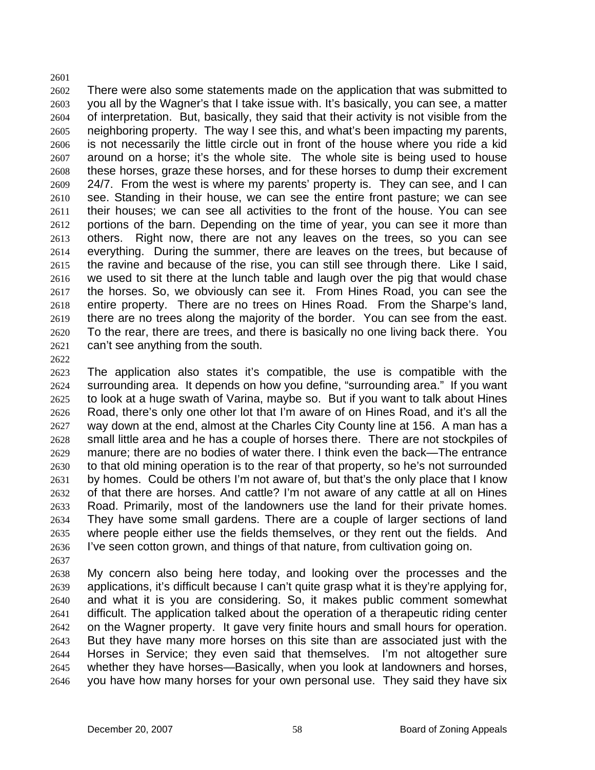There were also some statements made on the application that was submitted to you all by the Wagner's that I take issue with. It's basically, you can see, a matter of interpretation. But, basically, they said that their activity is not visible from the neighboring property. The way I see this, and what's been impacting my parents, is not necessarily the little circle out in front of the house where you ride a kid around on a horse; it's the whole site. The whole site is being used to house these horses, graze these horses, and for these horses to dump their excrement 24/7. From the west is where my parents' property is. They can see, and I can see. Standing in their house, we can see the entire front pasture; we can see their houses; we can see all activities to the front of the house. You can see portions of the barn. Depending on the time of year, you can see it more than others. Right now, there are not any leaves on the trees, so you can see everything. During the summer, there are leaves on the trees, but because of the ravine and because of the rise, you can still see through there. Like I said, we used to sit there at the lunch table and laugh over the pig that would chase the horses. So, we obviously can see it. From Hines Road, you can see the entire property. There are no trees on Hines Road. From the Sharpe's land, there are no trees along the majority of the border. You can see from the east. To the rear, there are trees, and there is basically no one living back there. You can't see anything from the south.

The application also states it's compatible, the use is compatible with the surrounding area. It depends on how you define, "surrounding area." If you want to look at a huge swath of Varina, maybe so. But if you want to talk about Hines Road, there's only one other lot that I'm aware of on Hines Road, and it's all the way down at the end, almost at the Charles City County line at 156. A man has a small little area and he has a couple of horses there. There are not stockpiles of manure; there are no bodies of water there. I think even the back—The entrance to that old mining operation is to the rear of that property, so he's not surrounded by homes. Could be others I'm not aware of, but that's the only place that I know of that there are horses. And cattle? I'm not aware of any cattle at all on Hines Road. Primarily, most of the landowners use the land for their private homes. They have some small gardens. There are a couple of larger sections of land where people either use the fields themselves, or they rent out the fields. And I've seen cotton grown, and things of that nature, from cultivation going on.

My concern also being here today, and looking over the processes and the applications, it's difficult because I can't quite grasp what it is they're applying for, and what it is you are considering. So, it makes public comment somewhat difficult. The application talked about the operation of a therapeutic riding center on the Wagner property. It gave very finite hours and small hours for operation. But they have many more horses on this site than are associated just with the Horses in Service; they even said that themselves. I'm not altogether sure whether they have horses—Basically, when you look at landowners and horses, you have how many horses for your own personal use. They said they have six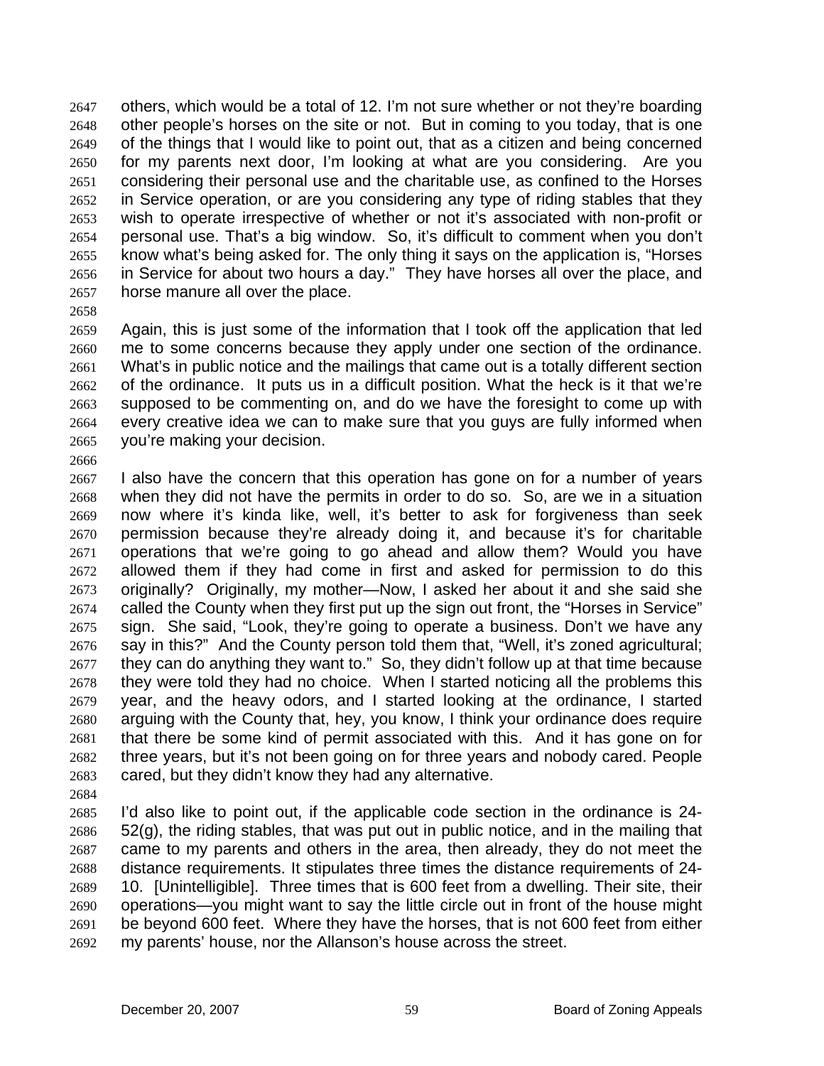others, which would be a total of 12. I'm not sure whether or not they're boarding other people's horses on the site or not. But in coming to you today, that is one of the things that I would like to point out, that as a citizen and being concerned for my parents next door, I'm looking at what are you considering. Are you considering their personal use and the charitable use, as confined to the Horses in Service operation, or are you considering any type of riding stables that they wish to operate irrespective of whether or not it's associated with non-profit or personal use. That's a big window. So, it's difficult to comment when you don't know what's being asked for. The only thing it says on the application is, "Horses in Service for about two hours a day." They have horses all over the place, and horse manure all over the place.

Again, this is just some of the information that I took off the application that led me to some concerns because they apply under one section of the ordinance. What's in public notice and the mailings that came out is a totally different section of the ordinance. It puts us in a difficult position. What the heck is it that we're supposed to be commenting on, and do we have the foresight to come up with every creative idea we can to make sure that you guys are fully informed when you're making your decision.

I also have the concern that this operation has gone on for a number of years when they did not have the permits in order to do so. So, are we in a situation now where it's kinda like, well, it's better to ask for forgiveness than seek permission because they're already doing it, and because it's for charitable operations that we're going to go ahead and allow them? Would you have allowed them if they had come in first and asked for permission to do this originally? Originally, my mother—Now, I asked her about it and she said she called the County when they first put up the sign out front, the "Horses in Service" sign. She said, "Look, they're going to operate a business. Don't we have any say in this?" And the County person told them that, "Well, it's zoned agricultural; they can do anything they want to." So, they didn't follow up at that time because they were told they had no choice. When I started noticing all the problems this year, and the heavy odors, and I started looking at the ordinance, I started arguing with the County that, hey, you know, I think your ordinance does require that there be some kind of permit associated with this. And it has gone on for three years, but it's not been going on for three years and nobody cared. People cared, but they didn't know they had any alternative.

I'd also like to point out, if the applicable code section in the ordinance is 24-52(g), the riding stables, that was put out in public notice, and in the mailing that came to my parents and others in the area, then already, they do not meet the distance requirements. It stipulates three times the distance requirements of 24-10. [Unintelligible]. Three times that is 600 feet from a dwelling. Their site, their operations—you might want to say the little circle out in front of the house might be beyond 600 feet. Where they have the horses, that is not 600 feet from either my parents' house, nor the Allanson's house across the street.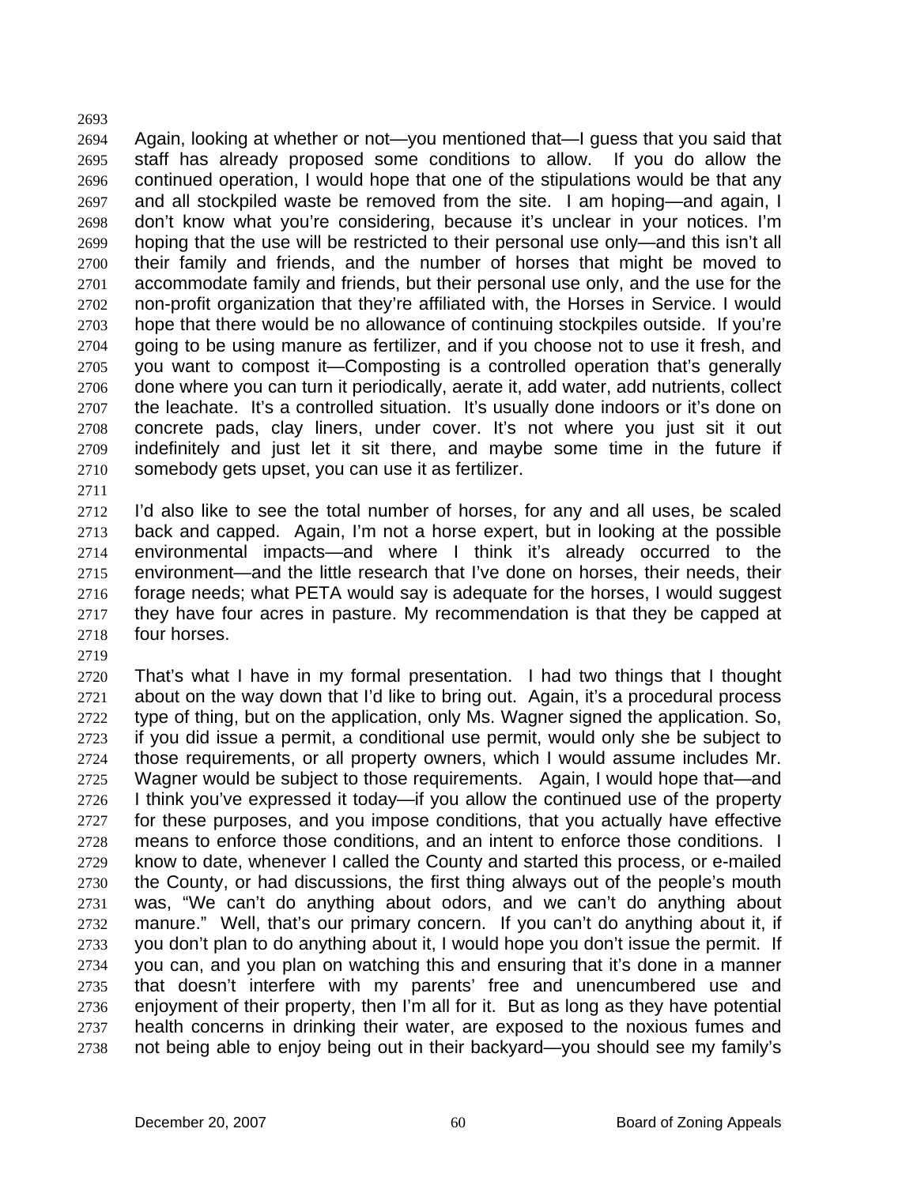Again, looking at whether or not—you mentioned that—I guess that you said that staff has already proposed some conditions to allow. If you do allow the continued operation, I would hope that one of the stipulations would be that any and all stockpiled waste be removed from the site. I am hoping—and again, I don't know what you're considering, because it's unclear in your notices. I'm hoping that the use will be restricted to their personal use only—and this isn't all their family and friends, and the number of horses that might be moved to accommodate family and friends, but their personal use only, and the use for the non-profit organization that they're affiliated with, the Horses in Service. I would hope that there would be no allowance of continuing stockpiles outside. If you're going to be using manure as fertilizer, and if you choose not to use it fresh, and you want to compost it—Composting is a controlled operation that's generally done where you can turn it periodically, aerate it, add water, add nutrients, collect the leachate. It's a controlled situation. It's usually done indoors or it's done on concrete pads, clay liners, under cover. It's not where you just sit it out indefinitely and just let it sit there, and maybe some time in the future if somebody gets upset, you can use it as fertilizer.

I'd also like to see the total number of horses, for any and all uses, be scaled back and capped. Again, I'm not a horse expert, but in looking at the possible environmental impacts—and where I think it's already occurred to the environment—and the little research that I've done on horses, their needs, their forage needs; what PETA would say is adequate for the horses, I would suggest they have four acres in pasture. My recommendation is that they be capped at four horses.

That's what I have in my formal presentation. I had two things that I thought about on the way down that I'd like to bring out. Again, it's a procedural process type of thing, but on the application, only Ms. Wagner signed the application. So, if you did issue a permit, a conditional use permit, would only she be subject to those requirements, or all property owners, which I would assume includes Mr. Wagner would be subject to those requirements. Again, I would hope that—and I think you've expressed it today—if you allow the continued use of the property for these purposes, and you impose conditions, that you actually have effective means to enforce those conditions, and an intent to enforce those conditions. I know to date, whenever I called the County and started this process, or e-mailed the County, or had discussions, the first thing always out of the people's mouth was, "We can't do anything about odors, and we can't do anything about manure." Well, that's our primary concern. If you can't do anything about it, if you don't plan to do anything about it, I would hope you don't issue the permit. If you can, and you plan on watching this and ensuring that it's done in a manner that doesn't interfere with my parents' free and unencumbered use and enjoyment of their property, then I'm all for it. But as long as they have potential health concerns in drinking their water, are exposed to the noxious fumes and not being able to enjoy being out in their backyard—you should see my family's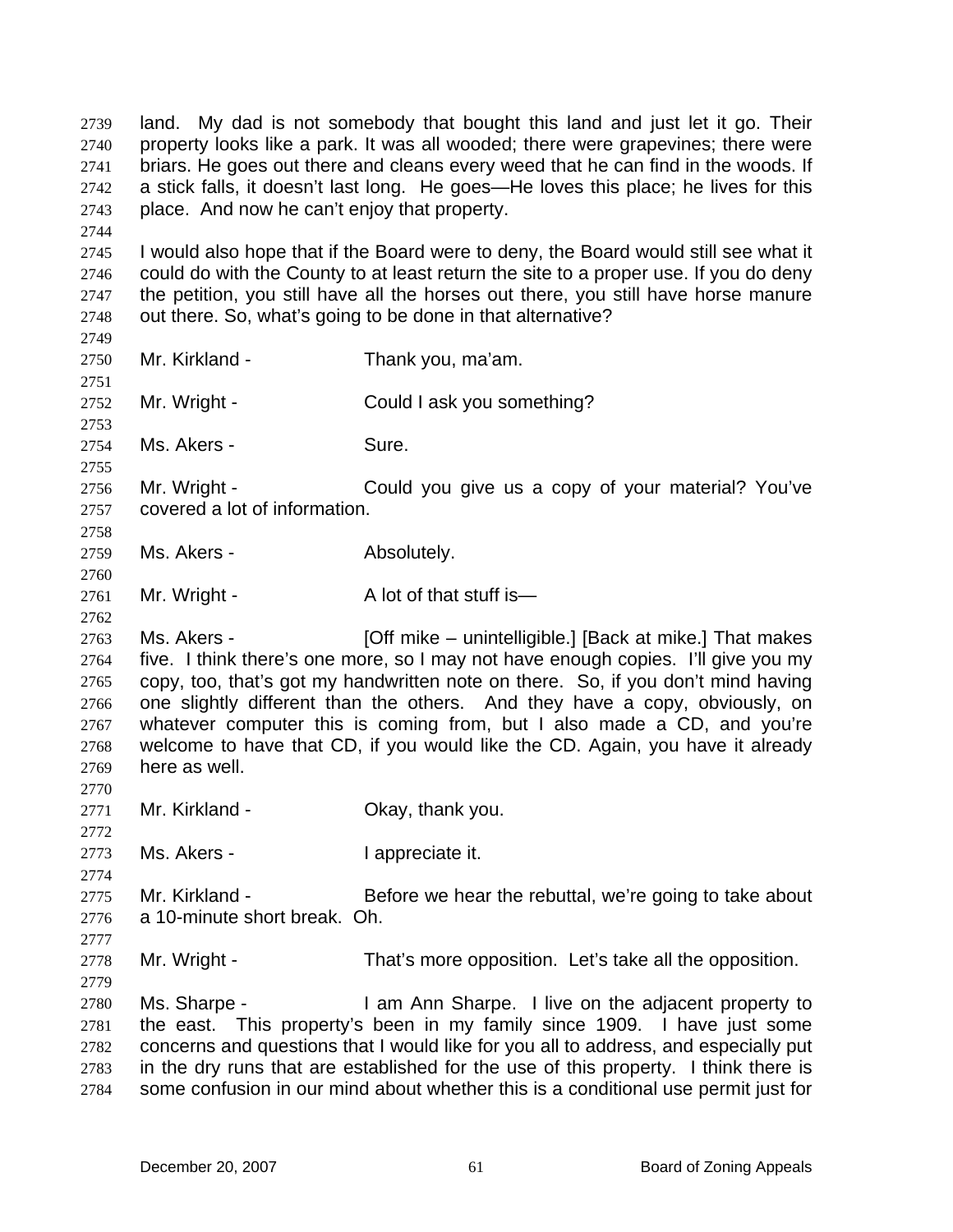land. My dad is not somebody that bought this land and just let it go. Their property looks like a park. It was all wooded; there were grapevines; there were briars. He goes out there and cleans every weed that he can find in the woods. If a stick falls, it doesn't last long. He goes—He loves this place; he lives for this place. And now he can't enjoy that property.

I would also hope that if the Board were to deny, the Board would still see what it could do with the County to at least return the site to a proper use. If you do deny the petition, you still have all the horses out there, you still have horse manure out there. So, what's going to be done in that alternative?

Mr. Kirkland - Thank you, ma'am.

Mr. Wright - Could I ask you something?

Ms. Akers - Sure.

Mr. Wright - Could you give us a copy of your material? You've covered a lot of information.

Ms. Akers - Absolutely.

Mr. Wright - A lot of that stuff is—

Ms. Akers - [Off mike – unintelligible.] [Back at mike.] That makes five. I think there's one more, so I may not have enough copies. I'll give you my copy, too, that's got my handwritten note on there. So, if you don't mind having one slightly different than the others. And they have a copy, obviously, on whatever computer this is coming from, but I also made a CD, and you're welcome to have that CD, if you would like the CD. Again, you have it already here as well.

Mr. Kirkland - Okay, thank you.

Ms. Akers - I appreciate it.

Mr. Kirkland - Before we hear the rebuttal, we're going to take about a 10-minute short break. Oh.

Mr. Wright - That's more opposition. Let's take all the opposition.

Ms. Sharpe - I am Ann Sharpe. I live on the adjacent property to the east. This property's been in my family since 1909. I have just some concerns and questions that I would like for you all to address, and especially put in the dry runs that are established for the use of this property. I think there is some confusion in our mind about whether this is a conditional use permit just for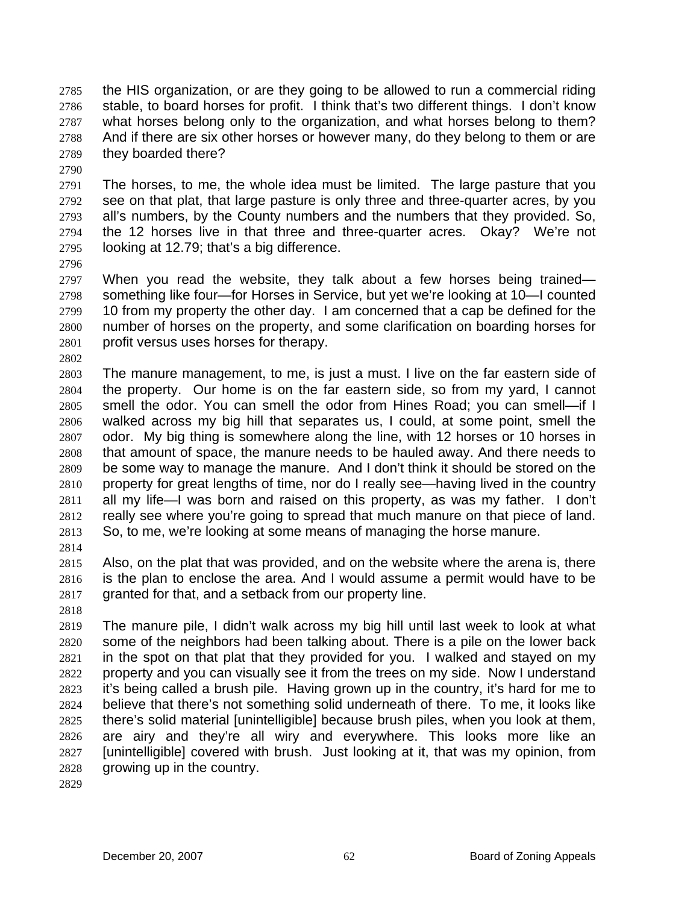the HIS organization, or are they going to be allowed to run a commercial riding stable, to board horses for profit. I think that's two different things. I don't know what horses belong only to the organization, and what horses belong to them? And if there are six other horses or however many, do they belong to them or are they boarded there?

The horses, to me, the whole idea must be limited. The large pasture that you see on that plat, that large pasture is only three and three-quarter acres, by you all's numbers, by the County numbers and the numbers that they provided. So, the 12 horses live in that three and three-quarter acres. Okay? We're not looking at 12.79; that's a big difference.

When you read the website, they talk about a few horses being trained—something like four—for Horses in Service, but yet we're looking at 10—I counted 10 from my property the other day. I am concerned that a cap be defined for the number of horses on the property, and some clarification on boarding horses for profit versus uses horses for therapy.

The manure management, to me, is just a must. I live on the far eastern side of the property. Our home is on the far eastern side, so from my yard, I cannot smell the odor. You can smell the odor from Hines Road; you can smell—if I walked across my big hill that separates us, I could, at some point, smell the odor. My big thing is somewhere along the line, with 12 horses or 10 horses in that amount of space, the manure needs to be hauled away. And there needs to be some way to manage the manure. And I don't think it should be stored on the property for great lengths of time, nor do I really see—having lived in the country all my life—I was born and raised on this property, as was my father. I don't really see where you're going to spread that much manure on that piece of land. So, to me, we're looking at some means of managing the horse manure.

Also, on the plat that was provided, and on the website where the arena is, there is the plan to enclose the area. And I would assume a permit would have to be granted for that, and a setback from our property line.

The manure pile, I didn't walk across my big hill until last week to look at what some of the neighbors had been talking about. There is a pile on the lower back in the spot on that plat that they provided for you. I walked and stayed on my property and you can visually see it from the trees on my side. Now I understand it's being called a brush pile. Having grown up in the country, it's hard for me to believe that there's not something solid underneath of there. To me, it looks like there's solid material [unintelligible] because brush piles, when you look at them, are airy and they're all wiry and everywhere. This looks more like an [unintelligible] covered with brush. Just looking at it, that was my opinion, from growing up in the country.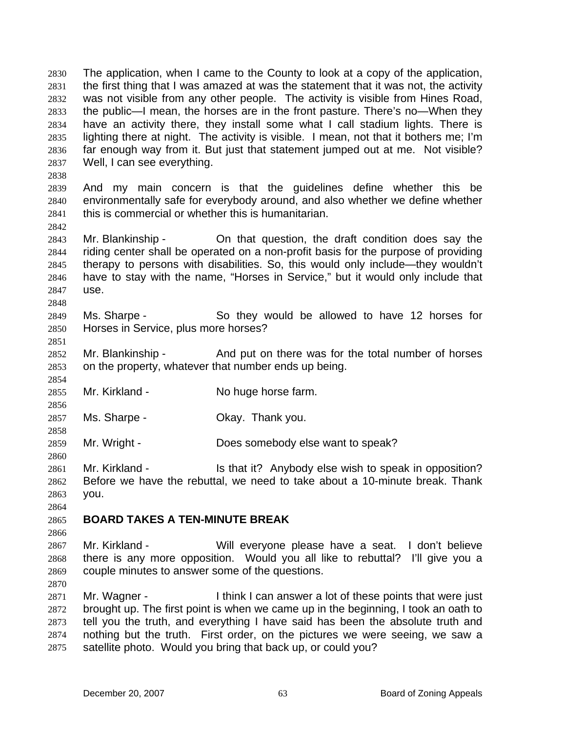The application, when I came to the County to look at a copy of the application, the first thing that I was amazed at was the statement that it was not, the activity was not visible from any other people. The activity is visible from Hines Road, the public—I mean, the horses are in the front pasture. There's no—When they have an activity there, they install some what I call stadium lights. There is lighting there at night. The activity is visible. I mean, not that it bothers me; I'm far enough way from it. But just that statement jumped out at me. Not visible? Well, I can see everything.

And my main concern is that the guidelines define whether this be environmentally safe for everybody around, and also whether we define whether this is commercial or whether this is humanitarian.

Mr. Blankinship - On that question, the draft condition does say the riding center shall be operated on a non-profit basis for the purpose of providing therapy to persons with disabilities. So, this would only include—they wouldn't have to stay with the name, "Horses in Service," but it would only include that use.

Ms. Sharpe - So they would be allowed to have 12 horses for Horses in Service, plus more horses?

Mr. Blankinship - And put on there was for the total number of horses on the property, whatever that number ends up being.

Mr. Kirkland - No huge horse farm.

Ms. Sharpe - Okay. Thank you.

Mr. Wright - Does somebody else want to speak?

Mr. Kirkland - Is that it? Anybody else wish to speak in opposition? Before we have the rebuttal, we need to take about a 10-minute break. Thank you.

**BOARD TAKES A TEN-MINUTE BREAK**

Mr. Kirkland - Will everyone please have a seat. I don't believe there is any more opposition. Would you all like to rebuttal? I'll give you a couple minutes to answer some of the questions.

Mr. Wagner - I think I can answer a lot of these points that were just brought up. The first point is when we came up in the beginning, I took an oath to tell you the truth, and everything I have said has been the absolute truth and nothing but the truth. First order, on the pictures we were seeing, we saw a satellite photo. Would you bring that back up, or could you?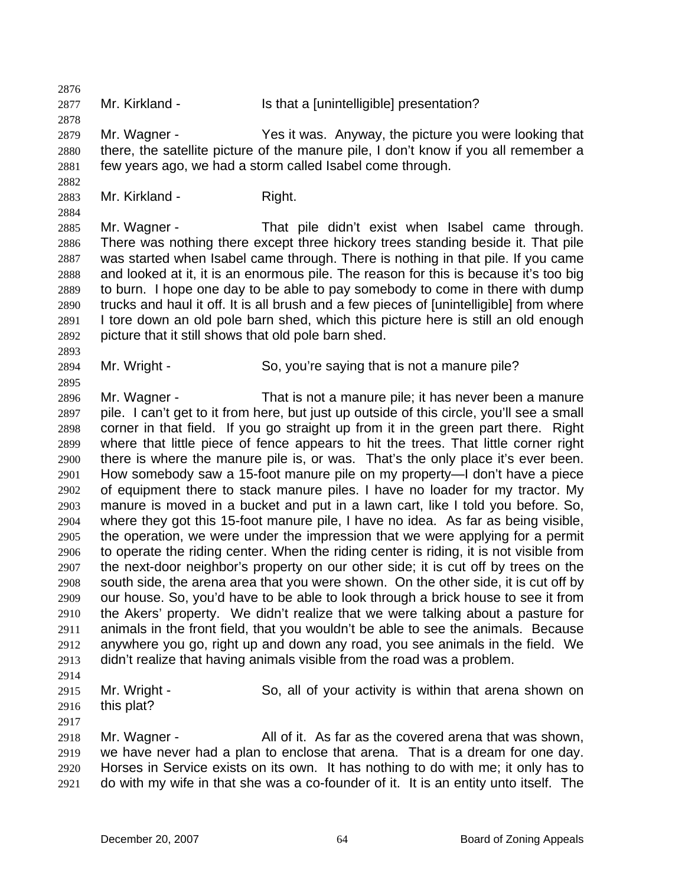Mr. Kirkland - Is that a [unintelligible] presentation?

Mr. Wagner - Yes it was. Anyway, the picture you were looking that there, the satellite picture of the manure pile, I don't know if you all remember a few years ago, we had a storm called Isabel come through.

Mr. Kirkland - Right.

Mr. Wagner - That pile didn't exist when Isabel came through. There was nothing there except three hickory trees standing beside it. That pile was started when Isabel came through. There is nothing in that pile. If you came and looked at it, it is an enormous pile. The reason for this is because it's too big to burn. I hope one day to be able to pay somebody to come in there with dump trucks and haul it off. It is all brush and a few pieces of [unintelligible] from where I tore down an old pole barn shed, which this picture here is still an old enough picture that it still shows that old pole barn shed.

Mr. Wright - So, you're saying that is not a manure pile?

Mr. Wagner - That is not a manure pile; it has never been a manure pile. I can't get to it from here, but just up outside of this circle, you'll see a small corner in that field. If you go straight up from it in the green part there. Right where that little piece of fence appears to hit the trees. That little corner right there is where the manure pile is, or was. That's the only place it's ever been. How somebody saw a 15-foot manure pile on my property—I don't have a piece of equipment there to stack manure piles. I have no loader for my tractor. My manure is moved in a bucket and put in a lawn cart, like I told you before. So, where they got this 15-foot manure pile, I have no idea. As far as being visible, the operation, we were under the impression that we were applying for a permit to operate the riding center. When the riding center is riding, it is not visible from the next-door neighbor's property on our other side; it is cut off by trees on the south side, the arena area that you were shown. On the other side, it is cut off by our house. So, you'd have to be able to look through a brick house to see it from the Akers' property. We didn't realize that we were talking about a pasture for animals in the front field, that you wouldn't be able to see the animals. Because anywhere you go, right up and down any road, you see animals in the field. We didn't realize that having animals visible from the road was a problem.

Mr. Wright - So, all of your activity is within that arena shown on this plat?

Mr. Wagner - All of it. As far as the covered arena that was shown, we have never had a plan to enclose that arena. That is a dream for one day. Horses in Service exists on its own. It has nothing to do with me; it only has to do with my wife in that she was a co-founder of it. It is an entity unto itself. The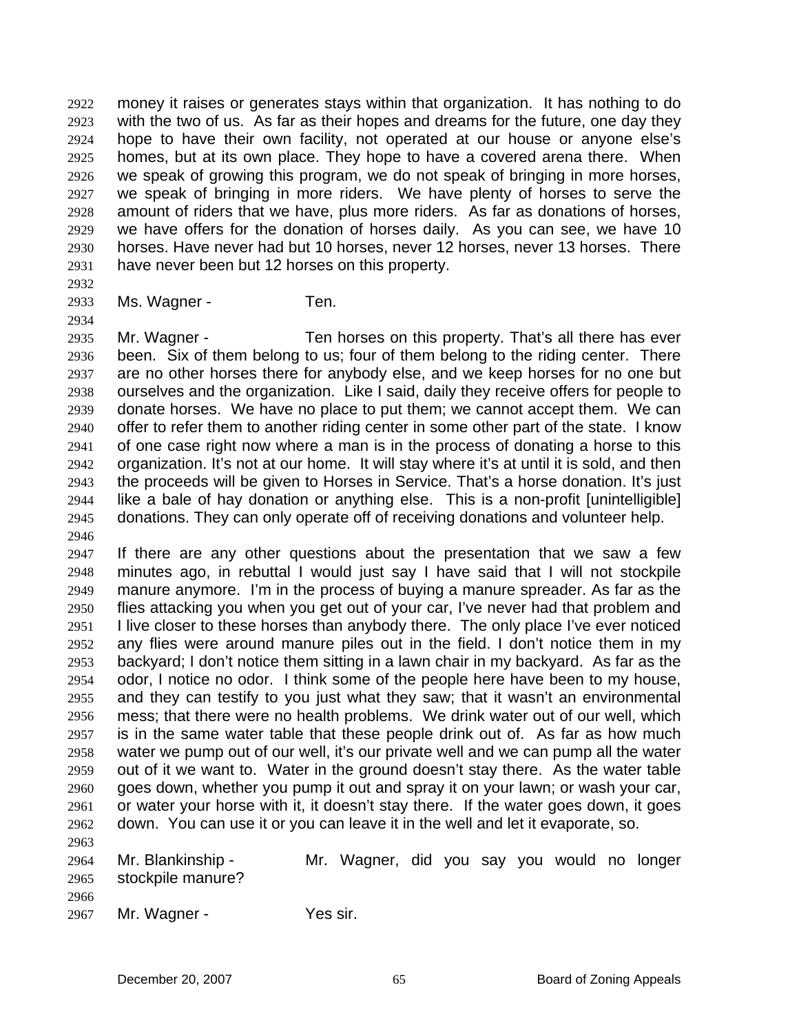money it raises or generates stays within that organization. It has nothing to do with the two of us. As far as their hopes and dreams for the future, one day they hope to have their own facility, not operated at our house or anyone else's homes, but at its own place. They hope to have a covered arena there. When we speak of growing this program, we do not speak of bringing in more horses, we speak of bringing in more riders. We have plenty of horses to serve the amount of riders that we have, plus more riders. As far as donations of horses, we have offers for the donation of horses daily. As you can see, we have 10 horses. Have never had but 10 horses, never 12 horses, never 13 horses. There have never been but 12 horses on this property.

Ms. Wagner - Ten.

Mr. Wagner - Ten horses on this property. That's all there has ever been. Six of them belong to us; four of them belong to the riding center. There are no other horses there for anybody else, and we keep horses for no one but ourselves and the organization. Like I said, daily they receive offers for people to donate horses. We have no place to put them; we cannot accept them. We can offer to refer them to another riding center in some other part of the state. I know of one case right now where a man is in the process of donating a horse to this organization. It's not at our home. It will stay where it's at until it is sold, and then the proceeds will be given to Horses in Service. That's a horse donation. It's just like a bale of hay donation or anything else. This is a non-profit [unintelligible] donations. They can only operate off of receiving donations and volunteer help.

If there are any other questions about the presentation that we saw a few minutes ago, in rebuttal I would just say I have said that I will not stockpile manure anymore. I'm in the process of buying a manure spreader. As far as the flies attacking you when you get out of your car, I've never had that problem and I live closer to these horses than anybody there. The only place I've ever noticed any flies were around manure piles out in the field. I don't notice them in my backyard; I don't notice them sitting in a lawn chair in my backyard. As far as the odor, I notice no odor. I think some of the people here have been to my house, and they can testify to you just what they saw; that it wasn't an environmental mess; that there were no health problems. We drink water out of our well, which is in the same water table that these people drink out of. As far as how much water we pump out of our well, it's our private well and we can pump all the water out of it we want to. Water in the ground doesn't stay there. As the water table goes down, whether you pump it out and spray it on your lawn; or wash your car, or water your horse with it, it doesn't stay there. If the water goes down, it goes down. You can use it or you can leave it in the well and let it evaporate, so.

Mr. Blankinship - Mr. Wagner, did you say you would no longer stockpile manure?

Mr. Wagner - Yes sir.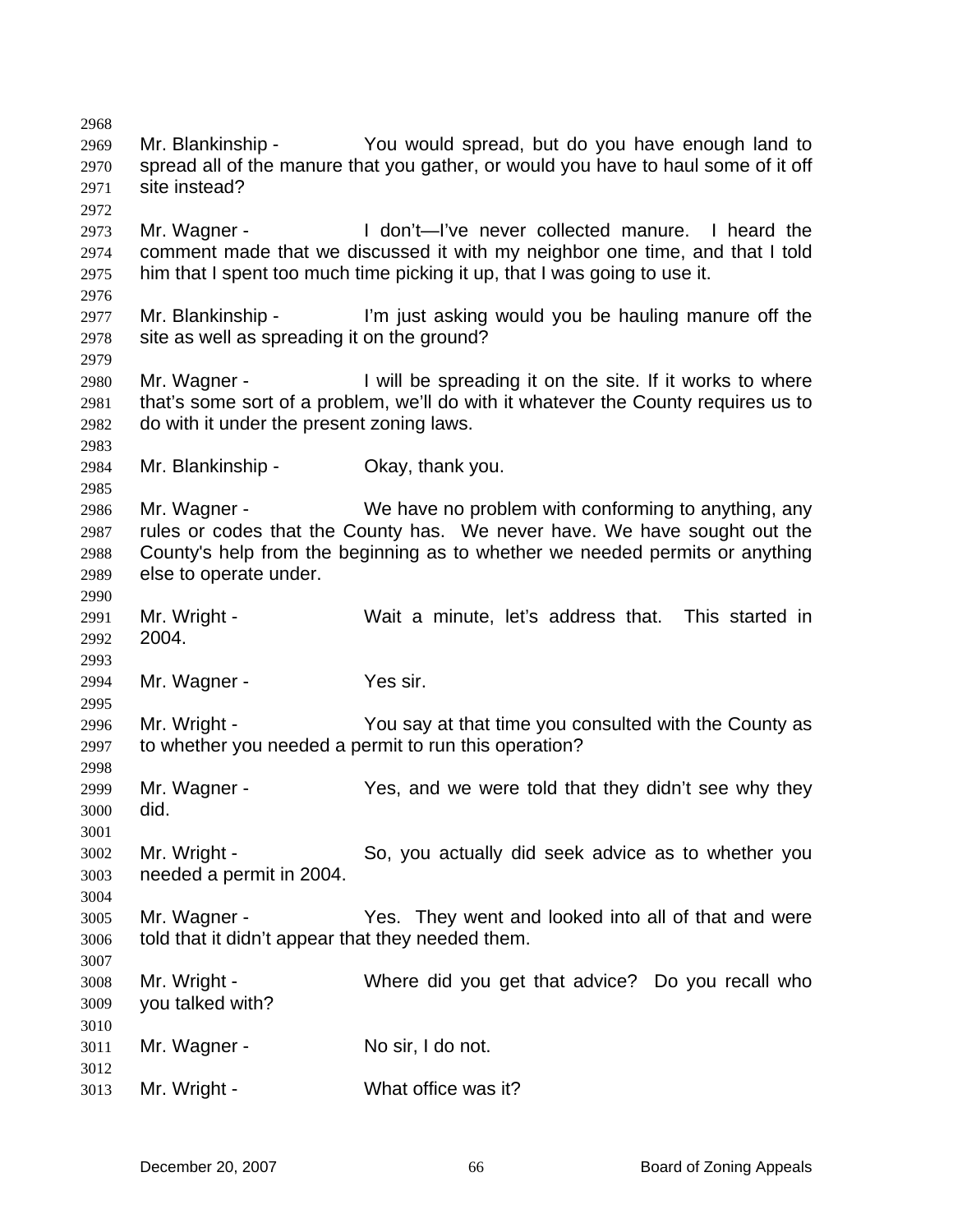Mr. Blankinship - You would spread, but do you have enough land to spread all of the manure that you gather, or would you have to haul some of it off site instead?

Mr. Wagner - I don't—I've never collected manure. I heard the comment made that we discussed it with my neighbor one time, and that I told him that I spent too much time picking it up, that I was going to use it.

Mr. Blankinship - I'm just asking would you be hauling manure off the site as well as spreading it on the ground?

Mr. Wagner - I will be spreading it on the site. If it works to where that's some sort of a problem, we'll do with it whatever the County requires us to do with it under the present zoning laws.

Mr. Blankinship - Okay, thank you.

Mr. Wagner - We have no problem with conforming to anything, any rules or codes that the County has. We never have. We have sought out the County's help from the beginning as to whether we needed permits or anything else to operate under.

Mr. Wright - Wait a minute, let's address that. This started in 2004.

Mr. Wagner - Yes sir.

Mr. Wright - You say at that time you consulted with the County as to whether you needed a permit to run this operation?

Mr. Wagner - Yes, and we were told that they didn't see why they did.

Mr. Wright - So, you actually did seek advice as to whether you needed a permit in 2004.

Mr. Wagner - Yes. They went and looked into all of that and were told that it didn't appear that they needed them.

Mr. Wright - Where did you get that advice? Do you recall who you talked with?

Mr. Wagner - No sir, I do not.

Mr. Wright - What office was it?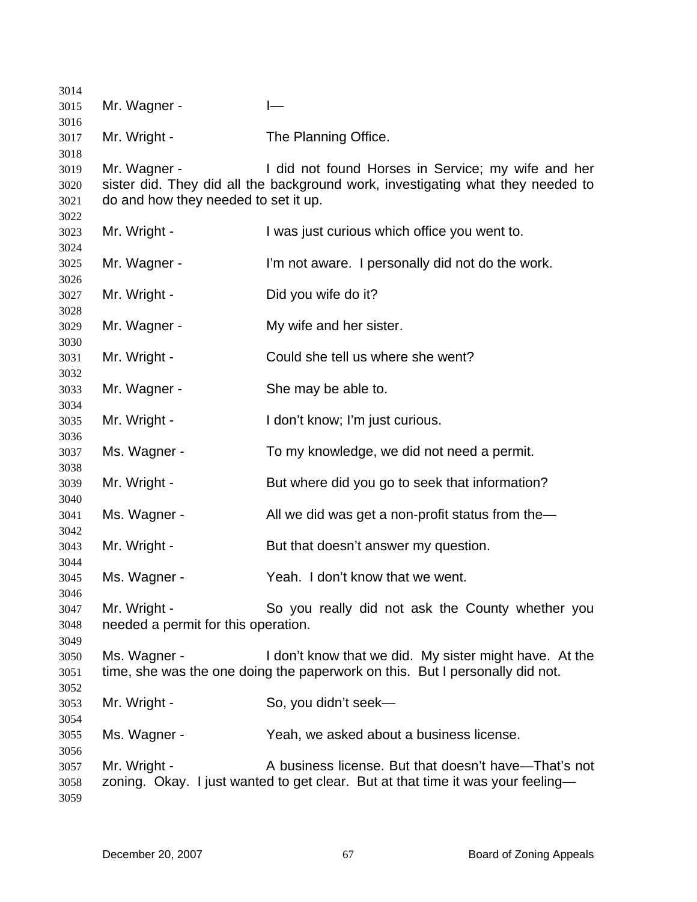Mr. Wagner - I—

Mr. Wright - The Planning Office.

Mr. Wagner - I did not found Horses in Service; my wife and her sister did. They did all the background work, investigating what they needed to do and how they needed to set it up.

Mr. Wright - I was just curious which office you went to.

Mr. Wagner - I'm not aware. I personally did not do the work.

Mr. Wright - Did you wife do it?

Mr. Wagner - My wife and her sister.

Mr. Wright - Could she tell us where she went?

Mr. Wagner - She may be able to.

Mr. Wright - I don't know; I'm just curious.

Ms. Wagner - To my knowledge, we did not need a permit.

Mr. Wright - But where did you go to seek that information?

Ms. Wagner - All we did was get a non-profit status from the—

Mr. Wright - But that doesn't answer my question.

Ms. Wagner - Yeah. I don't know that we went.

Mr. Wright - So you really did not ask the County whether you needed a permit for this operation.

Ms. Wagner - I don't know that we did. My sister might have. At the time, she was the one doing the paperwork on this. But I personally did not.

Mr. Wright - So, you didn't seek—

Ms. Wagner - Yeah, we asked about a business license.

Mr. Wright - A business license. But that doesn't have—That's not zoning. Okay. I just wanted to get clear. But at that time it was your feeling—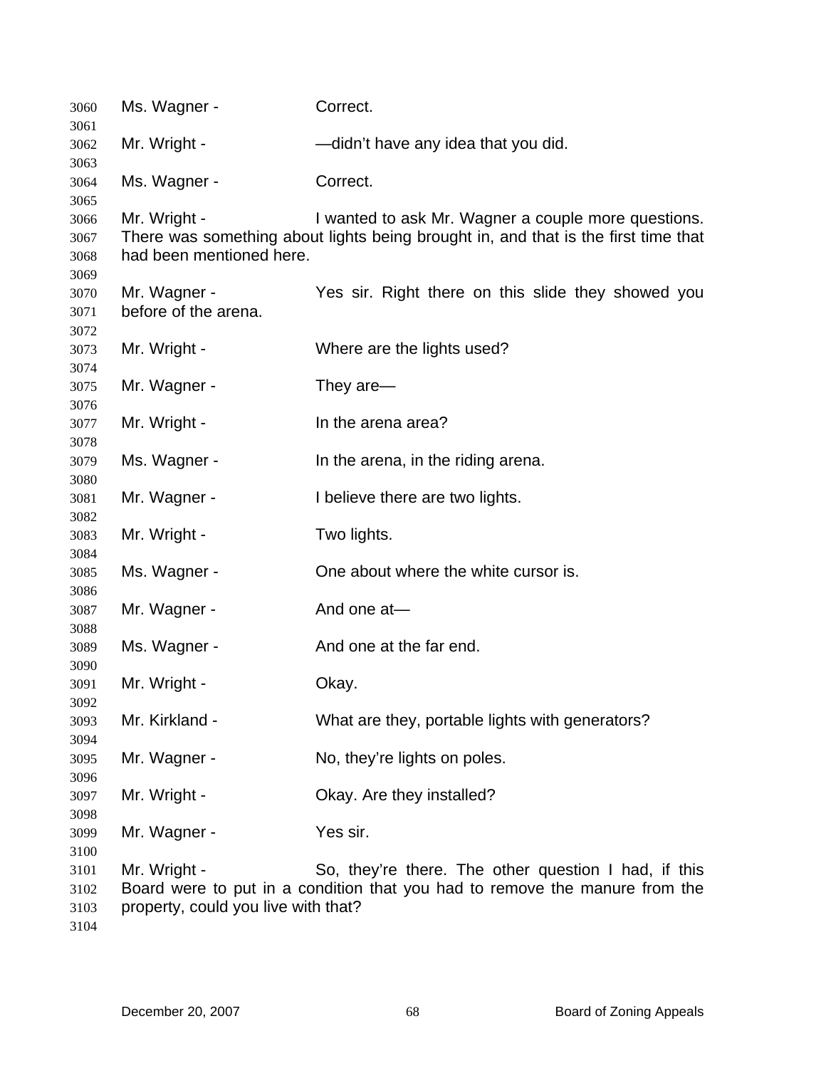Ms. Wagner - Correct.

Mr. Wright - —didn't have any idea that you did.

Ms. Wagner - Correct.

Mr. Wright - I wanted to ask Mr. Wagner a couple more questions. There was something about lights being brought in, and that is the first time that had been mentioned here.

Mr. Wagner - Yes sir. Right there on this slide they showed you before of the arena.

Mr. Wright - Where are the lights used?

Mr. Wagner - They are—

Mr. Wright - In the arena area?

Ms. Wagner - In the arena, in the riding arena.

Mr. Wagner - I believe there are two lights.

Mr. Wright - Two lights.

Ms. Wagner - One about where the white cursor is.

Mr. Wagner - And one at—

Ms. Wagner - And one at the far end.

Mr. Wright - Okay.

Mr. Kirkland - What are they, portable lights with generators?

Mr. Wagner - No, they're lights on poles.

Mr. Wright - Okay. Are they installed?

Mr. Wagner - Yes sir.

Mr. Wright - So, they're there. The other question I had, if this Board were to put in a condition that you had to remove the manure from the property, could you live with that?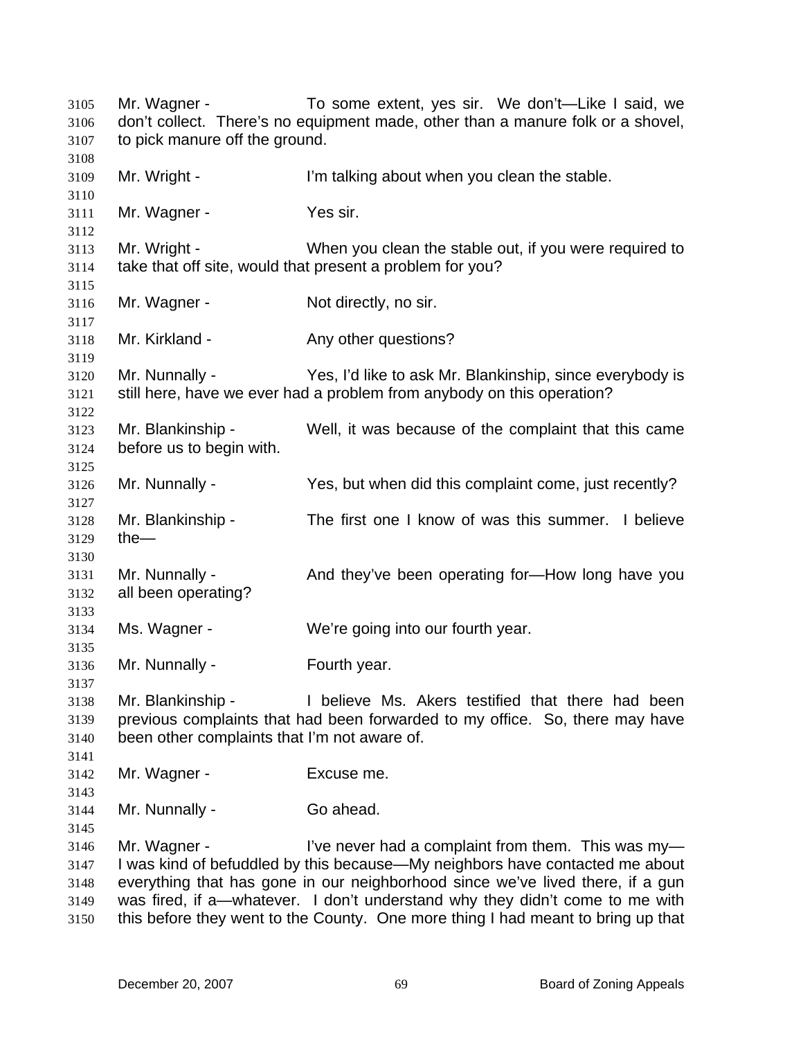Mr. Wagner - To some extent, yes sir. We don't—Like I said, we don't collect. There's no equipment made, other than a manure folk or a shovel, to pick manure off the ground.

Mr. Wright - I'm talking about when you clean the stable.

Mr. Wagner - Yes sir.

Mr. Wright - When you clean the stable out, if you were required to take that off site, would that present a problem for you?

Mr. Wagner - Not directly, no sir.

Mr. Kirkland - Any other questions?

Mr. Nunnally - Yes, I'd like to ask Mr. Blankinship, since everybody is still here, have we ever had a problem from anybody on this operation?

Mr. Blankinship - Well, it was because of the complaint that this came before us to begin with.

Mr. Nunnally - Yes, but when did this complaint come, just recently?

Mr. Blankinship - The first one I know of was this summer. I believe the—

Mr. Nunnally - And they've been operating for—How long have you all been operating?

Ms. Wagner - We're going into our fourth year.

Mr. Nunnally - Fourth year.

Mr. Blankinship - I believe Ms. Akers testified that there had been previous complaints that had been forwarded to my office. So, there may have been other complaints that I'm not aware of.

Mr. Wagner - Excuse me.

Mr. Nunnally - Go ahead.

Mr. Wagner - I've never had a complaint from them. This was my—I was kind of befuddled by this because—My neighbors have contacted me about everything that has gone in our neighborhood since we've lived there, if a gun was fired, if a—whatever. I don't understand why they didn't come to me with this before they went to the County. One more thing I had meant to bring up that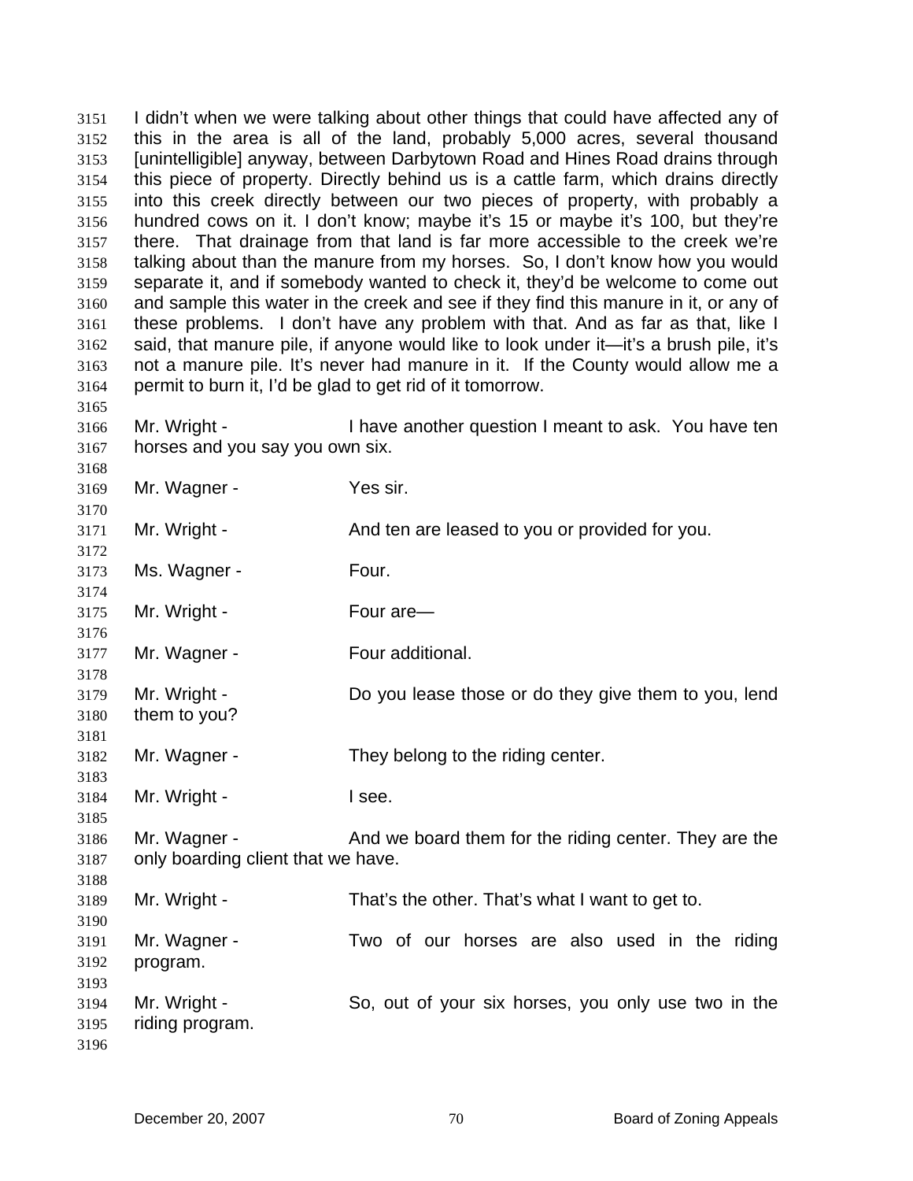I didn't when we were talking about other things that could have affected any of this in the area is all of the land, probably 5,000 acres, several thousand [unintelligible] anyway, between Darbytown Road and Hines Road drains through this piece of property. Directly behind us is a cattle farm, which drains directly into this creek directly between our two pieces of property, with probably a hundred cows on it. I don't know; maybe it's 15 or maybe it's 100, but they're there. That drainage from that land is far more accessible to the creek we're talking about than the manure from my horses. So, I don't know how you would separate it, and if somebody wanted to check it, they'd be welcome to come out and sample this water in the creek and see if they find this manure in it, or any of these problems. I don't have any problem with that. And as far as that, like I said, that manure pile, if anyone would like to look under it—it's a brush pile, it's not a manure pile. It's never had manure in it. If the County would allow me a permit to burn it, I'd be glad to get rid of it tomorrow.

Mr. Wright - I have another question I meant to ask. You have ten horses and you say you own six.

Mr. Wagner - Yes sir.

Mr. Wright - And ten are leased to you or provided for you.

Ms. Wagner - Four.

Mr. Wright - Four are—

Mr. Wagner - Four additional.

Mr. Wright - Do you lease those or do they give them to you, lend them to you?

Mr. Wagner - They belong to the riding center.

Mr. Wright - I see.

Mr. Wagner - And we board them for the riding center. They are the only boarding client that we have.

Mr. Wright - That's the other. That's what I want to get to.

Mr. Wagner - Two of our horses are also used in the riding program.

Mr. Wright - So, out of your six horses, you only use two in the riding program.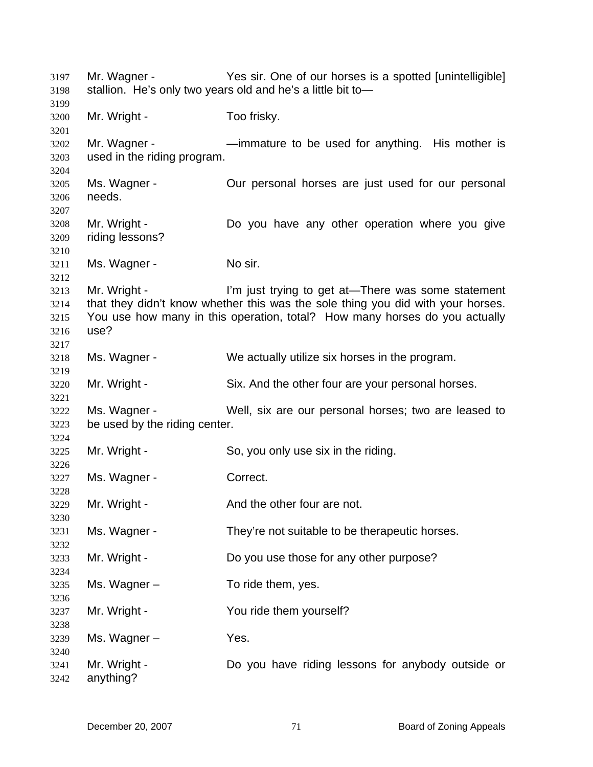3197 Mr. Wagner - Yes sir. One of our horses is a spotted [unintelligible]
3198 stallion. He's only two years old and he's a little bit to—
3199
3200 Mr. Wright - Too frisky.
3201
3202 Mr. Wagner - —immature to be used for anything. His mother is
3203 used in the riding program.
3204
3205 Ms. Wagner - Our personal horses are just used for our personal
3206 needs.
3207
3208 Mr. Wright - Do you have any other operation where you give
3209 riding lessons?
3210
3211 Ms. Wagner - No sir.
3212
3213 Mr. Wright - I'm just trying to get at—There was some statement
3214 that they didn't know whether this was the sole thing you did with your horses.
3215 You use how many in this operation, total? How many horses do you actually
3216 use?
3217
3218 Ms. Wagner - We actually utilize six horses in the program.
3219
3220 Mr. Wright - Six. And the other four are your personal horses.
3221
3222 Ms. Wagner - Well, six are our personal horses; two are leased to
3223 be used by the riding center.
3224
3225 Mr. Wright - So, you only use six in the riding.
3226
3227 Ms. Wagner - Correct.
3228
3229 Mr. Wright - And the other four are not.
3230
3231 Ms. Wagner - They're not suitable to be therapeutic horses.
3232
3233 Mr. Wright - Do you use those for any other purpose?
3234
3235 Ms. Wagner – To ride them, yes.
3236
3237 Mr. Wright - You ride them yourself?
3238
3239 Ms. Wagner – Yes.
3240
3241 Mr. Wright - Do you have riding lessons for anybody outside or
3242 anything?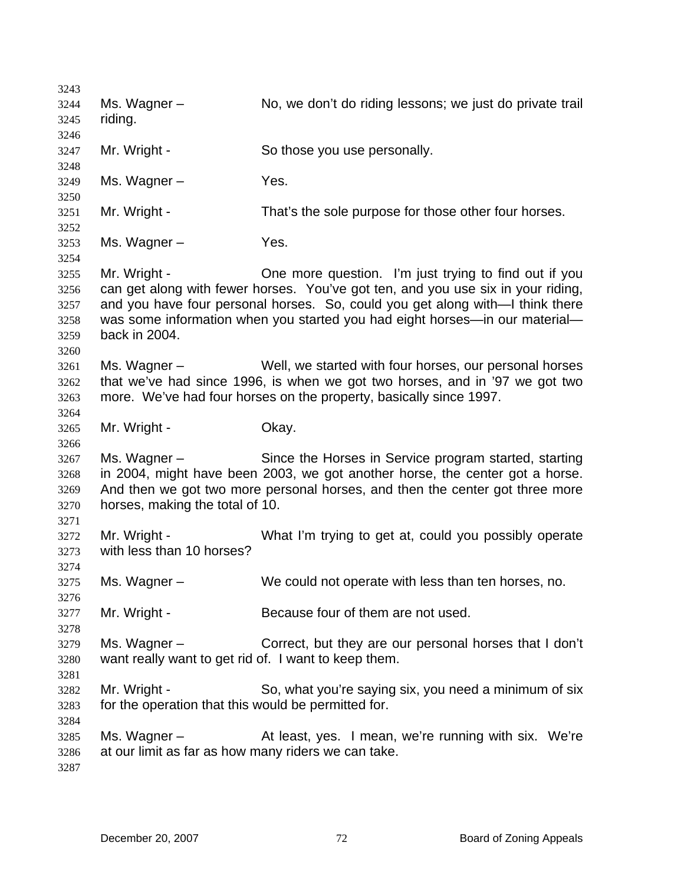Ms. Wagner – No, we don't do riding lessons; we just do private trail riding.

Mr. Wright - So those you use personally.

Ms. Wagner – Yes.

Mr. Wright - That's the sole purpose for those other four horses.

Ms. Wagner – Yes.

Mr. Wright - One more question. I'm just trying to find out if you can get along with fewer horses. You've got ten, and you use six in your riding, and you have four personal horses. So, could you get along with—I think there was some information when you started you had eight horses—in our material—back in 2004.

Ms. Wagner – Well, we started with four horses, our personal horses that we've had since 1996, is when we got two horses, and in '97 we got two more. We've had four horses on the property, basically since 1997.

Mr. Wright - Okay.

Ms. Wagner – Since the Horses in Service program started, starting in 2004, might have been 2003, we got another horse, the center got a horse. And then we got two more personal horses, and then the center got three more horses, making the total of 10.

Mr. Wright - What I'm trying to get at, could you possibly operate with less than 10 horses?

Ms. Wagner – We could not operate with less than ten horses, no.

Mr. Wright - Because four of them are not used.

Ms. Wagner – Correct, but they are our personal horses that I don't want really want to get rid of. I want to keep them.

Mr. Wright - So, what you're saying six, you need a minimum of six for the operation that this would be permitted for.

Ms. Wagner – At least, yes. I mean, we're running with six. We're at our limit as far as how many riders we can take.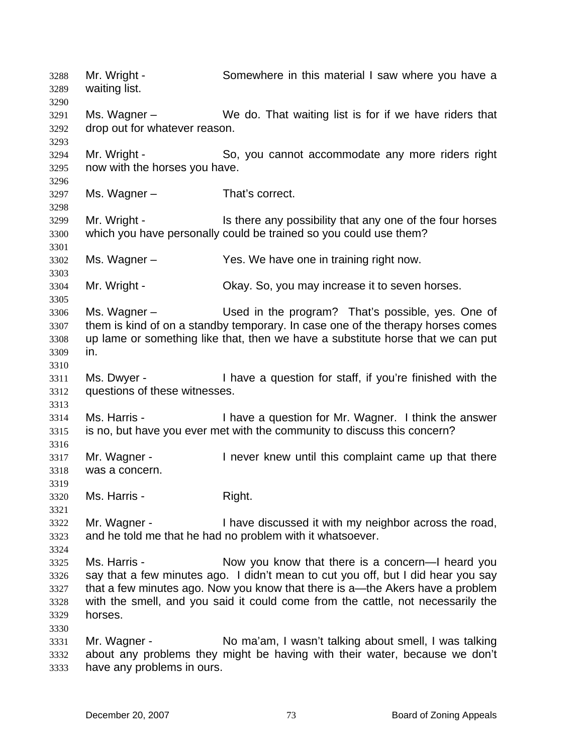3288 Mr. Wright - Somewhere in this material I saw where you have a
3289 waiting list.
3290
3291 Ms. Wagner – We do. That waiting list is for if we have riders that
3292 drop out for whatever reason.
3293
3294 Mr. Wright - So, you cannot accommodate any more riders right
3295 now with the horses you have.
3296
3297 Ms. Wagner – That's correct.
3298
3299 Mr. Wright - Is there any possibility that any one of the four horses
3300 which you have personally could be trained so you could use them?
3301
3302 Ms. Wagner – Yes. We have one in training right now.
3303
3304 Mr. Wright - Okay. So, you may increase it to seven horses.
3305
3306 Ms. Wagner – Used in the program? That's possible, yes. One of
3307 them is kind of on a standby temporary. In case one of the therapy horses comes
3308 up lame or something like that, then we have a substitute horse that we can put
3309 in.
3310
3311 Ms. Dwyer - I have a question for staff, if you're finished with the
3312 questions of these witnesses.
3313
3314 Ms. Harris - I have a question for Mr. Wagner. I think the answer
3315 is no, but have you ever met with the community to discuss this concern?
3316
3317 Mr. Wagner - I never knew until this complaint came up that there
3318 was a concern.
3319
3320 Ms. Harris - Right.
3321
3322 Mr. Wagner - I have discussed it with my neighbor across the road,
3323 and he told me that he had no problem with it whatsoever.
3324
3325 Ms. Harris - Now you know that there is a concern—I heard you
3326 say that a few minutes ago. I didn't mean to cut you off, but I did hear you say
3327 that a few minutes ago. Now you know that there is a—the Akers have a problem
3328 with the smell, and you said it could come from the cattle, not necessarily the
3329 horses.
3330
3331 Mr. Wagner - No ma'am, I wasn't talking about smell, I was talking
3332 about any problems they might be having with their water, because we don't
3333 have any problems in ours.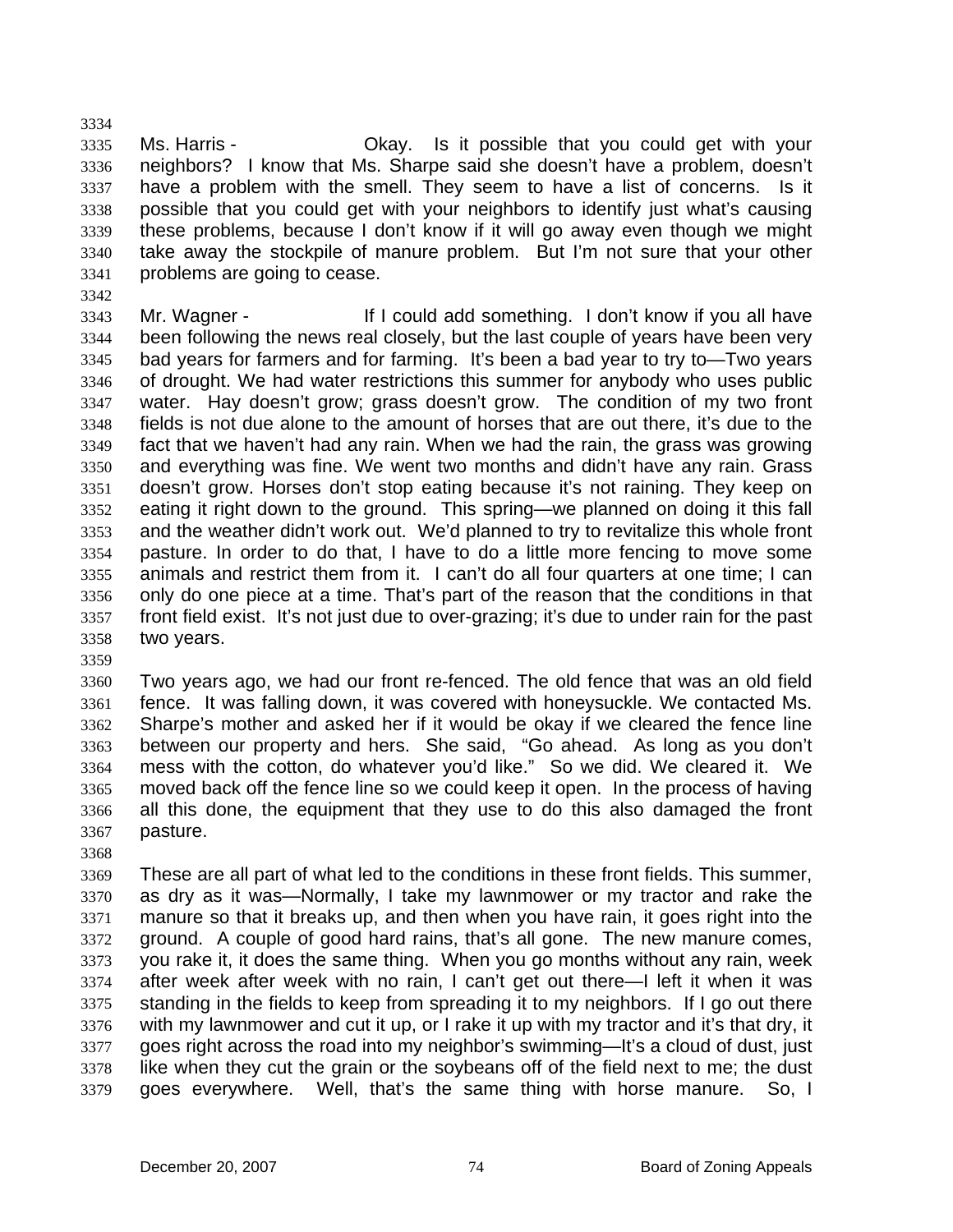Ms. Harris - Okay. Is it possible that you could get with your neighbors? I know that Ms. Sharpe said she doesn't have a problem, doesn't have a problem with the smell. They seem to have a list of concerns. Is it possible that you could get with your neighbors to identify just what's causing these problems, because I don't know if it will go away even though we might take away the stockpile of manure problem. But I'm not sure that your other problems are going to cease.

Mr. Wagner - If I could add something. I don't know if you all have been following the news real closely, but the last couple of years have been very bad years for farmers and for farming. It's been a bad year to try to—Two years of drought. We had water restrictions this summer for anybody who uses public water. Hay doesn't grow; grass doesn't grow. The condition of my two front fields is not due alone to the amount of horses that are out there, it's due to the fact that we haven't had any rain. When we had the rain, the grass was growing and everything was fine. We went two months and didn't have any rain. Grass doesn't grow. Horses don't stop eating because it's not raining. They keep on eating it right down to the ground. This spring—we planned on doing it this fall and the weather didn't work out. We'd planned to try to revitalize this whole front pasture. In order to do that, I have to do a little more fencing to move some animals and restrict them from it. I can't do all four quarters at one time; I can only do one piece at a time. That's part of the reason that the conditions in that front field exist. It's not just due to over-grazing; it's due to under rain for the past two years.

Two years ago, we had our front re-fenced. The old fence that was an old field fence. It was falling down, it was covered with honeysuckle. We contacted Ms. Sharpe's mother and asked her if it would be okay if we cleared the fence line between our property and hers. She said, "Go ahead. As long as you don't mess with the cotton, do whatever you'd like." So we did. We cleared it. We moved back off the fence line so we could keep it open. In the process of having all this done, the equipment that they use to do this also damaged the front pasture.

These are all part of what led to the conditions in these front fields. This summer, as dry as it was—Normally, I take my lawnmower or my tractor and rake the manure so that it breaks up, and then when you have rain, it goes right into the ground. A couple of good hard rains, that's all gone. The new manure comes, you rake it, it does the same thing. When you go months without any rain, week after week after week with no rain, I can't get out there—I left it when it was standing in the fields to keep from spreading it to my neighbors. If I go out there with my lawnmower and cut it up, or I rake it up with my tractor and it's that dry, it goes right across the road into my neighbor's swimming—It's a cloud of dust, just like when they cut the grain or the soybeans off of the field next to me; the dust goes everywhere. Well, that's the same thing with horse manure. So, I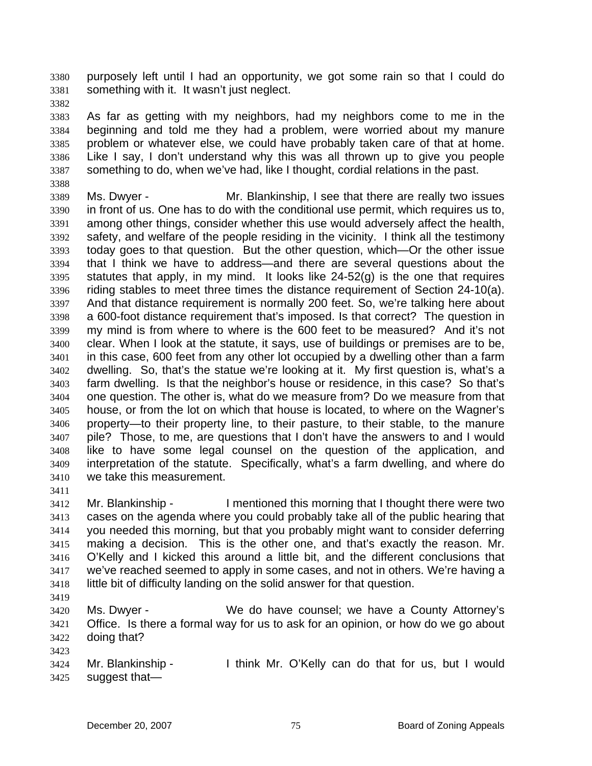purposely left until I had an opportunity, we got some rain so that I could do something with it. It wasn't just neglect.

As far as getting with my neighbors, had my neighbors come to me in the beginning and told me they had a problem, were worried about my manure problem or whatever else, we could have probably taken care of that at home. Like I say, I don't understand why this was all thrown up to give you people something to do, when we've had, like I thought, cordial relations in the past.

Ms. Dwyer - Mr. Blankinship, I see that there are really two issues in front of us. One has to do with the conditional use permit, which requires us to, among other things, consider whether this use would adversely affect the health, safety, and welfare of the people residing in the vicinity. I think all the testimony today goes to that question. But the other question, which—Or the other issue that I think we have to address—and there are several questions about the statutes that apply, in my mind. It looks like 24-52(g) is the one that requires riding stables to meet three times the distance requirement of Section 24-10(a). And that distance requirement is normally 200 feet. So, we're talking here about a 600-foot distance requirement that's imposed. Is that correct? The question in my mind is from where to where is the 600 feet to be measured? And it's not clear. When I look at the statute, it says, use of buildings or premises are to be, in this case, 600 feet from any other lot occupied by a dwelling other than a farm dwelling. So, that's the statue we're looking at it. My first question is, what's a farm dwelling. Is that the neighbor's house or residence, in this case? So that's one question. The other is, what do we measure from? Do we measure from that house, or from the lot on which that house is located, to where on the Wagner's property—to their property line, to their pasture, to their stable, to the manure pile? Those, to me, are questions that I don't have the answers to and I would like to have some legal counsel on the question of the application, and interpretation of the statute. Specifically, what's a farm dwelling, and where do we take this measurement.

Mr. Blankinship - I mentioned this morning that I thought there were two cases on the agenda where you could probably take all of the public hearing that you needed this morning, but that you probably might want to consider deferring making a decision. This is the other one, and that's exactly the reason. Mr. O'Kelly and I kicked this around a little bit, and the different conclusions that we've reached seemed to apply in some cases, and not in others. We're having a little bit of difficulty landing on the solid answer for that question.

Ms. Dwyer - We do have counsel; we have a County Attorney's Office. Is there a formal way for us to ask for an opinion, or how do we go about doing that?

Mr. Blankinship - I think Mr. O'Kelly can do that for us, but I would suggest that—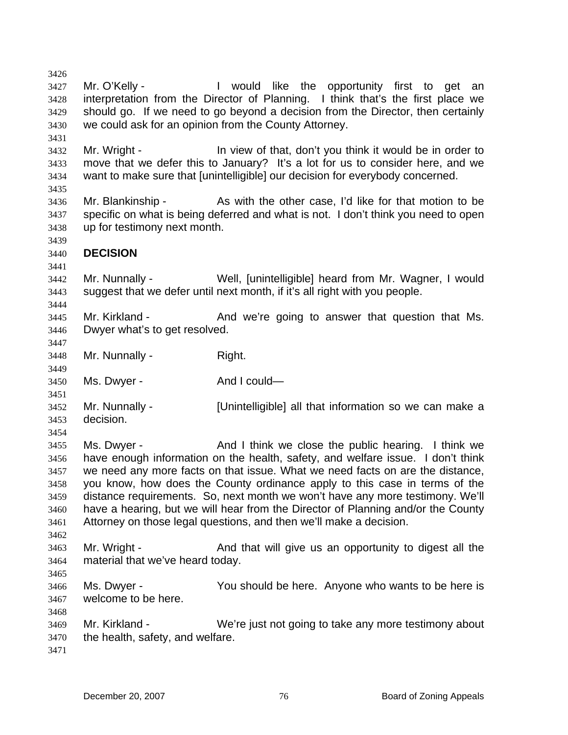Mr. O'Kelly - I would like the opportunity first to get an interpretation from the Director of Planning. I think that's the first place we should go. If we need to go beyond a decision from the Director, then certainly we could ask for an opinion from the County Attorney.

Mr. Wright - In view of that, don't you think it would be in order to move that we defer this to January? It's a lot for us to consider here, and we want to make sure that [unintelligible] our decision for everybody concerned.

Mr. Blankinship - As with the other case, I'd like for that motion to be specific on what is being deferred and what is not. I don't think you need to open up for testimony next month.

**DECISION**

Mr. Nunnally - Well, [unintelligible] heard from Mr. Wagner, I would suggest that we defer until next month, if it's all right with you people.

Mr. Kirkland - And we're going to answer that question that Ms. Dwyer what's to get resolved.

Mr. Nunnally - Right.

Ms. Dwyer - And I could—

Mr. Nunnally - [Unintelligible] all that information so we can make a decision.

Ms. Dwyer - And I think we close the public hearing. I think we have enough information on the health, safety, and welfare issue. I don't think we need any more facts on that issue. What we need facts on are the distance, you know, how does the County ordinance apply to this case in terms of the distance requirements. So, next month we won't have any more testimony. We'll have a hearing, but we will hear from the Director of Planning and/or the County Attorney on those legal questions, and then we'll make a decision.

Mr. Wright - And that will give us an opportunity to digest all the material that we've heard today.

Ms. Dwyer - You should be here. Anyone who wants to be here is welcome to be here.

Mr. Kirkland - We're just not going to take any more testimony about the health, safety, and welfare.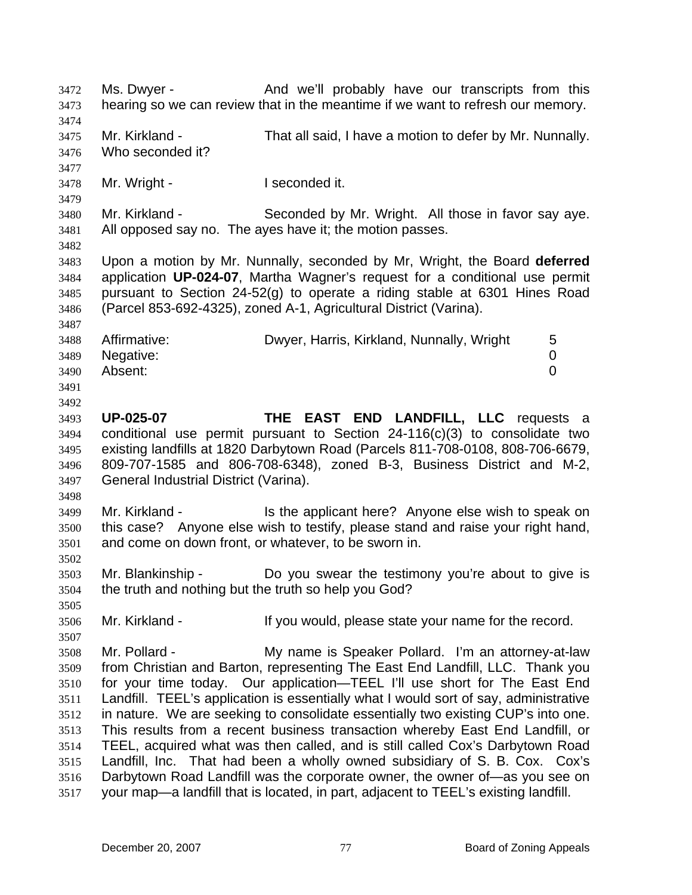Ms. Dwyer - And we'll probably have our transcripts from this hearing so we can review that in the meantime if we want to refresh our memory.

Mr. Kirkland - That all said, I have a motion to defer by Mr. Nunnally. Who seconded it?

Mr. Wright - I seconded it.

Mr. Kirkland - Seconded by Mr. Wright. All those in favor say aye. All opposed say no. The ayes have it; the motion passes.

Upon a motion by Mr. Nunnally, seconded by Mr, Wright, the Board **deferred** application **UP-024-07**, Martha Wagner's request for a conditional use permit pursuant to Section 24-52(g) to operate a riding stable at 6301 Hines Road (Parcel 853-692-4325), zoned A-1, Agricultural District (Varina).

| | | |
|---|---|---|
| Affirmative: | Dwyer, Harris, Kirkland, Nunnally, Wright | 5 |
| Negative: | | 0 |
| Absent: | | 0 |

**UP-025-07** **THE EAST END LANDFILL, LLC** requests a conditional use permit pursuant to Section 24-116(c)(3) to consolidate two existing landfills at 1820 Darbytown Road (Parcels 811-708-0108, 808-706-6679, 809-707-1585 and 806-708-6348), zoned B-3, Business District and M-2, General Industrial District (Varina).

Mr. Kirkland - Is the applicant here? Anyone else wish to speak on this case? Anyone else wish to testify, please stand and raise your right hand, and come on down front, or whatever, to be sworn in.

Mr. Blankinship - Do you swear the testimony you're about to give is the truth and nothing but the truth so help you God?

Mr. Kirkland - If you would, please state your name for the record.

Mr. Pollard - My name is Speaker Pollard. I'm an attorney-at-law from Christian and Barton, representing The East End Landfill, LLC. Thank you for your time today. Our application—TEEL I'll use short for The East End Landfill. TEEL's application is essentially what I would sort of say, administrative in nature. We are seeking to consolidate essentially two existing CUP's into one. This results from a recent business transaction whereby East End Landfill, or TEEL, acquired what was then called, and is still called Cox's Darbytown Road Landfill, Inc. That had been a wholly owned subsidiary of S. B. Cox. Cox's Darbytown Road Landfill was the corporate owner, the owner of—as you see on your map—a landfill that is located, in part, adjacent to TEEL's existing landfill.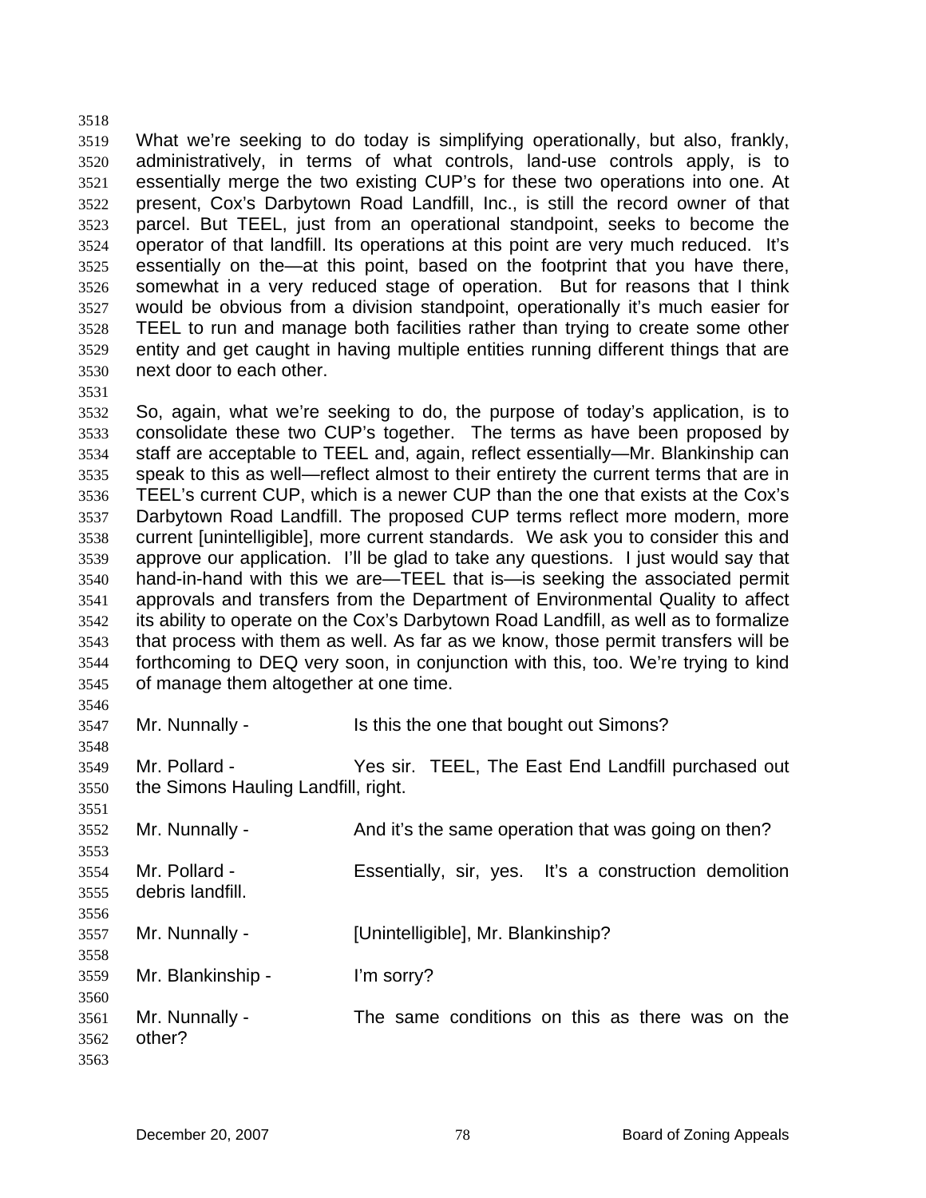What we're seeking to do today is simplifying operationally, but also, frankly, administratively, in terms of what controls, land-use controls apply, is to essentially merge the two existing CUP's for these two operations into one. At present, Cox's Darbytown Road Landfill, Inc., is still the record owner of that parcel. But TEEL, just from an operational standpoint, seeks to become the operator of that landfill. Its operations at this point are very much reduced. It's essentially on the—at this point, based on the footprint that you have there, somewhat in a very reduced stage of operation. But for reasons that I think would be obvious from a division standpoint, operationally it's much easier for TEEL to run and manage both facilities rather than trying to create some other entity and get caught in having multiple entities running different things that are next door to each other.

So, again, what we're seeking to do, the purpose of today's application, is to consolidate these two CUP's together. The terms as have been proposed by staff are acceptable to TEEL and, again, reflect essentially—Mr. Blankinship can speak to this as well—reflect almost to their entirety the current terms that are in TEEL's current CUP, which is a newer CUP than the one that exists at the Cox's Darbytown Road Landfill. The proposed CUP terms reflect more modern, more current [unintelligible], more current standards. We ask you to consider this and approve our application. I'll be glad to take any questions. I just would say that hand-in-hand with this we are—TEEL that is—is seeking the associated permit approvals and transfers from the Department of Environmental Quality to affect its ability to operate on the Cox's Darbytown Road Landfill, as well as to formalize that process with them as well. As far as we know, those permit transfers will be forthcoming to DEQ very soon, in conjunction with this, too. We're trying to kind of manage them altogether at one time.

Mr. Nunnally - Is this the one that bought out Simons?

Mr. Pollard - Yes sir. TEEL, The East End Landfill purchased out the Simons Hauling Landfill, right.

Mr. Nunnally - And it's the same operation that was going on then?

Mr. Pollard - Essentially, sir, yes. It's a construction demolition debris landfill.

Mr. Nunnally - [Unintelligible], Mr. Blankinship?

Mr. Blankinship - I'm sorry?

Mr. Nunnally - The same conditions on this as there was on the other?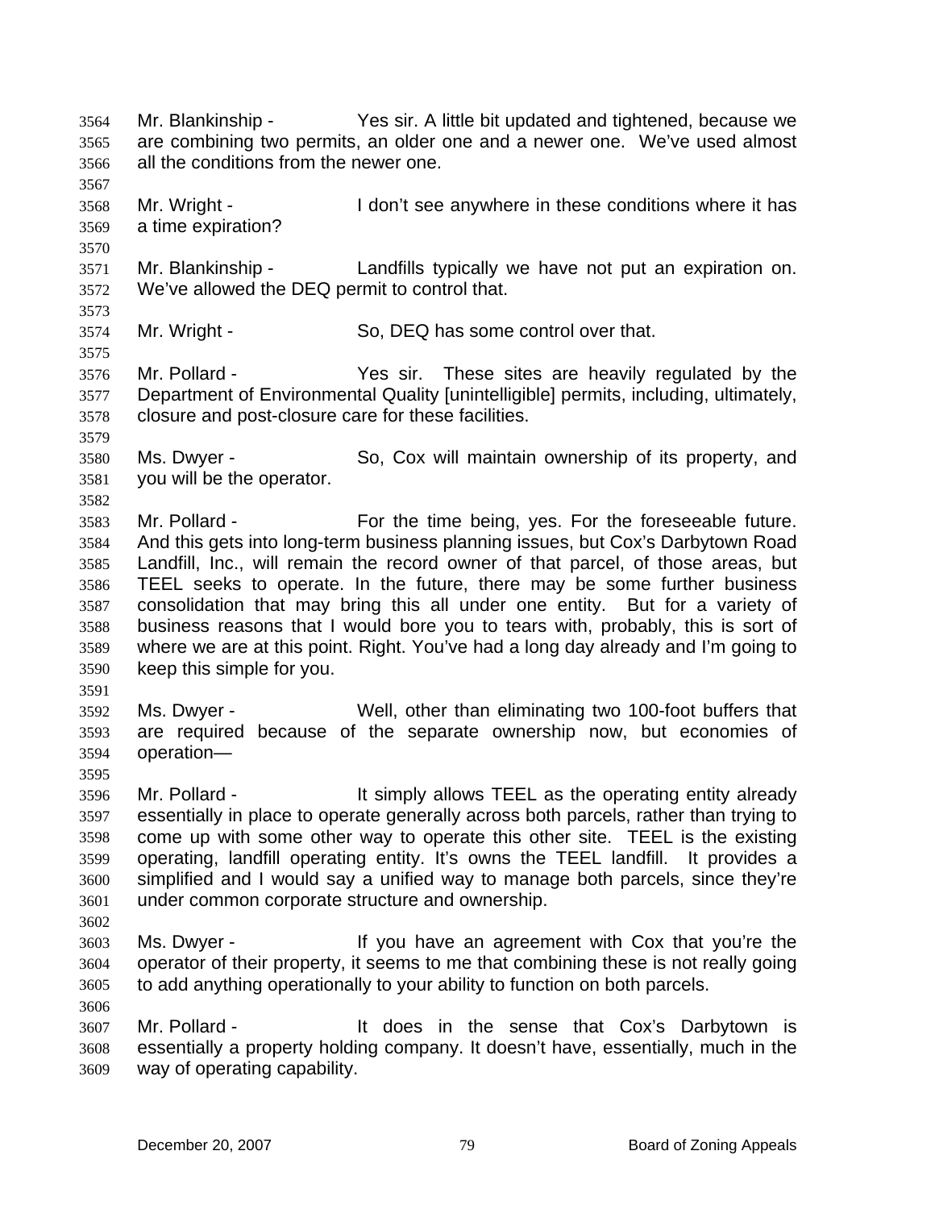Mr. Blankinship - Yes sir. A little bit updated and tightened, because we are combining two permits, an older one and a newer one. We've used almost all the conditions from the newer one.

Mr. Wright - I don't see anywhere in these conditions where it has a time expiration?

Mr. Blankinship - Landfills typically we have not put an expiration on. We've allowed the DEQ permit to control that.

Mr. Wright - So, DEQ has some control over that.

Mr. Pollard - Yes sir. These sites are heavily regulated by the Department of Environmental Quality [unintelligible] permits, including, ultimately, closure and post-closure care for these facilities.

Ms. Dwyer - So, Cox will maintain ownership of its property, and you will be the operator.

Mr. Pollard - For the time being, yes. For the foreseeable future. And this gets into long-term business planning issues, but Cox's Darbytown Road Landfill, Inc., will remain the record owner of that parcel, of those areas, but TEEL seeks to operate. In the future, there may be some further business consolidation that may bring this all under one entity. But for a variety of business reasons that I would bore you to tears with, probably, this is sort of where we are at this point. Right. You've had a long day already and I'm going to keep this simple for you.

Ms. Dwyer - Well, other than eliminating two 100-foot buffers that are required because of the separate ownership now, but economies of operation—

Mr. Pollard - It simply allows TEEL as the operating entity already essentially in place to operate generally across both parcels, rather than trying to come up with some other way to operate this other site. TEEL is the existing operating, landfill operating entity. It's owns the TEEL landfill. It provides a simplified and I would say a unified way to manage both parcels, since they're under common corporate structure and ownership.

Ms. Dwyer - If you have an agreement with Cox that you're the operator of their property, it seems to me that combining these is not really going to add anything operationally to your ability to function on both parcels.

Mr. Pollard - It does in the sense that Cox's Darbytown is essentially a property holding company. It doesn't have, essentially, much in the way of operating capability.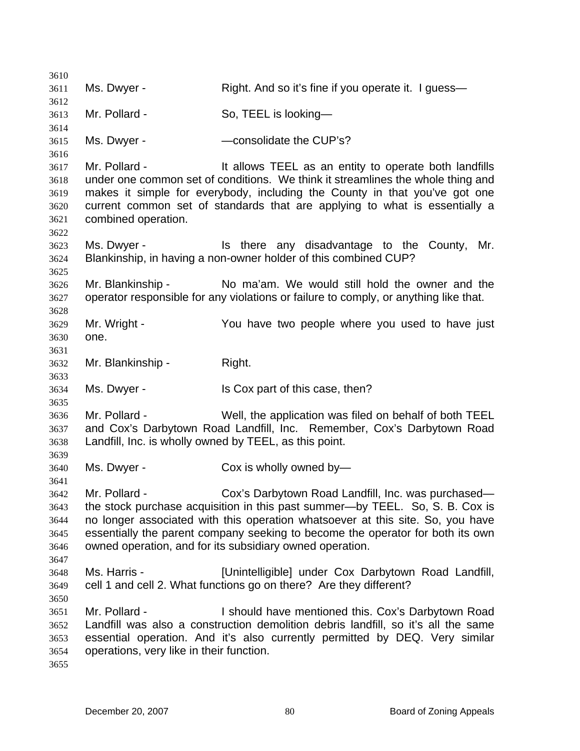Ms. Dwyer - Right. And so it's fine if you operate it. I guess—

Mr. Pollard - So, TEEL is looking—

Ms. Dwyer - —consolidate the CUP's?

Mr. Pollard - It allows TEEL as an entity to operate both landfills under one common set of conditions. We think it streamlines the whole thing and makes it simple for everybody, including the County in that you've got one current common set of standards that are applying to what is essentially a combined operation.

Ms. Dwyer - Is there any disadvantage to the County, Mr. Blankinship, in having a non-owner holder of this combined CUP?

Mr. Blankinship - No ma'am. We would still hold the owner and the operator responsible for any violations or failure to comply, or anything like that.

Mr. Wright - You have two people where you used to have just one.

Mr. Blankinship - Right.

Ms. Dwyer - Is Cox part of this case, then?

Mr. Pollard - Well, the application was filed on behalf of both TEEL and Cox's Darbytown Road Landfill, Inc. Remember, Cox's Darbytown Road Landfill, Inc. is wholly owned by TEEL, as this point.

Ms. Dwyer - Cox is wholly owned by—

Mr. Pollard - Cox's Darbytown Road Landfill, Inc. was purchased—the stock purchase acquisition in this past summer—by TEEL. So, S. B. Cox is no longer associated with this operation whatsoever at this site. So, you have essentially the parent company seeking to become the operator for both its own owned operation, and for its subsidiary owned operation.

Ms. Harris - [Unintelligible] under Cox Darbytown Road Landfill, cell 1 and cell 2. What functions go on there? Are they different?

Mr. Pollard - I should have mentioned this. Cox's Darbytown Road Landfill was also a construction demolition debris landfill, so it's all the same essential operation. And it's also currently permitted by DEQ. Very similar operations, very like in their function.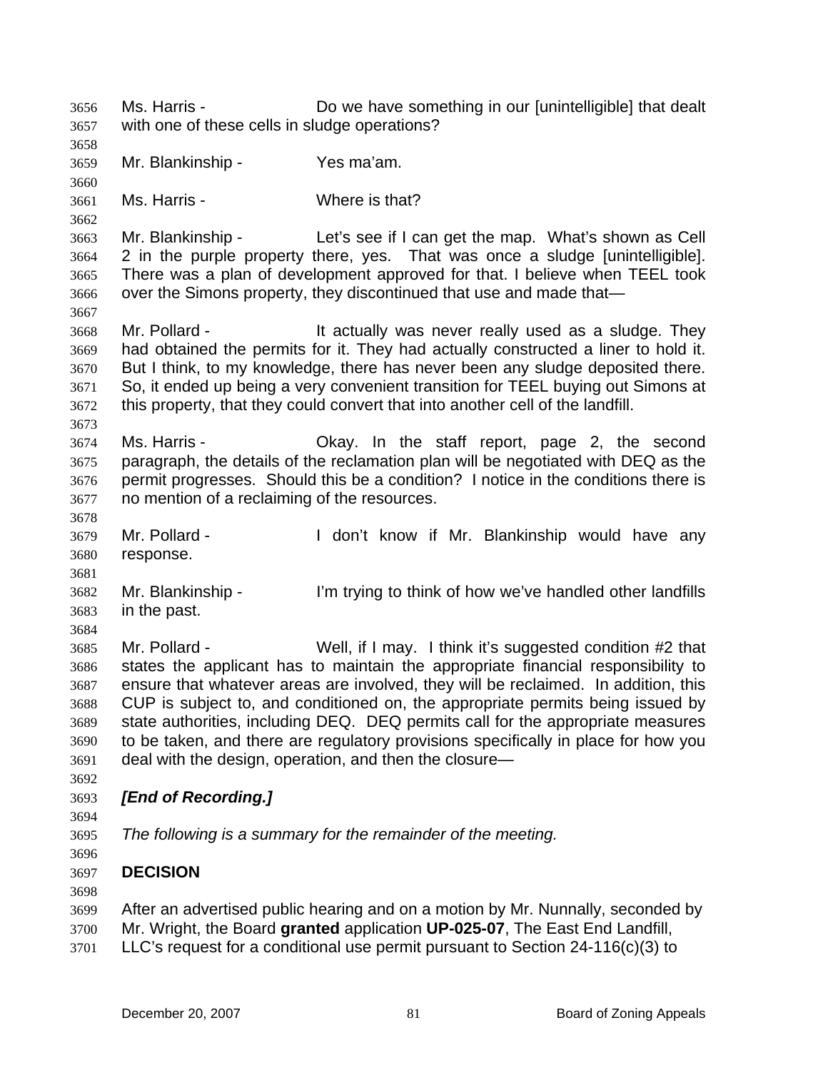Ms. Harris - Do we have something in our [unintelligible] that dealt with one of these cells in sludge operations?

Mr. Blankinship - Yes ma'am.

Ms. Harris - Where is that?

Mr. Blankinship - Let's see if I can get the map. What's shown as Cell 2 in the purple property there, yes. That was once a sludge [unintelligible]. There was a plan of development approved for that. I believe when TEEL took over the Simons property, they discontinued that use and made that—

Mr. Pollard - It actually was never really used as a sludge. They had obtained the permits for it. They had actually constructed a liner to hold it. But I think, to my knowledge, there has never been any sludge deposited there. So, it ended up being a very convenient transition for TEEL buying out Simons at this property, that they could convert that into another cell of the landfill.

Ms. Harris - Okay. In the staff report, page 2, the second paragraph, the details of the reclamation plan will be negotiated with DEQ as the permit progresses. Should this be a condition? I notice in the conditions there is no mention of a reclaiming of the resources.

Mr. Pollard - I don't know if Mr. Blankinship would have any response.

Mr. Blankinship - I'm trying to think of how we've handled other landfills in the past.

Mr. Pollard - Well, if I may. I think it's suggested condition #2 that states the applicant has to maintain the appropriate financial responsibility to ensure that whatever areas are involved, they will be reclaimed. In addition, this CUP is subject to, and conditioned on, the appropriate permits being issued by state authorities, including DEQ. DEQ permits call for the appropriate measures to be taken, and there are regulatory provisions specifically in place for how you deal with the design, operation, and then the closure—

***[End of Recording.]***

*The following is a summary for the remainder of the meeting.*

**DECISION**

After an advertised public hearing and on a motion by Mr. Nunnally, seconded by Mr. Wright, the Board **granted** application **UP-025-07**, The East End Landfill, LLC's request for a conditional use permit pursuant to Section 24-116(c)(3) to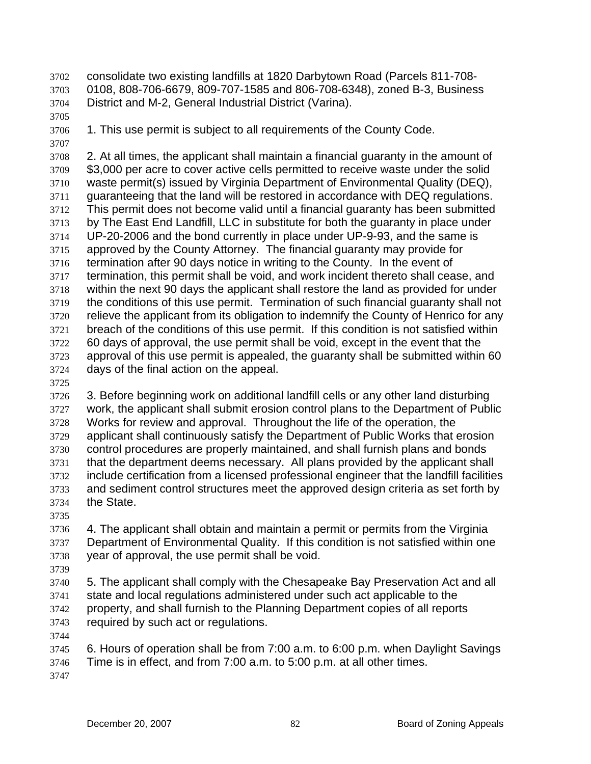consolidate two existing landfills at 1820 Darbytown Road (Parcels 811-708-0108, 808-706-6679, 809-707-1585 and 806-708-6348), zoned B-3, Business District and M-2, General Industrial District (Varina).

1. This use permit is subject to all requirements of the County Code.

2. At all times, the applicant shall maintain a financial guaranty in the amount of $3,000 per acre to cover active cells permitted to receive waste under the solid waste permit(s) issued by Virginia Department of Environmental Quality (DEQ), guaranteeing that the land will be restored in accordance with DEQ regulations. This permit does not become valid until a financial guaranty has been submitted by The East End Landfill, LLC in substitute for both the guaranty in place under UP-20-2006 and the bond currently in place under UP-9-93, and the same is approved by the County Attorney. The financial guaranty may provide for termination after 90 days notice in writing to the County. In the event of termination, this permit shall be void, and work incident thereto shall cease, and within the next 90 days the applicant shall restore the land as provided for under the conditions of this use permit. Termination of such financial guaranty shall not relieve the applicant from its obligation to indemnify the County of Henrico for any breach of the conditions of this use permit. If this condition is not satisfied within 60 days of approval, the use permit shall be void, except in the event that the approval of this use permit is appealed, the guaranty shall be submitted within 60 days of the final action on the appeal.

3. Before beginning work on additional landfill cells or any other land disturbing work, the applicant shall submit erosion control plans to the Department of Public Works for review and approval. Throughout the life of the operation, the applicant shall continuously satisfy the Department of Public Works that erosion control procedures are properly maintained, and shall furnish plans and bonds that the department deems necessary. All plans provided by the applicant shall include certification from a licensed professional engineer that the landfill facilities and sediment control structures meet the approved design criteria as set forth by the State.

4. The applicant shall obtain and maintain a permit or permits from the Virginia Department of Environmental Quality. If this condition is not satisfied within one year of approval, the use permit shall be void.

5. The applicant shall comply with the Chesapeake Bay Preservation Act and all state and local regulations administered under such act applicable to the property, and shall furnish to the Planning Department copies of all reports required by such act or regulations.

6. Hours of operation shall be from 7:00 a.m. to 6:00 p.m. when Daylight Savings Time is in effect, and from 7:00 a.m. to 5:00 p.m. at all other times.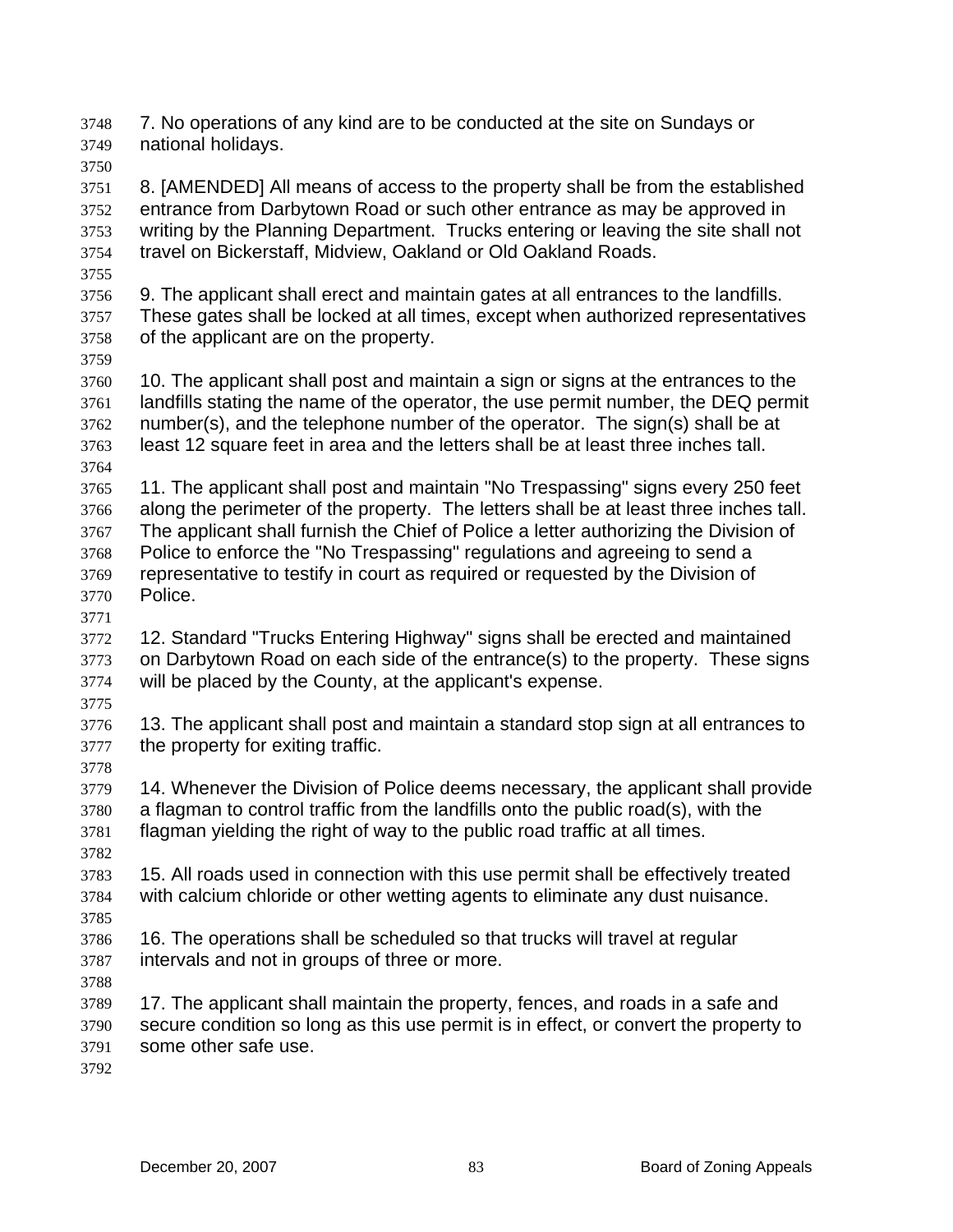7. No operations of any kind are to be conducted at the site on Sundays or national holidays.

8. [AMENDED] All means of access to the property shall be from the established entrance from Darbytown Road or such other entrance as may be approved in writing by the Planning Department. Trucks entering or leaving the site shall not travel on Bickerstaff, Midview, Oakland or Old Oakland Roads.

9. The applicant shall erect and maintain gates at all entrances to the landfills. These gates shall be locked at all times, except when authorized representatives of the applicant are on the property.

10. The applicant shall post and maintain a sign or signs at the entrances to the landfills stating the name of the operator, the use permit number, the DEQ permit number(s), and the telephone number of the operator. The sign(s) shall be at least 12 square feet in area and the letters shall be at least three inches tall.

11. The applicant shall post and maintain "No Trespassing" signs every 250 feet along the perimeter of the property. The letters shall be at least three inches tall. The applicant shall furnish the Chief of Police a letter authorizing the Division of Police to enforce the "No Trespassing" regulations and agreeing to send a representative to testify in court as required or requested by the Division of Police.

12. Standard "Trucks Entering Highway" signs shall be erected and maintained on Darbytown Road on each side of the entrance(s) to the property. These signs will be placed by the County, at the applicant's expense.

13. The applicant shall post and maintain a standard stop sign at all entrances to the property for exiting traffic.

14. Whenever the Division of Police deems necessary, the applicant shall provide a flagman to control traffic from the landfills onto the public road(s), with the flagman yielding the right of way to the public road traffic at all times.

15. All roads used in connection with this use permit shall be effectively treated with calcium chloride or other wetting agents to eliminate any dust nuisance.

16. The operations shall be scheduled so that trucks will travel at regular intervals and not in groups of three or more.

17. The applicant shall maintain the property, fences, and roads in a safe and secure condition so long as this use permit is in effect, or convert the property to some other safe use.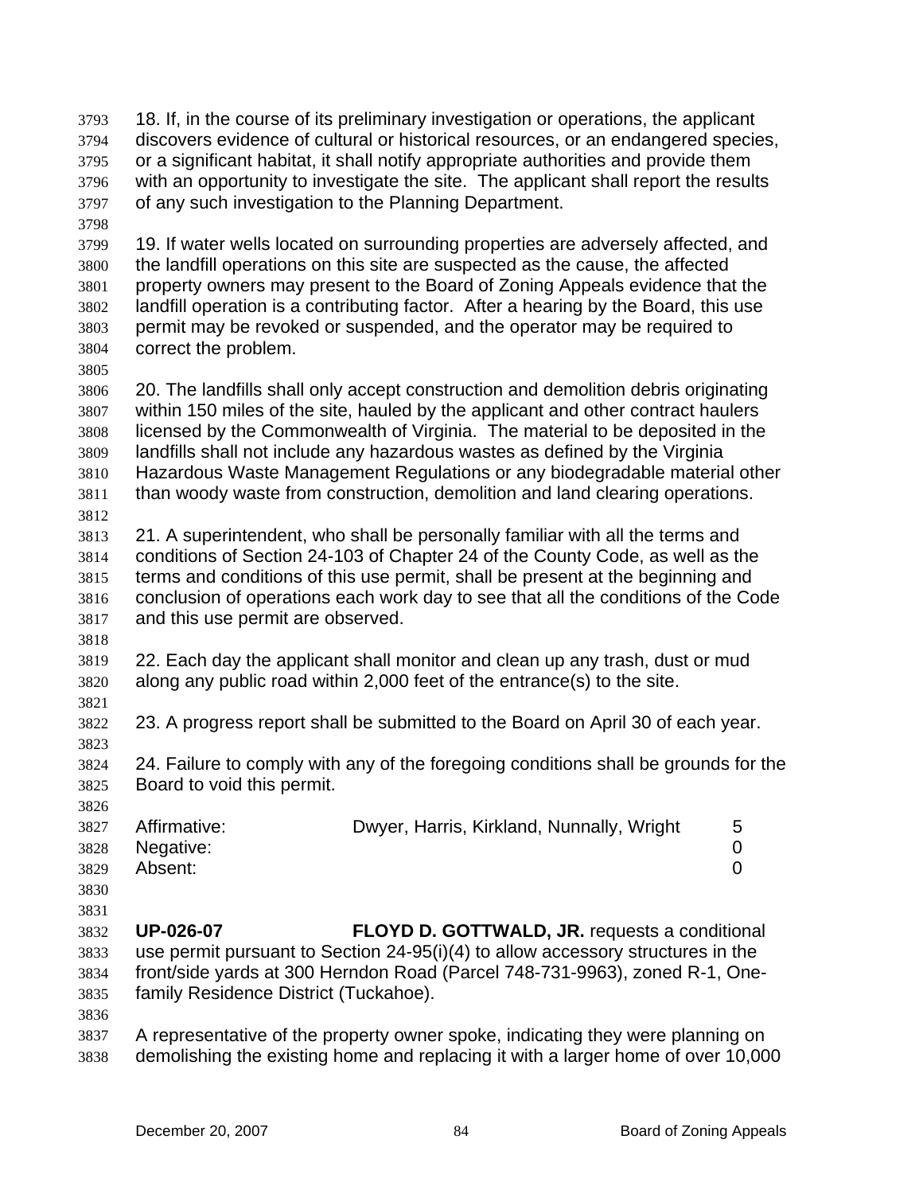18. If, in the course of its preliminary investigation or operations, the applicant discovers evidence of cultural or historical resources, or an endangered species, or a significant habitat, it shall notify appropriate authorities and provide them with an opportunity to investigate the site. The applicant shall report the results of any such investigation to the Planning Department.

19. If water wells located on surrounding properties are adversely affected, and the landfill operations on this site are suspected as the cause, the affected property owners may present to the Board of Zoning Appeals evidence that the landfill operation is a contributing factor. After a hearing by the Board, this use permit may be revoked or suspended, and the operator may be required to correct the problem.

20. The landfills shall only accept construction and demolition debris originating within 150 miles of the site, hauled by the applicant and other contract haulers licensed by the Commonwealth of Virginia. The material to be deposited in the landfills shall not include any hazardous wastes as defined by the Virginia Hazardous Waste Management Regulations or any biodegradable material other than woody waste from construction, demolition and land clearing operations.

21. A superintendent, who shall be personally familiar with all the terms and conditions of Section 24-103 of Chapter 24 of the County Code, as well as the terms and conditions of this use permit, shall be present at the beginning and conclusion of operations each work day to see that all the conditions of the Code and this use permit are observed.

22. Each day the applicant shall monitor and clean up any trash, dust or mud along any public road within 2,000 feet of the entrance(s) to the site.

23. A progress report shall be submitted to the Board on April 30 of each year.

24. Failure to comply with any of the foregoing conditions shall be grounds for the Board to void this permit.

| | | |
|---|---|---|
| Affirmative: | Dwyer, Harris, Kirkland, Nunnally, Wright | 5 |
| Negative: | | 0 |
| Absent: | | 0 |

**UP-026-07** **FLOYD D. GOTTWALD, JR.** requests a conditional use permit pursuant to Section 24-95(i)(4) to allow accessory structures in the front/side yards at 300 Herndon Road (Parcel 748-731-9963), zoned R-1, One-family Residence District (Tuckahoe).

A representative of the property owner spoke, indicating they were planning on demolishing the existing home and replacing it with a larger home of over 10,000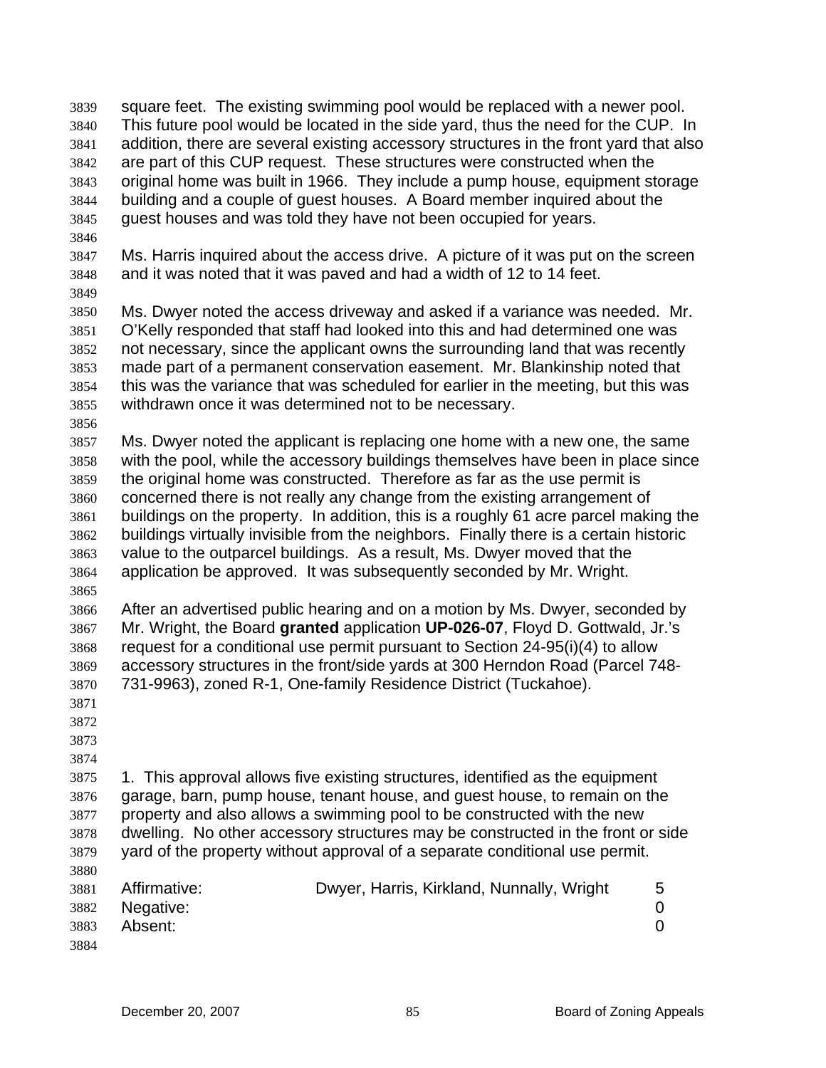square feet. The existing swimming pool would be replaced with a newer pool. This future pool would be located in the side yard, thus the need for the CUP. In addition, there are several existing accessory structures in the front yard that also are part of this CUP request. These structures were constructed when the original home was built in 1966. They include a pump house, equipment storage building and a couple of guest houses. A Board member inquired about the guest houses and was told they have not been occupied for years.

Ms. Harris inquired about the access drive. A picture of it was put on the screen and it was noted that it was paved and had a width of 12 to 14 feet.

Ms. Dwyer noted the access driveway and asked if a variance was needed. Mr. O'Kelly responded that staff had looked into this and had determined one was not necessary, since the applicant owns the surrounding land that was recently made part of a permanent conservation easement. Mr. Blankinship noted that this was the variance that was scheduled for earlier in the meeting, but this was withdrawn once it was determined not to be necessary.

Ms. Dwyer noted the applicant is replacing one home with a new one, the same with the pool, while the accessory buildings themselves have been in place since the original home was constructed. Therefore as far as the use permit is concerned there is not really any change from the existing arrangement of buildings on the property. In addition, this is a roughly 61 acre parcel making the buildings virtually invisible from the neighbors. Finally there is a certain historic value to the outparcel buildings. As a result, Ms. Dwyer moved that the application be approved. It was subsequently seconded by Mr. Wright.

After an advertised public hearing and on a motion by Ms. Dwyer, seconded by Mr. Wright, the Board **granted** application **UP-026-07**, Floyd D. Gottwald, Jr.'s request for a conditional use permit pursuant to Section 24-95(i)(4) to allow accessory structures in the front/side yards at 300 Herndon Road (Parcel 748-731-9963), zoned R-1, One-family Residence District (Tuckahoe).

1. This approval allows five existing structures, identified as the equipment garage, barn, pump house, tenant house, and guest house, to remain on the property and also allows a swimming pool to be constructed with the new dwelling. No other accessory structures may be constructed in the front or side yard of the property without approval of a separate conditional use permit.

| | | |
|---|---|---|
| Affirmative: | Dwyer, Harris, Kirkland, Nunnally, Wright | 5 |
| Negative: | | 0 |
| Absent: | | 0 |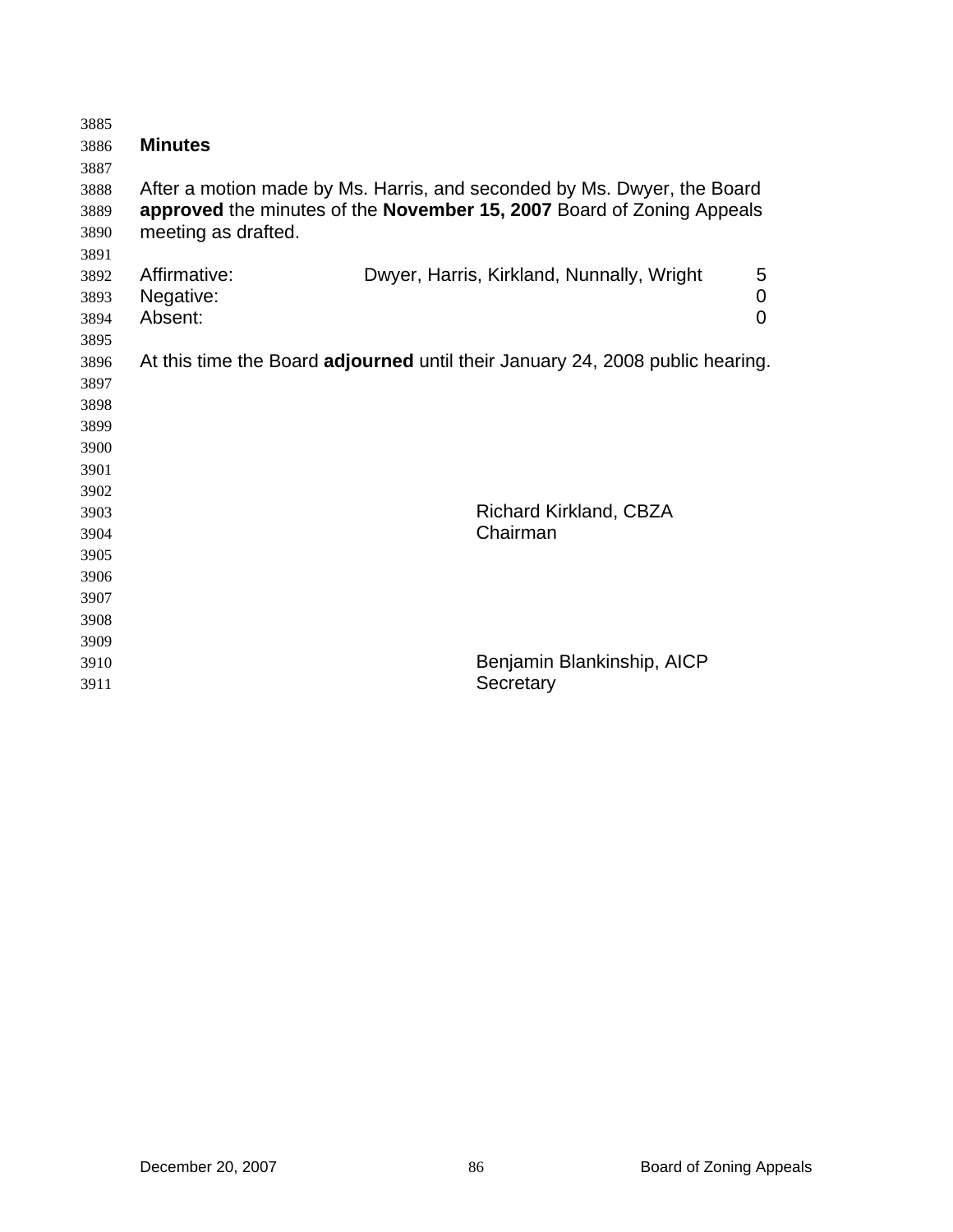**Minutes**

After a motion made by Ms. Harris, and seconded by Ms. Dwyer, the Board **approved** the minutes of the **November 15, 2007** Board of Zoning Appeals meeting as drafted.

| | | |
|---|---|---|
| Affirmative: | Dwyer, Harris, Kirkland, Nunnally, Wright | 5 |
| Negative: | | 0 |
| Absent: | | 0 |

At this time the Board **adjourned** until their January 24, 2008 public hearing.

Richard Kirkland, CBZA
Chairman

Benjamin Blankinship, AICP
Secretary